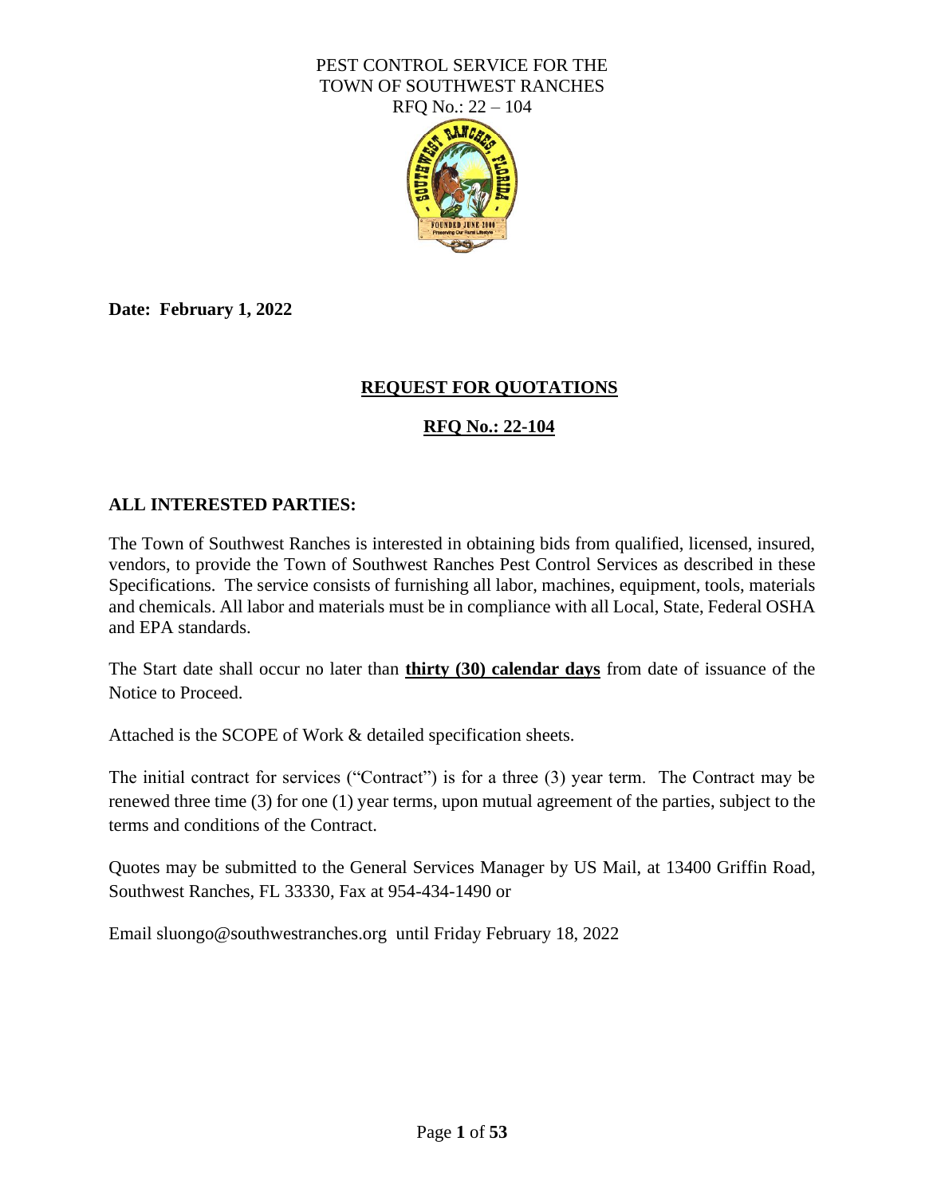PEST CONTROL SERVICE FOR THE
TOWN OF SOUTHWEST RANCHES
RFQ No.: 22 – 104

**Date: February 1, 2022**

## REQUEST FOR QUOTATIONS

## RFQ No.: 22-104

**ALL INTERESTED PARTIES:**

The Town of Southwest Ranches is interested in obtaining bids from qualified, licensed, insured, vendors, to provide the Town of Southwest Ranches Pest Control Services as described in these Specifications. The service consists of furnishing all labor, machines, equipment, tools, materials and chemicals. All labor and materials must be in compliance with all Local, State, Federal OSHA and EPA standards.

The Start date shall occur no later than **thirty (30) calendar days** from date of issuance of the Notice to Proceed.

Attached is the SCOPE of Work & detailed specification sheets.

The initial contract for services ("Contract") is for a three (3) year term. The Contract may be renewed three time (3) for one (1) year terms, upon mutual agreement of the parties, subject to the terms and conditions of the Contract.

Quotes may be submitted to the General Services Manager by US Mail, at 13400 Griffin Road, Southwest Ranches, FL 33330, Fax at 954-434-1490 or

Email sluongo@southwestranches.org until Friday February 18, 2022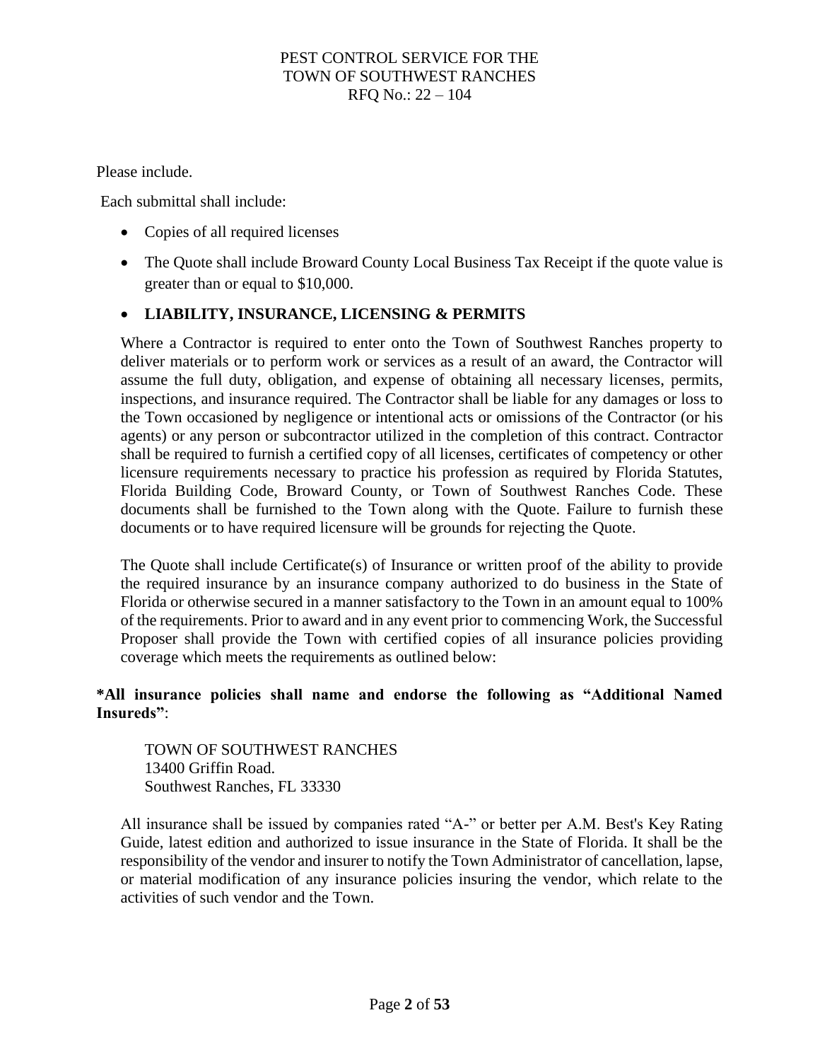Please include.

Each submittal shall include:

- Copies of all required licenses
- The Quote shall include Broward County Local Business Tax Receipt if the quote value is greater than or equal to $10,000.
- **LIABILITY, INSURANCE, LICENSING & PERMITS**

  Where a Contractor is required to enter onto the Town of Southwest Ranches property to deliver materials or to perform work or services as a result of an award, the Contractor will assume the full duty, obligation, and expense of obtaining all necessary licenses, permits, inspections, and insurance required. The Contractor shall be liable for any damages or loss to the Town occasioned by negligence or intentional acts or omissions of the Contractor (or his agents) or any person or subcontractor utilized in the completion of this contract. Contractor shall be required to furnish a certified copy of all licenses, certificates of competency or other licensure requirements necessary to practice his profession as required by Florida Statutes, Florida Building Code, Broward County, or Town of Southwest Ranches Code. These documents shall be furnished to the Town along with the Quote. Failure to furnish these documents or to have required licensure will be grounds for rejecting the Quote.

  The Quote shall include Certificate(s) of Insurance or written proof of the ability to provide the required insurance by an insurance company authorized to do business in the State of Florida or otherwise secured in a manner satisfactory to the Town in an amount equal to 100% of the requirements. Prior to award and in any event prior to commencing Work, the Successful Proposer shall provide the Town with certified copies of all insurance policies providing coverage which meets the requirements as outlined below:

**\*All insurance policies shall name and endorse the following as "Additional Named Insureds"**:

TOWN OF SOUTHWEST RANCHES
13400 Griffin Road.
Southwest Ranches, FL 33330

All insurance shall be issued by companies rated "A-" or better per A.M. Best's Key Rating Guide, latest edition and authorized to issue insurance in the State of Florida. It shall be the responsibility of the vendor and insurer to notify the Town Administrator of cancellation, lapse, or material modification of any insurance policies insuring the vendor, which relate to the activities of such vendor and the Town.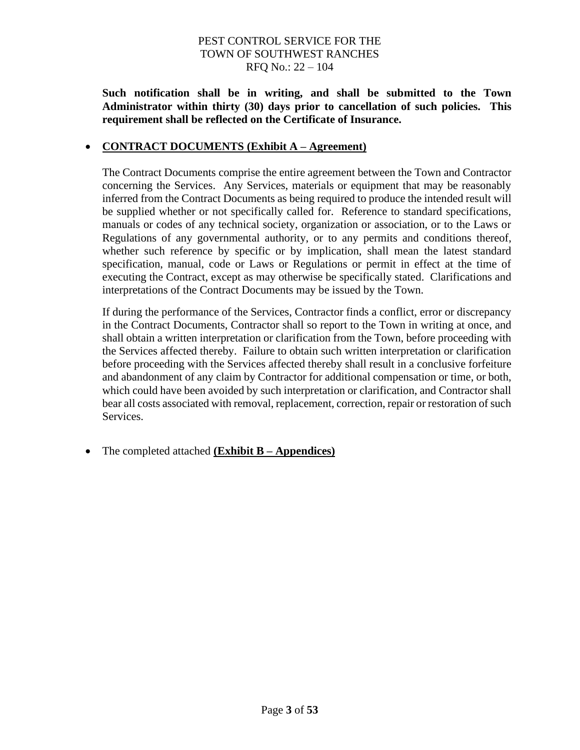**Such notification shall be in writing, and shall be submitted to the Town Administrator within thirty (30) days prior to cancellation of such policies. This requirement shall be reflected on the Certificate of Insurance.**

- **CONTRACT DOCUMENTS (Exhibit A – Agreement)**

  The Contract Documents comprise the entire agreement between the Town and Contractor concerning the Services. Any Services, materials or equipment that may be reasonably inferred from the Contract Documents as being required to produce the intended result will be supplied whether or not specifically called for. Reference to standard specifications, manuals or codes of any technical society, organization or association, or to the Laws or Regulations of any governmental authority, or to any permits and conditions thereof, whether such reference by specific or by implication, shall mean the latest standard specification, manual, code or Laws or Regulations or permit in effect at the time of executing the Contract, except as may otherwise be specifically stated. Clarifications and interpretations of the Contract Documents may be issued by the Town.

  If during the performance of the Services, Contractor finds a conflict, error or discrepancy in the Contract Documents, Contractor shall so report to the Town in writing at once, and shall obtain a written interpretation or clarification from the Town, before proceeding with the Services affected thereby. Failure to obtain such written interpretation or clarification before proceeding with the Services affected thereby shall result in a conclusive forfeiture and abandonment of any claim by Contractor for additional compensation or time, or both, which could have been avoided by such interpretation or clarification, and Contractor shall bear all costs associated with removal, replacement, correction, repair or restoration of such Services.

- The completed attached **(Exhibit B – Appendices)**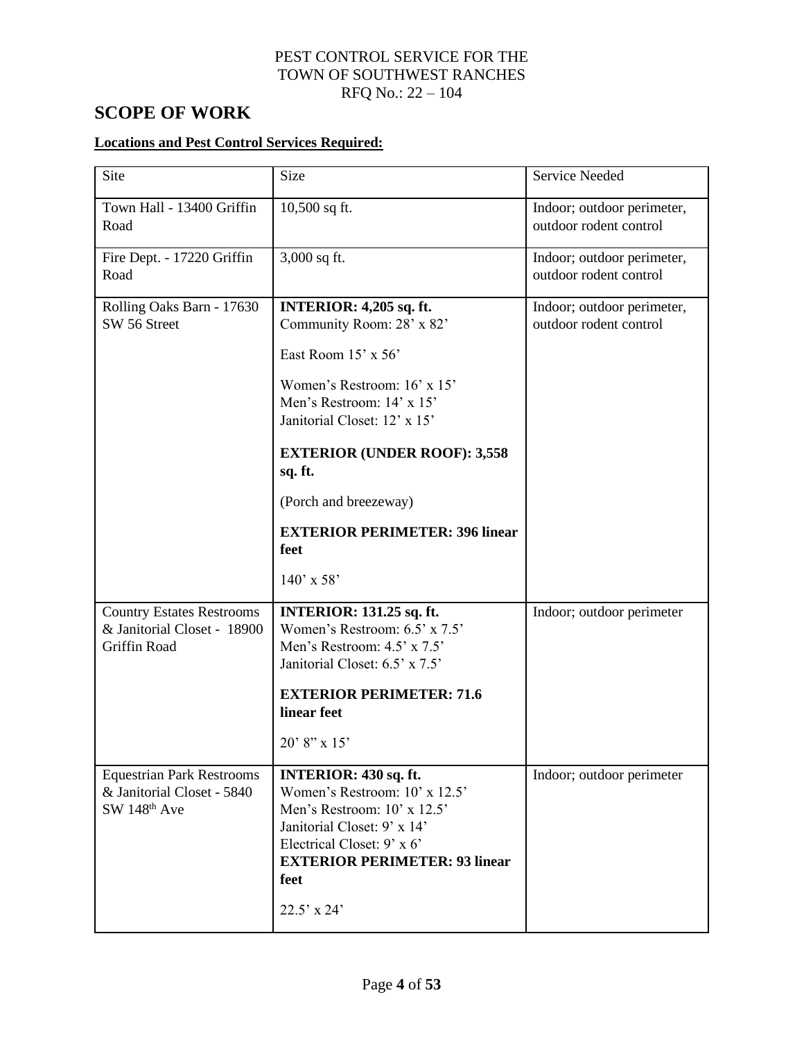PEST CONTROL SERVICE FOR THE
TOWN OF SOUTHWEST RANCHES
RFQ No.: 22 – 104

# SCOPE OF WORK

**Locations and Pest Control Services Required:**

| Site | Size | Service Needed |
|---|---|---|
| Town Hall - 13400 Griffin Road | 10,500 sq ft. | Indoor; outdoor perimeter, outdoor rodent control |
| Fire Dept. - 17220 Griffin Road | 3,000 sq ft. | Indoor; outdoor perimeter, outdoor rodent control |
| Rolling Oaks Barn - 17630 SW 56 Street | **INTERIOR: 4,205 sq. ft.**<br>Community Room: 28' x 82'<br>East Room 15' x 56'<br>Women's Restroom: 16' x 15'<br>Men's Restroom: 14' x 15'<br>Janitorial Closet: 12' x 15'<br>**EXTERIOR (UNDER ROOF): 3,558 sq. ft.**<br>(Porch and breezeway)<br>**EXTERIOR PERIMETER: 396 linear feet**<br>140' x 58' | Indoor; outdoor perimeter, outdoor rodent control |
| Country Estates Restrooms & Janitorial Closet - 18900 Griffin Road | **INTERIOR: 131.25 sq. ft.**<br>Women's Restroom: 6.5' x 7.5'<br>Men's Restroom: 4.5' x 7.5'<br>Janitorial Closet: 6.5' x 7.5'<br>**EXTERIOR PERIMETER: 71.6 linear feet**<br>20' 8" x 15' | Indoor; outdoor perimeter |
| Equestrian Park Restrooms & Janitorial Closet - 5840 SW 148th Ave | **INTERIOR: 430 sq. ft.**<br>Women's Restroom: 10' x 12.5'<br>Men's Restroom: 10' x 12.5'<br>Janitorial Closet: 9' x 14'<br>Electrical Closet: 9' x 6'<br>**EXTERIOR PERIMETER: 93 linear feet**<br>22.5' x 24' | Indoor; outdoor perimeter |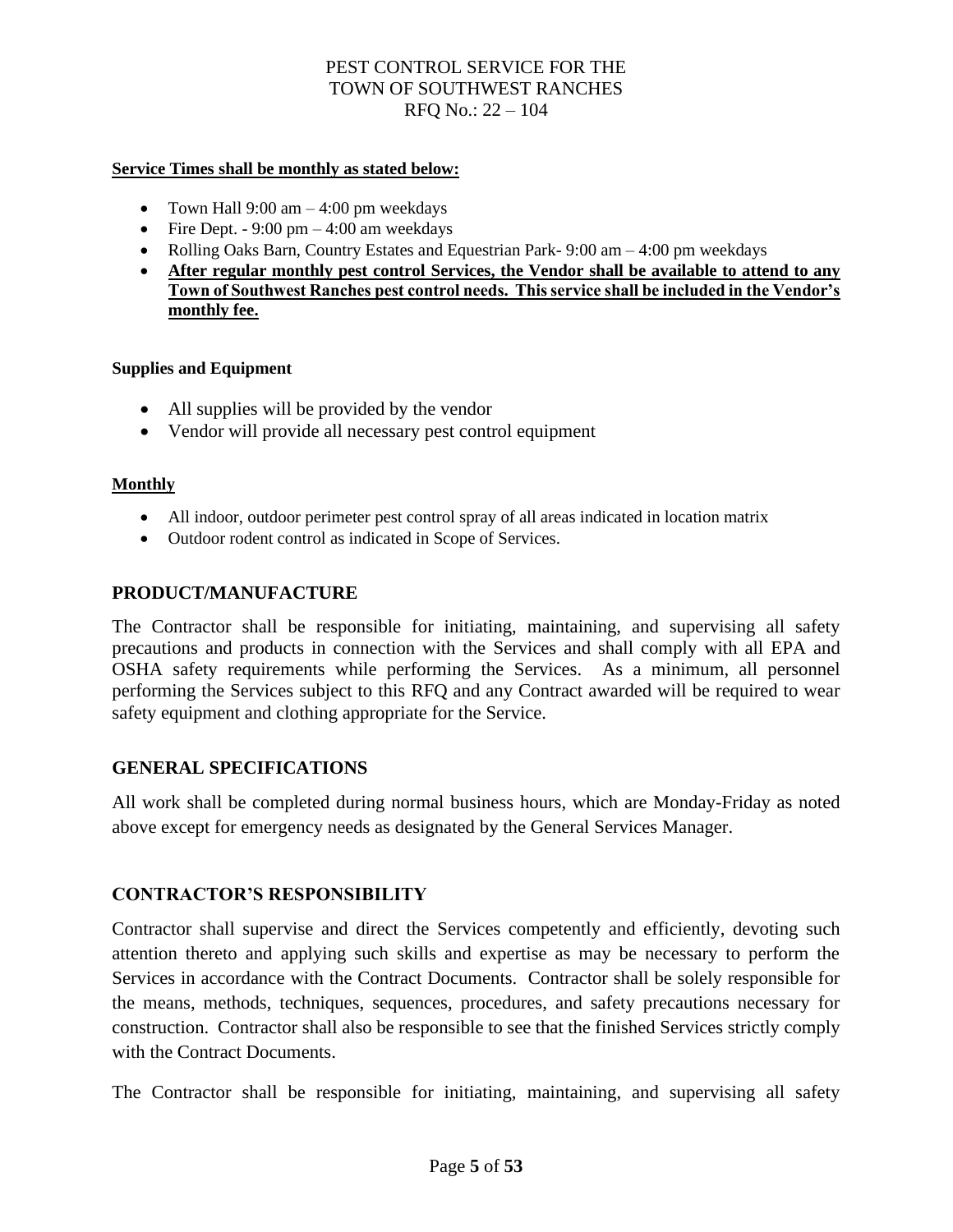**Service Times shall be monthly as stated below:**

- Town Hall 9:00 am – 4:00 pm weekdays
- Fire Dept. - 9:00 pm – 4:00 am weekdays
- Rolling Oaks Barn, Country Estates and Equestrian Park- 9:00 am – 4:00 pm weekdays
- **After regular monthly pest control Services, the Vendor shall be available to attend to any Town of Southwest Ranches pest control needs. This service shall be included in the Vendor's monthly fee.**

**Supplies and Equipment**

- All supplies will be provided by the vendor
- Vendor will provide all necessary pest control equipment

**Monthly**

- All indoor, outdoor perimeter pest control spray of all areas indicated in location matrix
- Outdoor rodent control as indicated in Scope of Services.

## PRODUCT/MANUFACTURE

The Contractor shall be responsible for initiating, maintaining, and supervising all safety precautions and products in connection with the Services and shall comply with all EPA and OSHA safety requirements while performing the Services. As a minimum, all personnel performing the Services subject to this RFQ and any Contract awarded will be required to wear safety equipment and clothing appropriate for the Service.

## GENERAL SPECIFICATIONS

All work shall be completed during normal business hours, which are Monday-Friday as noted above except for emergency needs as designated by the General Services Manager.

## CONTRACTOR'S RESPONSIBILITY

Contractor shall supervise and direct the Services competently and efficiently, devoting such attention thereto and applying such skills and expertise as may be necessary to perform the Services in accordance with the Contract Documents. Contractor shall be solely responsible for the means, methods, techniques, sequences, procedures, and safety precautions necessary for construction. Contractor shall also be responsible to see that the finished Services strictly comply with the Contract Documents.

The Contractor shall be responsible for initiating, maintaining, and supervising all safety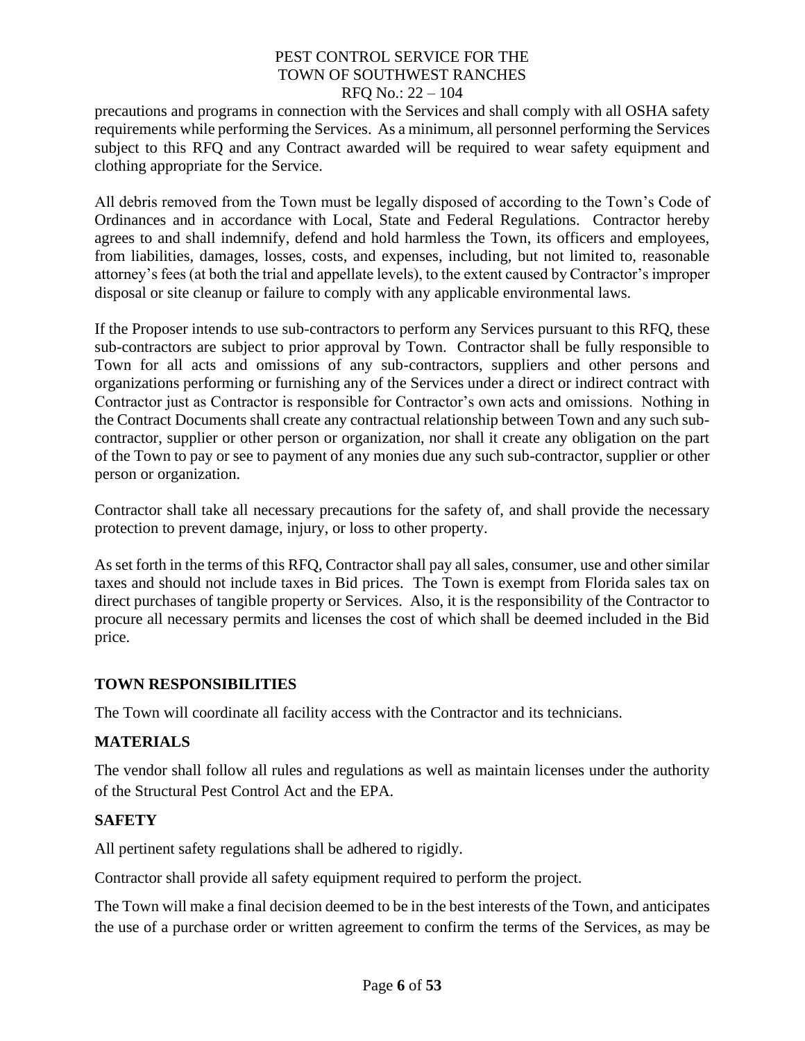precautions and programs in connection with the Services and shall comply with all OSHA safety requirements while performing the Services. As a minimum, all personnel performing the Services subject to this RFQ and any Contract awarded will be required to wear safety equipment and clothing appropriate for the Service.

All debris removed from the Town must be legally disposed of according to the Town's Code of Ordinances and in accordance with Local, State and Federal Regulations. Contractor hereby agrees to and shall indemnify, defend and hold harmless the Town, its officers and employees, from liabilities, damages, losses, costs, and expenses, including, but not limited to, reasonable attorney's fees (at both the trial and appellate levels), to the extent caused by Contractor's improper disposal or site cleanup or failure to comply with any applicable environmental laws.

If the Proposer intends to use sub-contractors to perform any Services pursuant to this RFQ, these sub-contractors are subject to prior approval by Town. Contractor shall be fully responsible to Town for all acts and omissions of any sub-contractors, suppliers and other persons and organizations performing or furnishing any of the Services under a direct or indirect contract with Contractor just as Contractor is responsible for Contractor's own acts and omissions. Nothing in the Contract Documents shall create any contractual relationship between Town and any such sub-contractor, supplier or other person or organization, nor shall it create any obligation on the part of the Town to pay or see to payment of any monies due any such sub-contractor, supplier or other person or organization.

Contractor shall take all necessary precautions for the safety of, and shall provide the necessary protection to prevent damage, injury, or loss to other property.

As set forth in the terms of this RFQ, Contractor shall pay all sales, consumer, use and other similar taxes and should not include taxes in Bid prices. The Town is exempt from Florida sales tax on direct purchases of tangible property or Services. Also, it is the responsibility of the Contractor to procure all necessary permits and licenses the cost of which shall be deemed included in the Bid price.

## TOWN RESPONSIBILITIES

The Town will coordinate all facility access with the Contractor and its technicians.

## MATERIALS

The vendor shall follow all rules and regulations as well as maintain licenses under the authority of the Structural Pest Control Act and the EPA.

## SAFETY

All pertinent safety regulations shall be adhered to rigidly.

Contractor shall provide all safety equipment required to perform the project.

The Town will make a final decision deemed to be in the best interests of the Town, and anticipates the use of a purchase order or written agreement to confirm the terms of the Services, as may be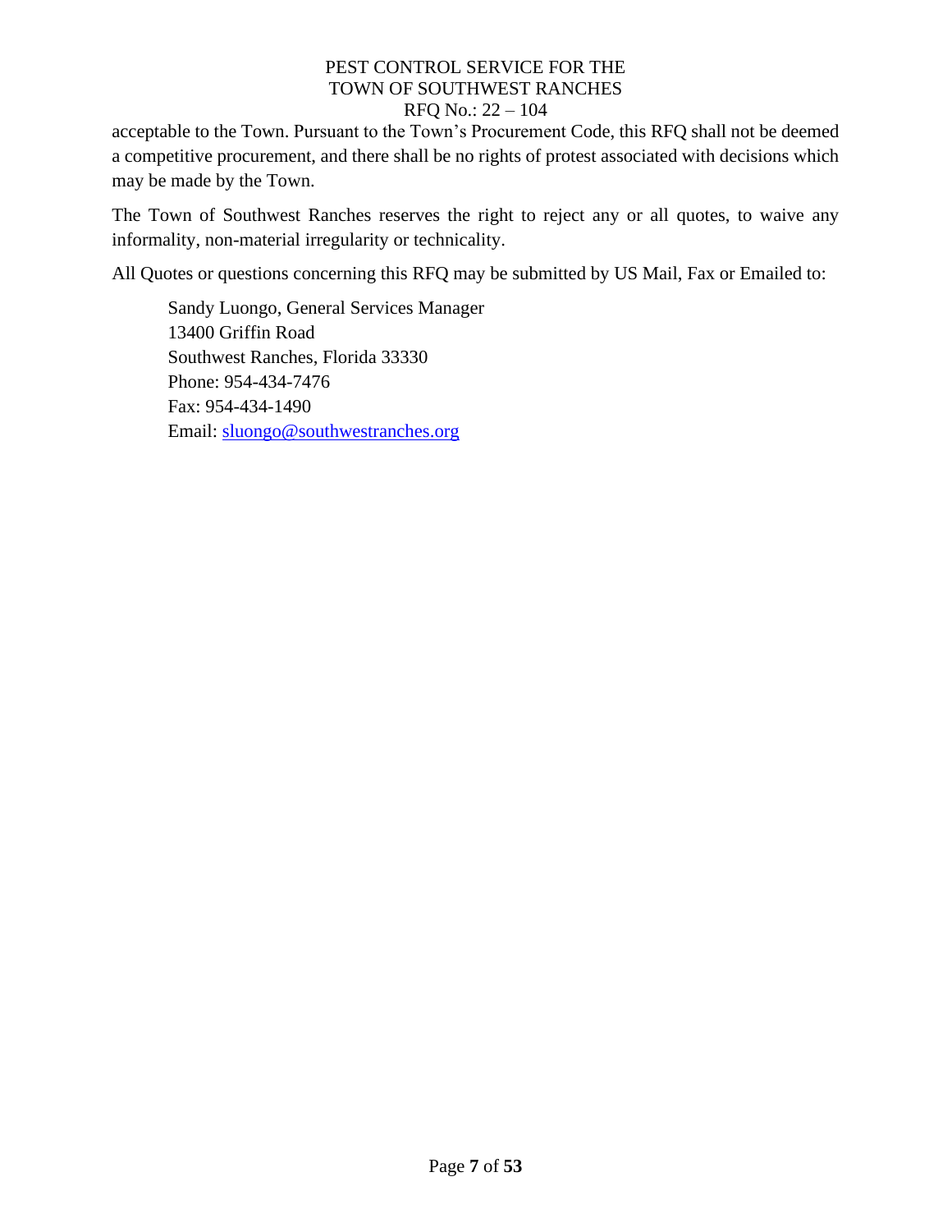acceptable to the Town. Pursuant to the Town's Procurement Code, this RFQ shall not be deemed a competitive procurement, and there shall be no rights of protest associated with decisions which may be made by the Town.

The Town of Southwest Ranches reserves the right to reject any or all quotes, to waive any informality, non-material irregularity or technicality.

All Quotes or questions concerning this RFQ may be submitted by US Mail, Fax or Emailed to:

Sandy Luongo, General Services Manager
13400 Griffin Road
Southwest Ranches, Florida 33330
Phone: 954-434-7476
Fax: 954-434-1490
Email: sluongo@southwestranches.org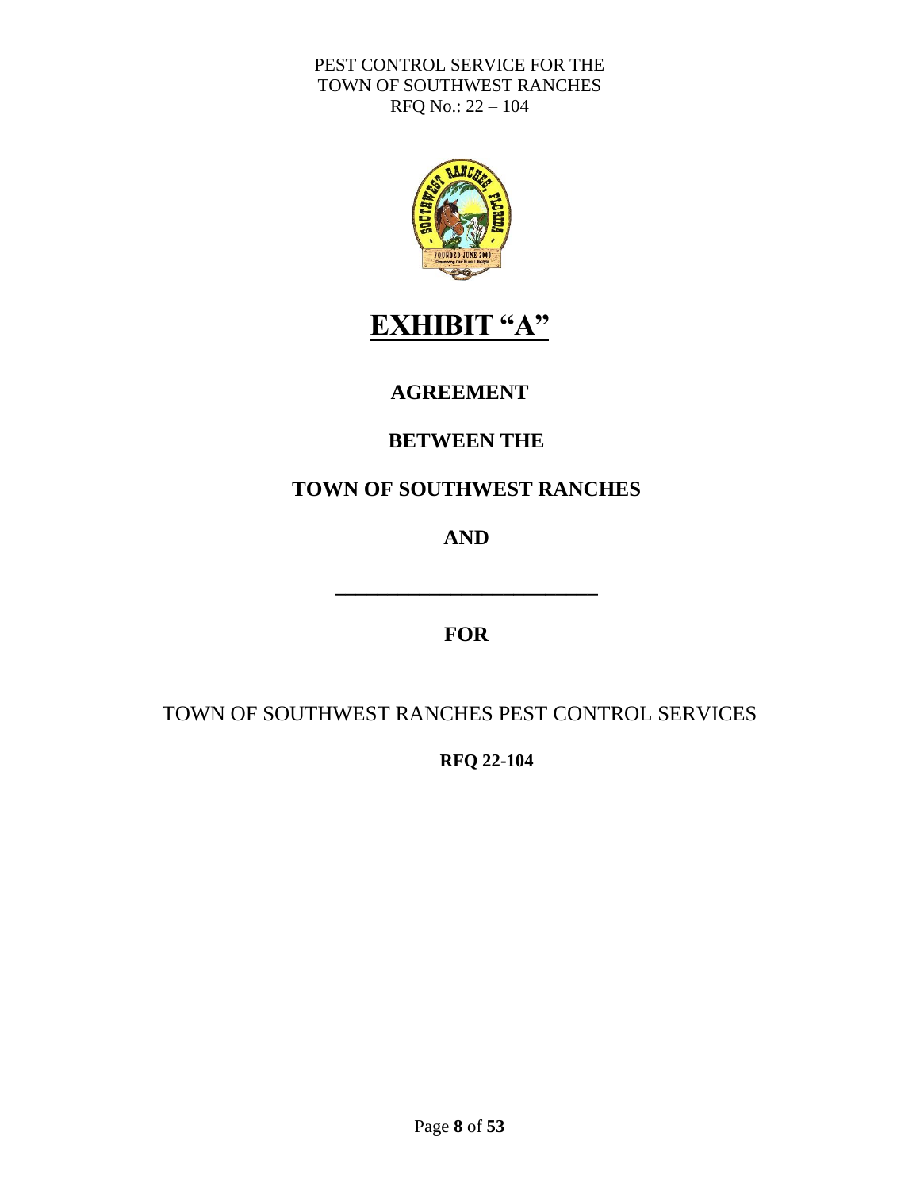# EXHIBIT "A"

## AGREEMENT

## BETWEEN THE

## TOWN OF SOUTHWEST RANCHES

## AND

**_________________________**

## FOR

TOWN OF SOUTHWEST RANCHES PEST CONTROL SERVICES

**RFQ 22-104**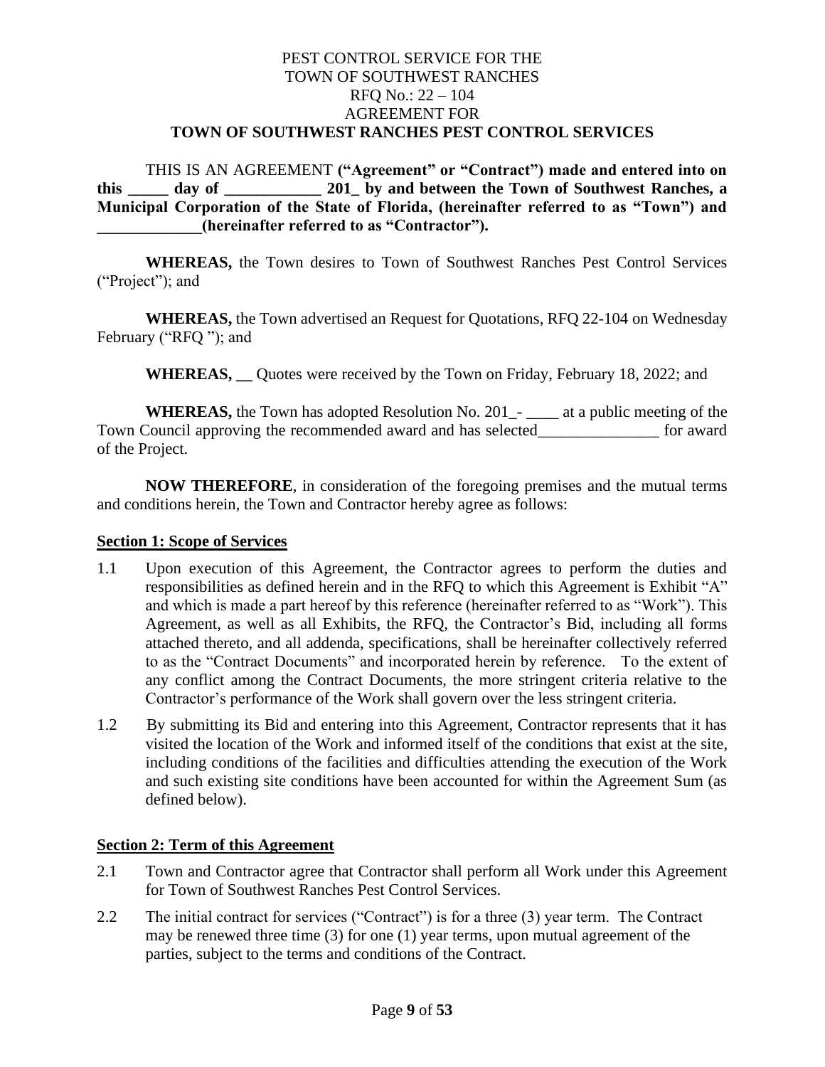PEST CONTROL SERVICE FOR THE
TOWN OF SOUTHWEST RANCHES
RFQ No.: 22 – 104
AGREEMENT FOR
**TOWN OF SOUTHWEST RANCHES PEST CONTROL SERVICES**

THIS IS AN AGREEMENT **("Agreement" or "Contract") made and entered into on this _____ day of ____________ 201_ by and between the Town of Southwest Ranches, a Municipal Corporation of the State of Florida, (hereinafter referred to as "Town") and _____________(hereinafter referred to as "Contractor").**

**WHEREAS,** the Town desires to Town of Southwest Ranches Pest Control Services ("Project"); and

**WHEREAS,** the Town advertised an Request for Quotations, RFQ 22-104 on Wednesday February ("RFQ "); and

**WHEREAS, __** Quotes were received by the Town on Friday, February 18, 2022; and

**WHEREAS,** the Town has adopted Resolution No. 201_- ____ at a public meeting of the Town Council approving the recommended award and has selected_______________ for award of the Project.

**NOW THEREFORE**, in consideration of the foregoing premises and the mutual terms and conditions herein, the Town and Contractor hereby agree as follows:

**Section 1: Scope of Services**

1.1 Upon execution of this Agreement, the Contractor agrees to perform the duties and responsibilities as defined herein and in the RFQ to which this Agreement is Exhibit "A" and which is made a part hereof by this reference (hereinafter referred to as "Work"). This Agreement, as well as all Exhibits, the RFQ, the Contractor's Bid, including all forms attached thereto, and all addenda, specifications, shall be hereinafter collectively referred to as the "Contract Documents" and incorporated herein by reference. To the extent of any conflict among the Contract Documents, the more stringent criteria relative to the Contractor's performance of the Work shall govern over the less stringent criteria.

1.2 By submitting its Bid and entering into this Agreement, Contractor represents that it has visited the location of the Work and informed itself of the conditions that exist at the site, including conditions of the facilities and difficulties attending the execution of the Work and such existing site conditions have been accounted for within the Agreement Sum (as defined below).

**Section 2: Term of this Agreement**

2.1 Town and Contractor agree that Contractor shall perform all Work under this Agreement for Town of Southwest Ranches Pest Control Services.

2.2 The initial contract for services ("Contract") is for a three (3) year term. The Contract may be renewed three time (3) for one (1) year terms, upon mutual agreement of the parties, subject to the terms and conditions of the Contract.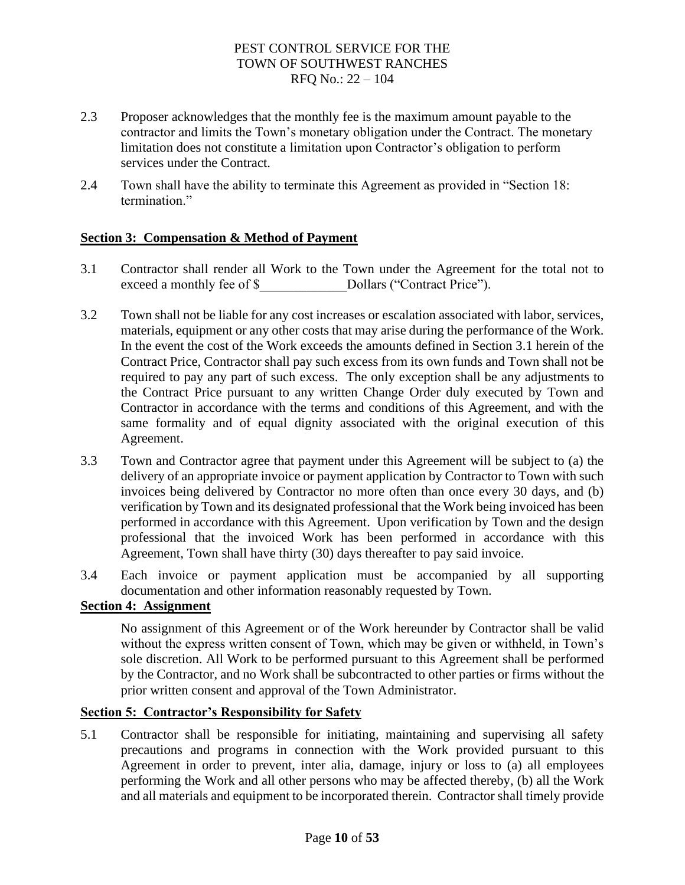2.3 Proposer acknowledges that the monthly fee is the maximum amount payable to the contractor and limits the Town's monetary obligation under the Contract. The monetary limitation does not constitute a limitation upon Contractor's obligation to perform services under the Contract.

2.4 Town shall have the ability to terminate this Agreement as provided in "Section 18: termination."

**Section 3: Compensation & Method of Payment**

3.1 Contractor shall render all Work to the Town under the Agreement for the total not to exceed a monthly fee of $______________Dollars ("Contract Price").

3.2 Town shall not be liable for any cost increases or escalation associated with labor, services, materials, equipment or any other costs that may arise during the performance of the Work. In the event the cost of the Work exceeds the amounts defined in Section 3.1 herein of the Contract Price, Contractor shall pay such excess from its own funds and Town shall not be required to pay any part of such excess. The only exception shall be any adjustments to the Contract Price pursuant to any written Change Order duly executed by Town and Contractor in accordance with the terms and conditions of this Agreement, and with the same formality and of equal dignity associated with the original execution of this Agreement.

3.3 Town and Contractor agree that payment under this Agreement will be subject to (a) the delivery of an appropriate invoice or payment application by Contractor to Town with such invoices being delivered by Contractor no more often than once every 30 days, and (b) verification by Town and its designated professional that the Work being invoiced has been performed in accordance with this Agreement. Upon verification by Town and the design professional that the invoiced Work has been performed in accordance with this Agreement, Town shall have thirty (30) days thereafter to pay said invoice.

3.4 Each invoice or payment application must be accompanied by all supporting documentation and other information reasonably requested by Town.

**Section 4: Assignment**

No assignment of this Agreement or of the Work hereunder by Contractor shall be valid without the express written consent of Town, which may be given or withheld, in Town's sole discretion. All Work to be performed pursuant to this Agreement shall be performed by the Contractor, and no Work shall be subcontracted to other parties or firms without the prior written consent and approval of the Town Administrator.

**Section 5: Contractor's Responsibility for Safety**

5.1 Contractor shall be responsible for initiating, maintaining and supervising all safety precautions and programs in connection with the Work provided pursuant to this Agreement in order to prevent, inter alia, damage, injury or loss to (a) all employees performing the Work and all other persons who may be affected thereby, (b) all the Work and all materials and equipment to be incorporated therein. Contractor shall timely provide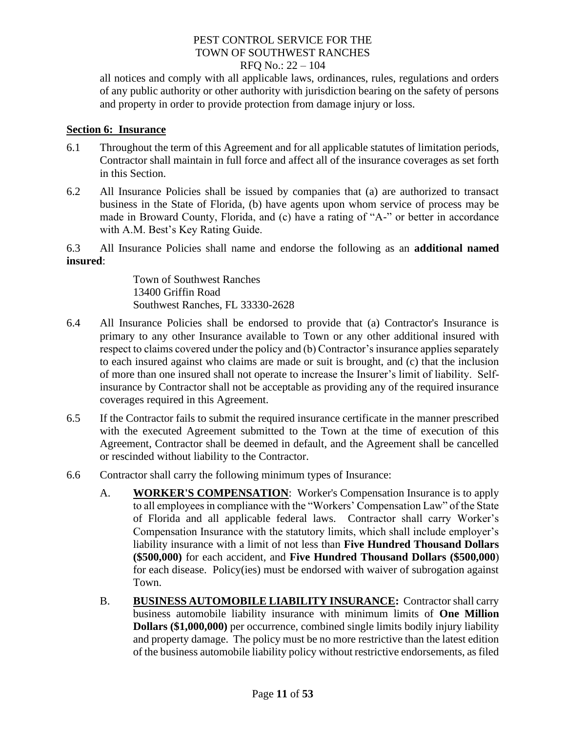all notices and comply with all applicable laws, ordinances, rules, regulations and orders of any public authority or other authority with jurisdiction bearing on the safety of persons and property in order to provide protection from damage injury or loss.

## **Section 6: Insurance**

6.1 Throughout the term of this Agreement and for all applicable statutes of limitation periods, Contractor shall maintain in full force and affect all of the insurance coverages as set forth in this Section.

6.2 All Insurance Policies shall be issued by companies that (a) are authorized to transact business in the State of Florida, (b) have agents upon whom service of process may be made in Broward County, Florida, and (c) have a rating of "A-" or better in accordance with A.M. Best's Key Rating Guide.

6.3 All Insurance Policies shall name and endorse the following as an **additional named insured**:

> Town of Southwest Ranches
> 13400 Griffin Road
> Southwest Ranches, FL 33330-2628

6.4 All Insurance Policies shall be endorsed to provide that (a) Contractor's Insurance is primary to any other Insurance available to Town or any other additional insured with respect to claims covered under the policy and (b) Contractor's insurance applies separately to each insured against who claims are made or suit is brought, and (c) that the inclusion of more than one insured shall not operate to increase the Insurer's limit of liability. Self-insurance by Contractor shall not be acceptable as providing any of the required insurance coverages required in this Agreement.

6.5 If the Contractor fails to submit the required insurance certificate in the manner prescribed with the executed Agreement submitted to the Town at the time of execution of this Agreement, Contractor shall be deemed in default, and the Agreement shall be cancelled or rescinded without liability to the Contractor.

6.6 Contractor shall carry the following minimum types of Insurance:

A. **WORKER'S COMPENSATION**: Worker's Compensation Insurance is to apply to all employees in compliance with the "Workers' Compensation Law" of the State of Florida and all applicable federal laws. Contractor shall carry Worker's Compensation Insurance with the statutory limits, which shall include employer's liability insurance with a limit of not less than **Five Hundred Thousand Dollars ($500,000)** for each accident, and **Five Hundred Thousand Dollars ($500,000**) for each disease. Policy(ies) must be endorsed with waiver of subrogation against Town.

B. **BUSINESS AUTOMOBILE LIABILITY INSURANCE:** Contractor shall carry business automobile liability insurance with minimum limits of **One Million Dollars ($1,000,000)** per occurrence, combined single limits bodily injury liability and property damage. The policy must be no more restrictive than the latest edition of the business automobile liability policy without restrictive endorsements, as filed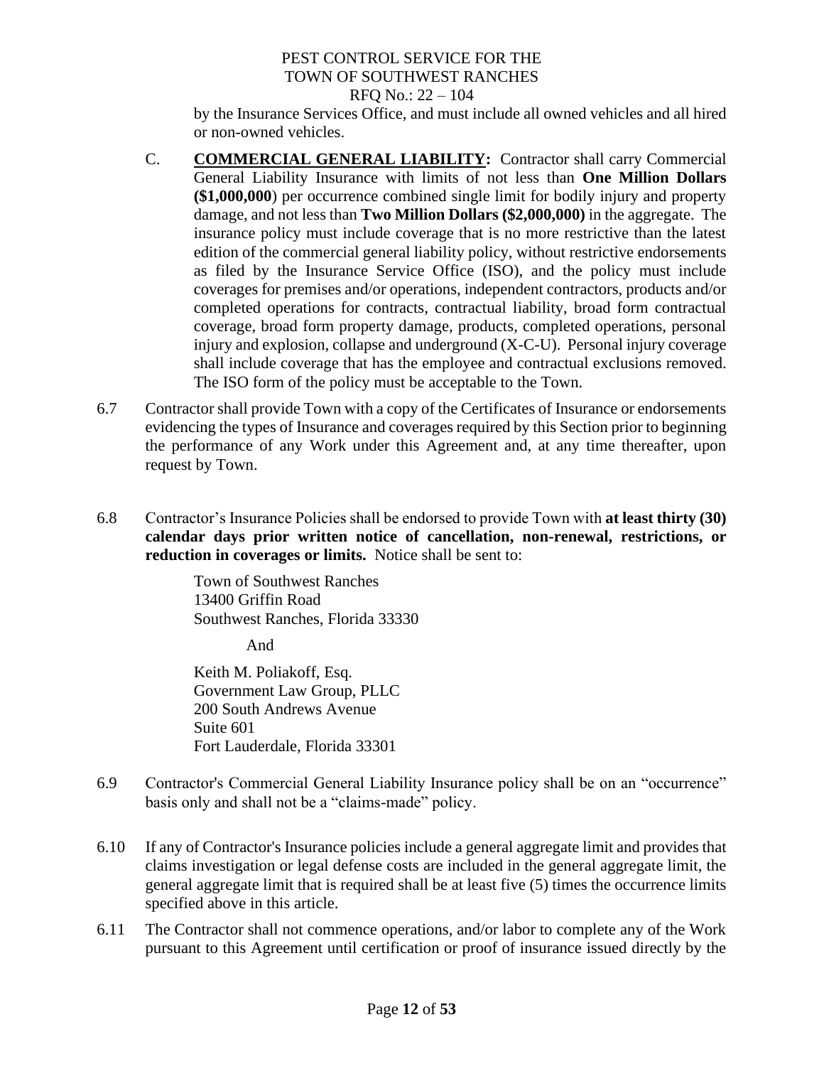by the Insurance Services Office, and must include all owned vehicles and all hired or non-owned vehicles.

C. **COMMERCIAL GENERAL LIABILITY:** Contractor shall carry Commercial General Liability Insurance with limits of not less than **One Million Dollars ($1,000,000**) per occurrence combined single limit for bodily injury and property damage, and not less than **Two Million Dollars ($2,000,000)** in the aggregate. The insurance policy must include coverage that is no more restrictive than the latest edition of the commercial general liability policy, without restrictive endorsements as filed by the Insurance Service Office (ISO), and the policy must include coverages for premises and/or operations, independent contractors, products and/or completed operations for contracts, contractual liability, broad form contractual coverage, broad form property damage, products, completed operations, personal injury and explosion, collapse and underground (X-C-U). Personal injury coverage shall include coverage that has the employee and contractual exclusions removed. The ISO form of the policy must be acceptable to the Town.

6.7 Contractor shall provide Town with a copy of the Certificates of Insurance or endorsements evidencing the types of Insurance and coverages required by this Section prior to beginning the performance of any Work under this Agreement and, at any time thereafter, upon request by Town.

6.8 Contractor's Insurance Policies shall be endorsed to provide Town with **at least thirty (30) calendar days prior written notice of cancellation, non-renewal, restrictions, or reduction in coverages or limits.** Notice shall be sent to:

Town of Southwest Ranches
13400 Griffin Road
Southwest Ranches, Florida 33330

And

Keith M. Poliakoff, Esq.
Government Law Group, PLLC
200 South Andrews Avenue
Suite 601
Fort Lauderdale, Florida 33301

6.9 Contractor's Commercial General Liability Insurance policy shall be on an "occurrence" basis only and shall not be a "claims-made" policy.

6.10 If any of Contractor's Insurance policies include a general aggregate limit and provides that claims investigation or legal defense costs are included in the general aggregate limit, the general aggregate limit that is required shall be at least five (5) times the occurrence limits specified above in this article.

6.11 The Contractor shall not commence operations, and/or labor to complete any of the Work pursuant to this Agreement until certification or proof of insurance issued directly by the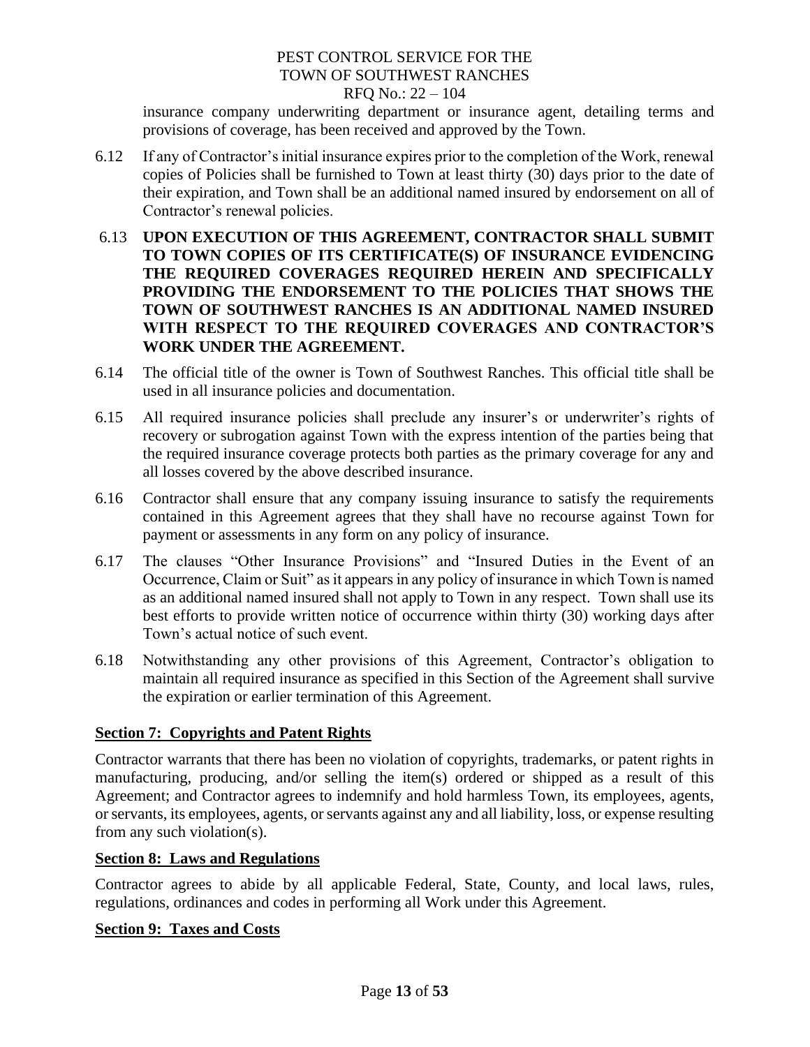insurance company underwriting department or insurance agent, detailing terms and provisions of coverage, has been received and approved by the Town.

6.12 If any of Contractor's initial insurance expires prior to the completion of the Work, renewal copies of Policies shall be furnished to Town at least thirty (30) days prior to the date of their expiration, and Town shall be an additional named insured by endorsement on all of Contractor's renewal policies.

6.13 **UPON EXECUTION OF THIS AGREEMENT, CONTRACTOR SHALL SUBMIT TO TOWN COPIES OF ITS CERTIFICATE(S) OF INSURANCE EVIDENCING THE REQUIRED COVERAGES REQUIRED HEREIN AND SPECIFICALLY PROVIDING THE ENDORSEMENT TO THE POLICIES THAT SHOWS THE TOWN OF SOUTHWEST RANCHES IS AN ADDITIONAL NAMED INSURED WITH RESPECT TO THE REQUIRED COVERAGES AND CONTRACTOR'S WORK UNDER THE AGREEMENT.**

6.14 The official title of the owner is Town of Southwest Ranches. This official title shall be used in all insurance policies and documentation.

6.15 All required insurance policies shall preclude any insurer's or underwriter's rights of recovery or subrogation against Town with the express intention of the parties being that the required insurance coverage protects both parties as the primary coverage for any and all losses covered by the above described insurance.

6.16 Contractor shall ensure that any company issuing insurance to satisfy the requirements contained in this Agreement agrees that they shall have no recourse against Town for payment or assessments in any form on any policy of insurance.

6.17 The clauses "Other Insurance Provisions" and "Insured Duties in the Event of an Occurrence, Claim or Suit" as it appears in any policy of insurance in which Town is named as an additional named insured shall not apply to Town in any respect. Town shall use its best efforts to provide written notice of occurrence within thirty (30) working days after Town's actual notice of such event.

6.18 Notwithstanding any other provisions of this Agreement, Contractor's obligation to maintain all required insurance as specified in this Section of the Agreement shall survive the expiration or earlier termination of this Agreement.

## Section 7: Copyrights and Patent Rights

Contractor warrants that there has been no violation of copyrights, trademarks, or patent rights in manufacturing, producing, and/or selling the item(s) ordered or shipped as a result of this Agreement; and Contractor agrees to indemnify and hold harmless Town, its employees, agents, or servants, its employees, agents, or servants against any and all liability, loss, or expense resulting from any such violation(s).

## Section 8: Laws and Regulations

Contractor agrees to abide by all applicable Federal, State, County, and local laws, rules, regulations, ordinances and codes in performing all Work under this Agreement.

## Section 9: Taxes and Costs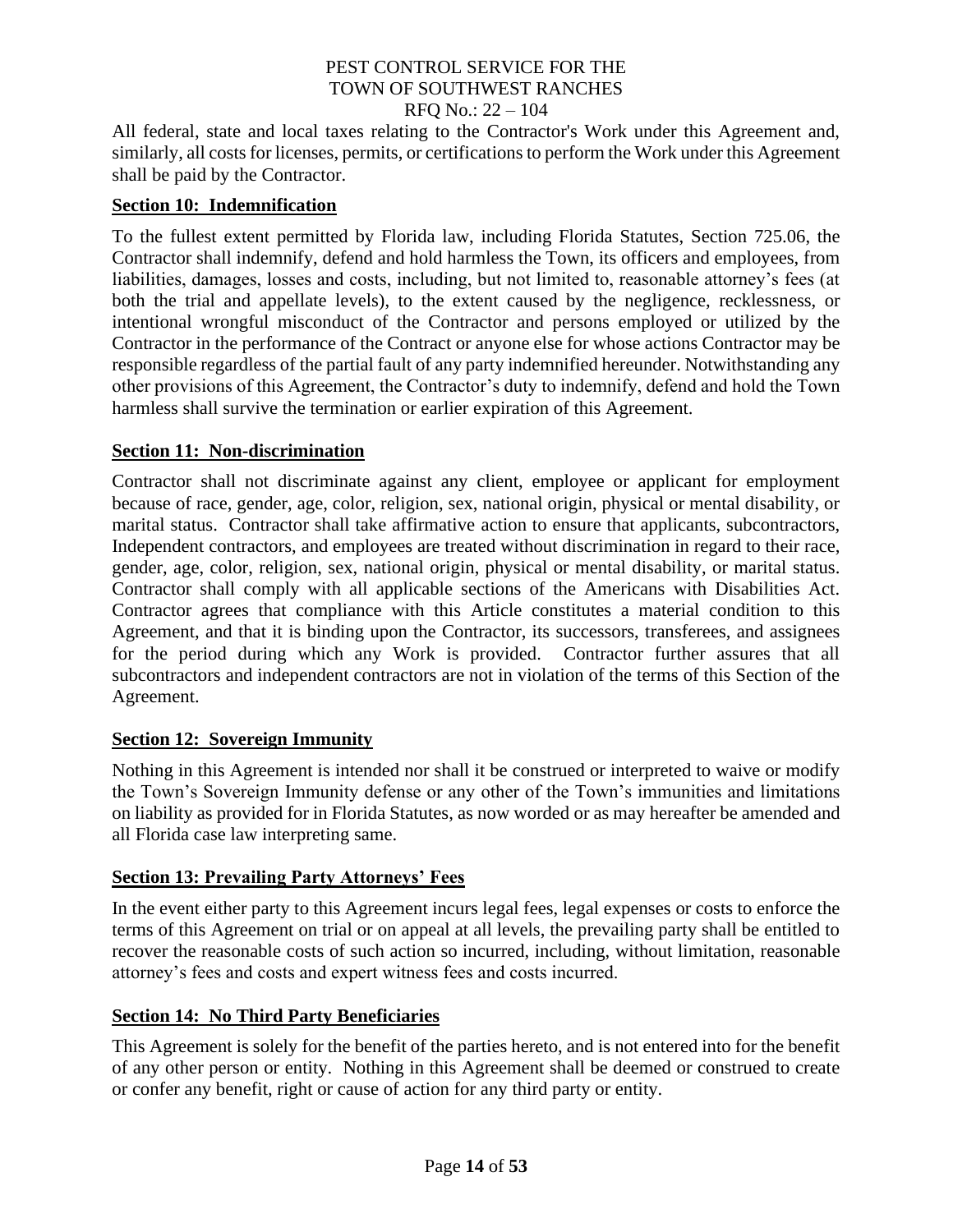All federal, state and local taxes relating to the Contractor's Work under this Agreement and, similarly, all costs for licenses, permits, or certifications to perform the Work under this Agreement shall be paid by the Contractor.

**Section 10: Indemnification**

To the fullest extent permitted by Florida law, including Florida Statutes, Section 725.06, the Contractor shall indemnify, defend and hold harmless the Town, its officers and employees, from liabilities, damages, losses and costs, including, but not limited to, reasonable attorney's fees (at both the trial and appellate levels), to the extent caused by the negligence, recklessness, or intentional wrongful misconduct of the Contractor and persons employed or utilized by the Contractor in the performance of the Contract or anyone else for whose actions Contractor may be responsible regardless of the partial fault of any party indemnified hereunder. Notwithstanding any other provisions of this Agreement, the Contractor's duty to indemnify, defend and hold the Town harmless shall survive the termination or earlier expiration of this Agreement.

**Section 11: Non-discrimination**

Contractor shall not discriminate against any client, employee or applicant for employment because of race, gender, age, color, religion, sex, national origin, physical or mental disability, or marital status. Contractor shall take affirmative action to ensure that applicants, subcontractors, Independent contractors, and employees are treated without discrimination in regard to their race, gender, age, color, religion, sex, national origin, physical or mental disability, or marital status. Contractor shall comply with all applicable sections of the Americans with Disabilities Act. Contractor agrees that compliance with this Article constitutes a material condition to this Agreement, and that it is binding upon the Contractor, its successors, transferees, and assignees for the period during which any Work is provided. Contractor further assures that all subcontractors and independent contractors are not in violation of the terms of this Section of the Agreement.

**Section 12: Sovereign Immunity**

Nothing in this Agreement is intended nor shall it be construed or interpreted to waive or modify the Town's Sovereign Immunity defense or any other of the Town's immunities and limitations on liability as provided for in Florida Statutes, as now worded or as may hereafter be amended and all Florida case law interpreting same.

**Section 13: Prevailing Party Attorneys' Fees**

In the event either party to this Agreement incurs legal fees, legal expenses or costs to enforce the terms of this Agreement on trial or on appeal at all levels, the prevailing party shall be entitled to recover the reasonable costs of such action so incurred, including, without limitation, reasonable attorney's fees and costs and expert witness fees and costs incurred.

**Section 14: No Third Party Beneficiaries**

This Agreement is solely for the benefit of the parties hereto, and is not entered into for the benefit of any other person or entity. Nothing in this Agreement shall be deemed or construed to create or confer any benefit, right or cause of action for any third party or entity.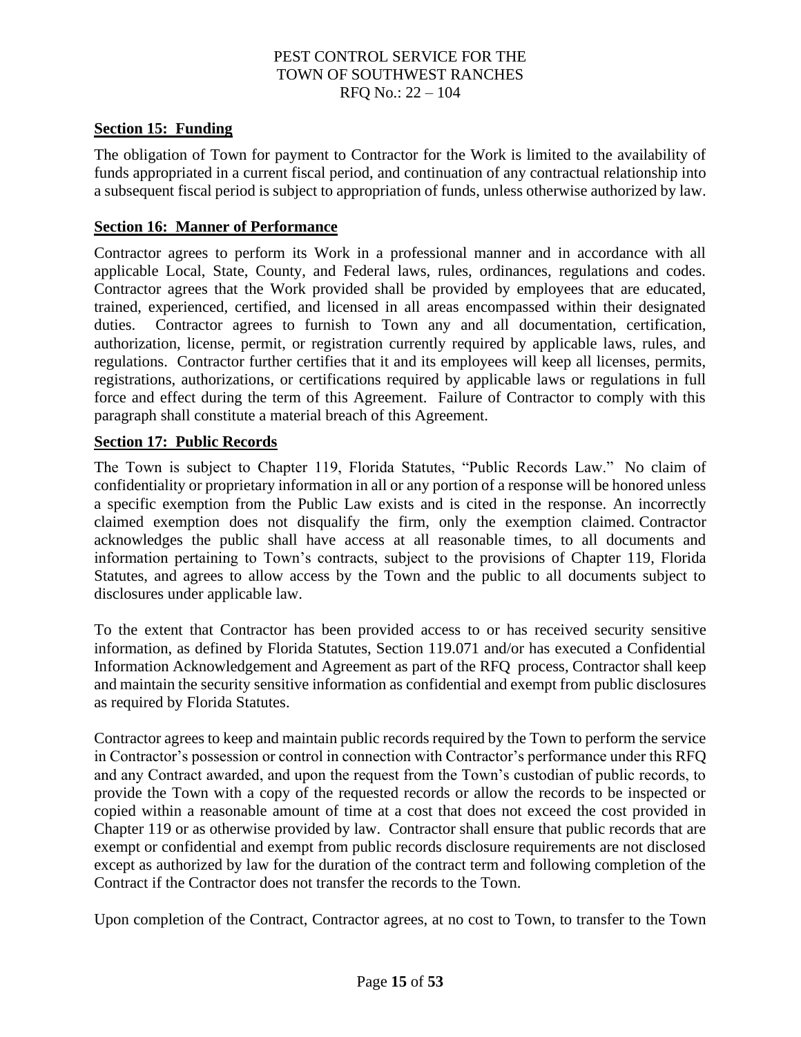**Section 15: Funding**

The obligation of Town for payment to Contractor for the Work is limited to the availability of funds appropriated in a current fiscal period, and continuation of any contractual relationship into a subsequent fiscal period is subject to appropriation of funds, unless otherwise authorized by law.

**Section 16: Manner of Performance**

Contractor agrees to perform its Work in a professional manner and in accordance with all applicable Local, State, County, and Federal laws, rules, ordinances, regulations and codes. Contractor agrees that the Work provided shall be provided by employees that are educated, trained, experienced, certified, and licensed in all areas encompassed within their designated duties. Contractor agrees to furnish to Town any and all documentation, certification, authorization, license, permit, or registration currently required by applicable laws, rules, and regulations. Contractor further certifies that it and its employees will keep all licenses, permits, registrations, authorizations, or certifications required by applicable laws or regulations in full force and effect during the term of this Agreement. Failure of Contractor to comply with this paragraph shall constitute a material breach of this Agreement.

**Section 17: Public Records**

The Town is subject to Chapter 119, Florida Statutes, "Public Records Law." No claim of confidentiality or proprietary information in all or any portion of a response will be honored unless a specific exemption from the Public Law exists and is cited in the response. An incorrectly claimed exemption does not disqualify the firm, only the exemption claimed. Contractor acknowledges the public shall have access at all reasonable times, to all documents and information pertaining to Town's contracts, subject to the provisions of Chapter 119, Florida Statutes, and agrees to allow access by the Town and the public to all documents subject to disclosures under applicable law.

To the extent that Contractor has been provided access to or has received security sensitive information, as defined by Florida Statutes, Section 119.071 and/or has executed a Confidential Information Acknowledgement and Agreement as part of the RFQ process, Contractor shall keep and maintain the security sensitive information as confidential and exempt from public disclosures as required by Florida Statutes.

Contractor agrees to keep and maintain public records required by the Town to perform the service in Contractor's possession or control in connection with Contractor's performance under this RFQ and any Contract awarded, and upon the request from the Town's custodian of public records, to provide the Town with a copy of the requested records or allow the records to be inspected or copied within a reasonable amount of time at a cost that does not exceed the cost provided in Chapter 119 or as otherwise provided by law. Contractor shall ensure that public records that are exempt or confidential and exempt from public records disclosure requirements are not disclosed except as authorized by law for the duration of the contract term and following completion of the Contract if the Contractor does not transfer the records to the Town.

Upon completion of the Contract, Contractor agrees, at no cost to Town, to transfer to the Town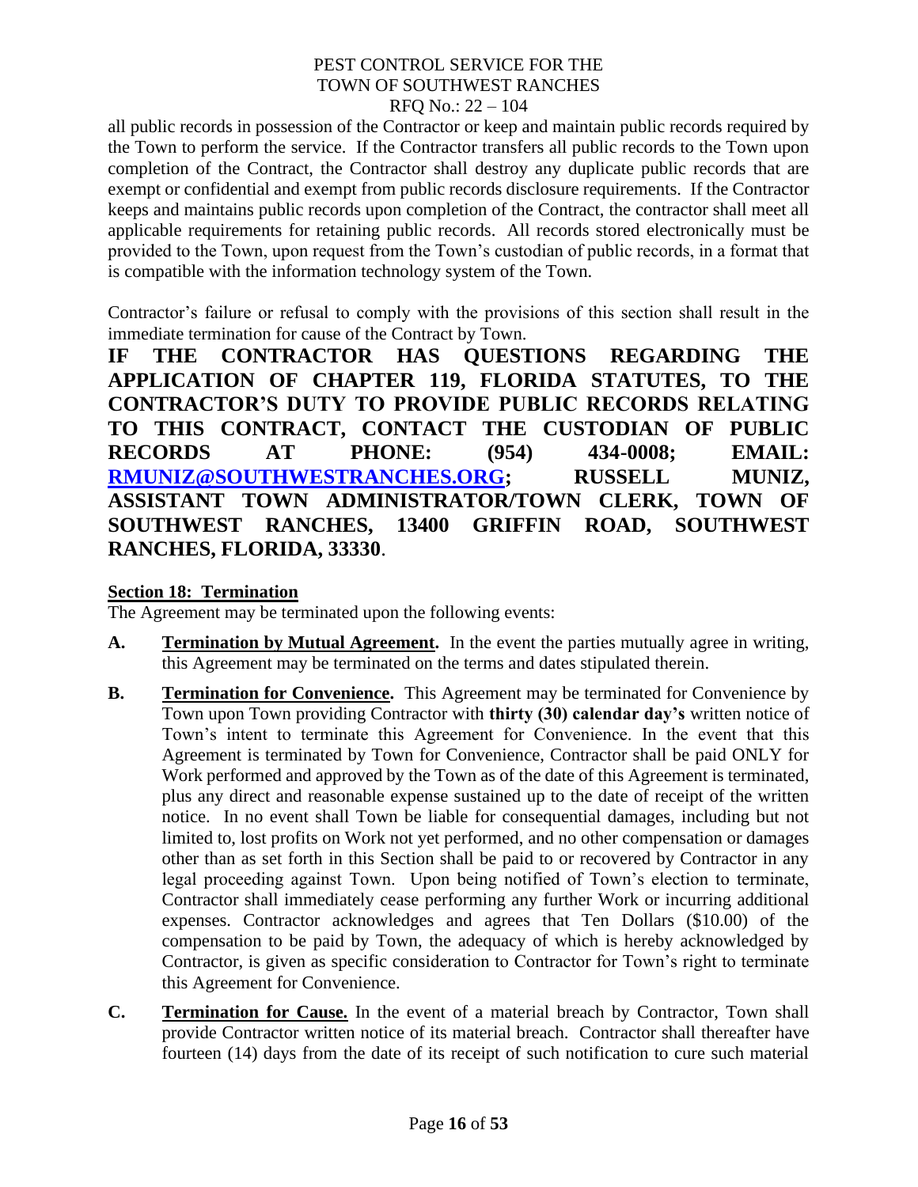all public records in possession of the Contractor or keep and maintain public records required by the Town to perform the service. If the Contractor transfers all public records to the Town upon completion of the Contract, the Contractor shall destroy any duplicate public records that are exempt or confidential and exempt from public records disclosure requirements. If the Contractor keeps and maintains public records upon completion of the Contract, the contractor shall meet all applicable requirements for retaining public records. All records stored electronically must be provided to the Town, upon request from the Town's custodian of public records, in a format that is compatible with the information technology system of the Town.

Contractor's failure or refusal to comply with the provisions of this section shall result in the immediate termination for cause of the Contract by Town.

**IF THE CONTRACTOR HAS QUESTIONS REGARDING THE APPLICATION OF CHAPTER 119, FLORIDA STATUTES, TO THE CONTRACTOR'S DUTY TO PROVIDE PUBLIC RECORDS RELATING TO THIS CONTRACT, CONTACT THE CUSTODIAN OF PUBLIC RECORDS AT PHONE: (954) 434-0008; EMAIL: RMUNIZ@SOUTHWESTRANCHES.ORG; RUSSELL MUNIZ, ASSISTANT TOWN ADMINISTRATOR/TOWN CLERK, TOWN OF SOUTHWEST RANCHES, 13400 GRIFFIN ROAD, SOUTHWEST RANCHES, FLORIDA, 33330**.

**Section 18: Termination**

The Agreement may be terminated upon the following events:

**A.** **Termination by Mutual Agreement.** In the event the parties mutually agree in writing, this Agreement may be terminated on the terms and dates stipulated therein.

**B.** **Termination for Convenience.** This Agreement may be terminated for Convenience by Town upon Town providing Contractor with **thirty (30) calendar day's** written notice of Town's intent to terminate this Agreement for Convenience. In the event that this Agreement is terminated by Town for Convenience, Contractor shall be paid ONLY for Work performed and approved by the Town as of the date of this Agreement is terminated, plus any direct and reasonable expense sustained up to the date of receipt of the written notice. In no event shall Town be liable for consequential damages, including but not limited to, lost profits on Work not yet performed, and no other compensation or damages other than as set forth in this Section shall be paid to or recovered by Contractor in any legal proceeding against Town. Upon being notified of Town's election to terminate, Contractor shall immediately cease performing any further Work or incurring additional expenses. Contractor acknowledges and agrees that Ten Dollars ($10.00) of the compensation to be paid by Town, the adequacy of which is hereby acknowledged by Contractor, is given as specific consideration to Contractor for Town's right to terminate this Agreement for Convenience.

**C.** **Termination for Cause.** In the event of a material breach by Contractor, Town shall provide Contractor written notice of its material breach. Contractor shall thereafter have fourteen (14) days from the date of its receipt of such notification to cure such material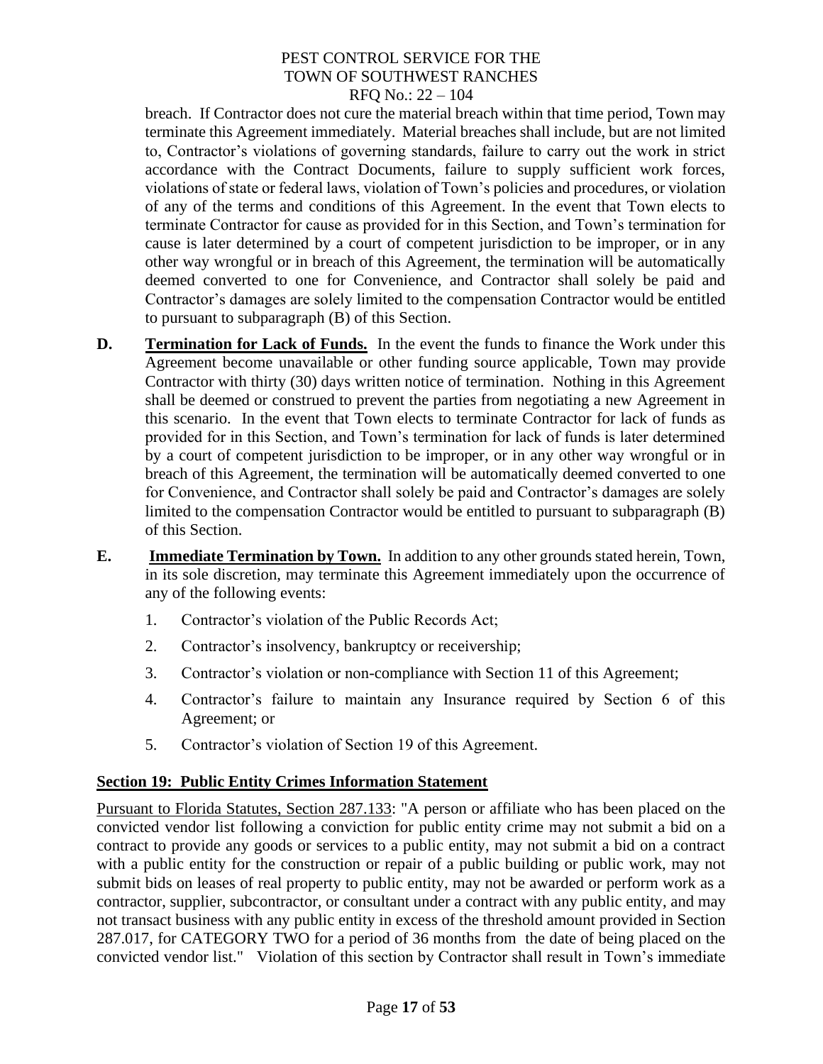breach. If Contractor does not cure the material breach within that time period, Town may terminate this Agreement immediately. Material breaches shall include, but are not limited to, Contractor's violations of governing standards, failure to carry out the work in strict accordance with the Contract Documents, failure to supply sufficient work forces, violations of state or federal laws, violation of Town's policies and procedures, or violation of any of the terms and conditions of this Agreement. In the event that Town elects to terminate Contractor for cause as provided for in this Section, and Town's termination for cause is later determined by a court of competent jurisdiction to be improper, or in any other way wrongful or in breach of this Agreement, the termination will be automatically deemed converted to one for Convenience, and Contractor shall solely be paid and Contractor's damages are solely limited to the compensation Contractor would be entitled to pursuant to subparagraph (B) of this Section.

**D.** **<u>Termination for Lack of Funds.</u>** In the event the funds to finance the Work under this Agreement become unavailable or other funding source applicable, Town may provide Contractor with thirty (30) days written notice of termination. Nothing in this Agreement shall be deemed or construed to prevent the parties from negotiating a new Agreement in this scenario. In the event that Town elects to terminate Contractor for lack of funds as provided for in this Section, and Town's termination for lack of funds is later determined by a court of competent jurisdiction to be improper, or in any other way wrongful or in breach of this Agreement, the termination will be automatically deemed converted to one for Convenience, and Contractor shall solely be paid and Contractor's damages are solely limited to the compensation Contractor would be entitled to pursuant to subparagraph (B) of this Section.

**E.** **<u>Immediate Termination by Town.</u>** In addition to any other grounds stated herein, Town, in its sole discretion, may terminate this Agreement immediately upon the occurrence of any of the following events:

1. Contractor's violation of the Public Records Act;
2. Contractor's insolvency, bankruptcy or receivership;
3. Contractor's violation or non-compliance with Section 11 of this Agreement;
4. Contractor's failure to maintain any Insurance required by Section 6 of this Agreement; or
5. Contractor's violation of Section 19 of this Agreement.

## **<u>Section 19: Public Entity Crimes Information Statement</u>**

<u>Pursuant to Florida Statutes, Section 287.133</u>: "A person or affiliate who has been placed on the convicted vendor list following a conviction for public entity crime may not submit a bid on a contract to provide any goods or services to a public entity, may not submit a bid on a contract with a public entity for the construction or repair of a public building or public work, may not submit bids on leases of real property to public entity, may not be awarded or perform work as a contractor, supplier, subcontractor, or consultant under a contract with any public entity, and may not transact business with any public entity in excess of the threshold amount provided in Section 287.017, for CATEGORY TWO for a period of 36 months from the date of being placed on the convicted vendor list." Violation of this section by Contractor shall result in Town's immediate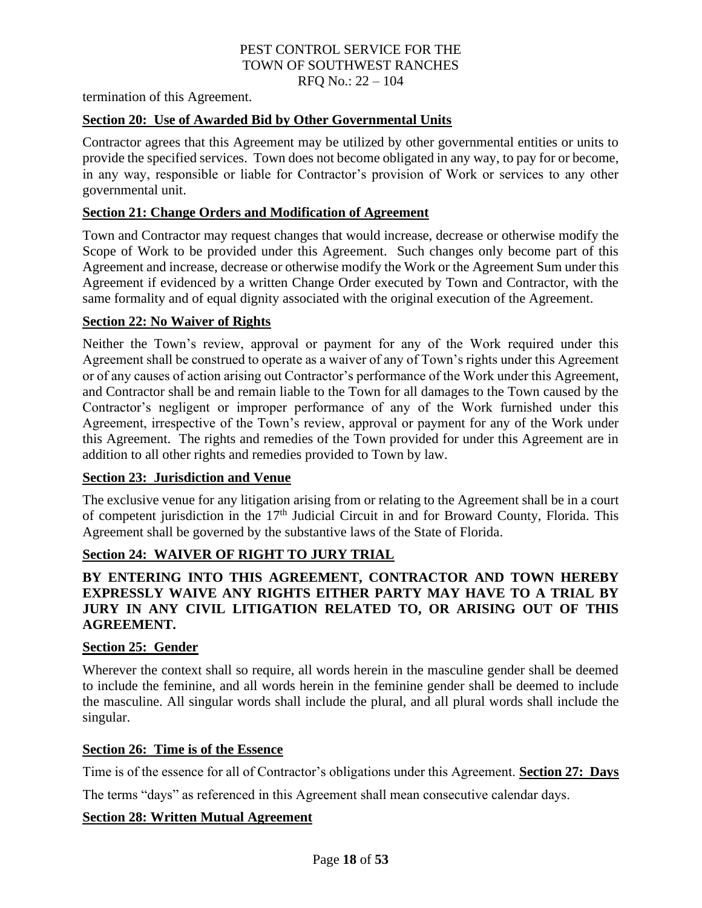termination of this Agreement.

**Section 20: Use of Awarded Bid by Other Governmental Units**

Contractor agrees that this Agreement may be utilized by other governmental entities or units to provide the specified services. Town does not become obligated in any way, to pay for or become, in any way, responsible or liable for Contractor's provision of Work or services to any other governmental unit.

**Section 21: Change Orders and Modification of Agreement**

Town and Contractor may request changes that would increase, decrease or otherwise modify the Scope of Work to be provided under this Agreement. Such changes only become part of this Agreement and increase, decrease or otherwise modify the Work or the Agreement Sum under this Agreement if evidenced by a written Change Order executed by Town and Contractor, with the same formality and of equal dignity associated with the original execution of the Agreement.

**Section 22: No Waiver of Rights**

Neither the Town's review, approval or payment for any of the Work required under this Agreement shall be construed to operate as a waiver of any of Town's rights under this Agreement or of any causes of action arising out Contractor's performance of the Work under this Agreement, and Contractor shall be and remain liable to the Town for all damages to the Town caused by the Contractor's negligent or improper performance of any of the Work furnished under this Agreement, irrespective of the Town's review, approval or payment for any of the Work under this Agreement. The rights and remedies of the Town provided for under this Agreement are in addition to all other rights and remedies provided to Town by law.

**Section 23: Jurisdiction and Venue**

The exclusive venue for any litigation arising from or relating to the Agreement shall be in a court of competent jurisdiction in the 17th Judicial Circuit in and for Broward County, Florida. This Agreement shall be governed by the substantive laws of the State of Florida.

**Section 24: WAIVER OF RIGHT TO JURY TRIAL**

**BY ENTERING INTO THIS AGREEMENT, CONTRACTOR AND TOWN HEREBY EXPRESSLY WAIVE ANY RIGHTS EITHER PARTY MAY HAVE TO A TRIAL BY JURY IN ANY CIVIL LITIGATION RELATED TO, OR ARISING OUT OF THIS AGREEMENT.**

**Section 25: Gender**

Wherever the context shall so require, all words herein in the masculine gender shall be deemed to include the feminine, and all words herein in the feminine gender shall be deemed to include the masculine. All singular words shall include the plural, and all plural words shall include the singular.

**Section 26: Time is of the Essence**

Time is of the essence for all of Contractor's obligations under this Agreement.

**Section 27: Days**

The terms "days" as referenced in this Agreement shall mean consecutive calendar days.

**Section 28: Written Mutual Agreement**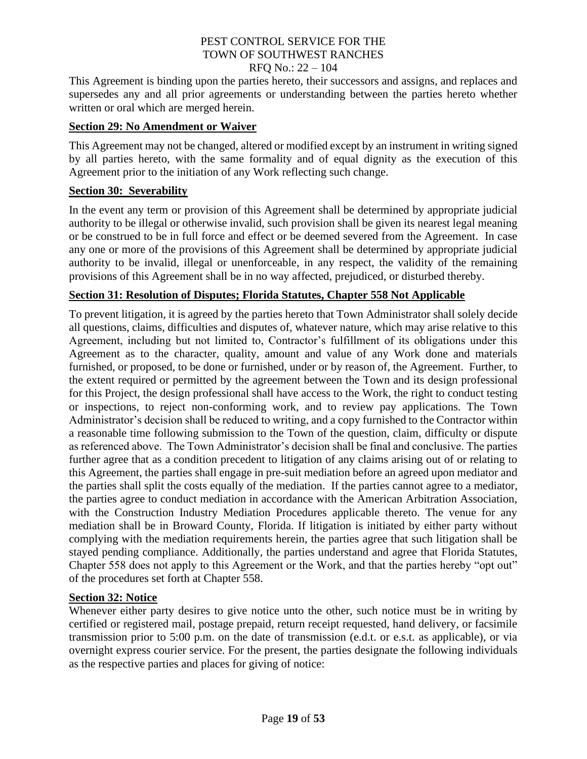This Agreement is binding upon the parties hereto, their successors and assigns, and replaces and supersedes any and all prior agreements or understanding between the parties hereto whether written or oral which are merged herein.

**Section 29: No Amendment or Waiver**

This Agreement may not be changed, altered or modified except by an instrument in writing signed by all parties hereto, with the same formality and of equal dignity as the execution of this Agreement prior to the initiation of any Work reflecting such change.

**Section 30: Severability**

In the event any term or provision of this Agreement shall be determined by appropriate judicial authority to be illegal or otherwise invalid, such provision shall be given its nearest legal meaning or be construed to be in full force and effect or be deemed severed from the Agreement. In case any one or more of the provisions of this Agreement shall be determined by appropriate judicial authority to be invalid, illegal or unenforceable, in any respect, the validity of the remaining provisions of this Agreement shall be in no way affected, prejudiced, or disturbed thereby.

**Section 31: Resolution of Disputes; Florida Statutes, Chapter 558 Not Applicable**

To prevent litigation, it is agreed by the parties hereto that Town Administrator shall solely decide all questions, claims, difficulties and disputes of, whatever nature, which may arise relative to this Agreement, including but not limited to, Contractor's fulfillment of its obligations under this Agreement as to the character, quality, amount and value of any Work done and materials furnished, or proposed, to be done or furnished, under or by reason of, the Agreement. Further, to the extent required or permitted by the agreement between the Town and its design professional for this Project, the design professional shall have access to the Work, the right to conduct testing or inspections, to reject non-conforming work, and to review pay applications. The Town Administrator's decision shall be reduced to writing, and a copy furnished to the Contractor within a reasonable time following submission to the Town of the question, claim, difficulty or dispute as referenced above. The Town Administrator's decision shall be final and conclusive. The parties further agree that as a condition precedent to litigation of any claims arising out of or relating to this Agreement, the parties shall engage in pre-suit mediation before an agreed upon mediator and the parties shall split the costs equally of the mediation. If the parties cannot agree to a mediator, the parties agree to conduct mediation in accordance with the American Arbitration Association, with the Construction Industry Mediation Procedures applicable thereto. The venue for any mediation shall be in Broward County, Florida. If litigation is initiated by either party without complying with the mediation requirements herein, the parties agree that such litigation shall be stayed pending compliance. Additionally, the parties understand and agree that Florida Statutes, Chapter 558 does not apply to this Agreement or the Work, and that the parties hereby "opt out" of the procedures set forth at Chapter 558.

**Section 32: Notice**

Whenever either party desires to give notice unto the other, such notice must be in writing by certified or registered mail, postage prepaid, return receipt requested, hand delivery, or facsimile transmission prior to 5:00 p.m. on the date of transmission (e.d.t. or e.s.t. as applicable), or via overnight express courier service. For the present, the parties designate the following individuals as the respective parties and places for giving of notice: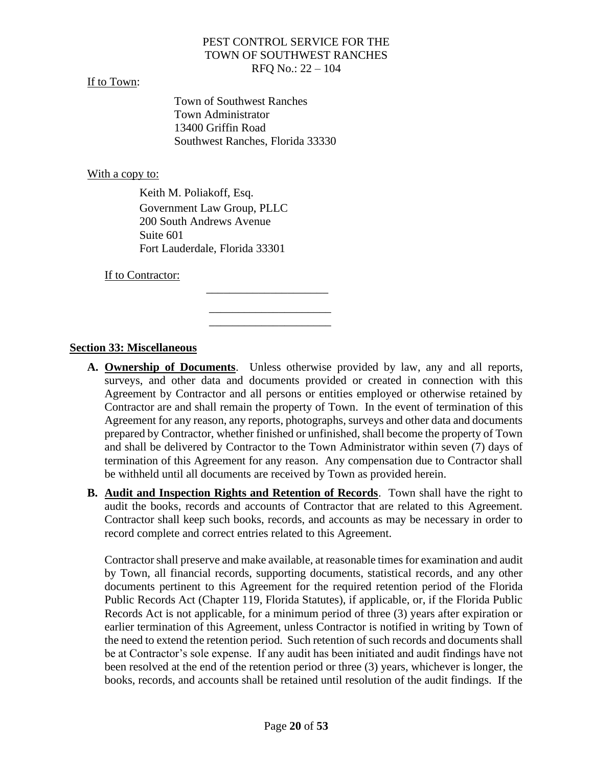If to Town:

Town of Southwest Ranches
Town Administrator
13400 Griffin Road
Southwest Ranches, Florida 33330

With a copy to:

Keith M. Poliakoff, Esq.
Government Law Group, PLLC
200 South Andrews Avenue
Suite 601
Fort Lauderdale, Florida 33301

If to Contractor:

\_\_\_\_\_\_\_\_\_\_\_\_\_\_\_\_\_\_\_\_\_
\_\_\_\_\_\_\_\_\_\_\_\_\_\_\_\_\_\_\_\_\_
\_\_\_\_\_\_\_\_\_\_\_\_\_\_\_\_\_\_\_\_\_

## Section 33: Miscellaneous

**A. Ownership of Documents**. Unless otherwise provided by law, any and all reports, surveys, and other data and documents provided or created in connection with this Agreement by Contractor and all persons or entities employed or otherwise retained by Contractor are and shall remain the property of Town. In the event of termination of this Agreement for any reason, any reports, photographs, surveys and other data and documents prepared by Contractor, whether finished or unfinished, shall become the property of Town and shall be delivered by Contractor to the Town Administrator within seven (7) days of termination of this Agreement for any reason. Any compensation due to Contractor shall be withheld until all documents are received by Town as provided herein.

**B. Audit and Inspection Rights and Retention of Records**. Town shall have the right to audit the books, records and accounts of Contractor that are related to this Agreement. Contractor shall keep such books, records, and accounts as may be necessary in order to record complete and correct entries related to this Agreement.

Contractor shall preserve and make available, at reasonable times for examination and audit by Town, all financial records, supporting documents, statistical records, and any other documents pertinent to this Agreement for the required retention period of the Florida Public Records Act (Chapter 119, Florida Statutes), if applicable, or, if the Florida Public Records Act is not applicable, for a minimum period of three (3) years after expiration or earlier termination of this Agreement, unless Contractor is notified in writing by Town of the need to extend the retention period. Such retention of such records and documents shall be at Contractor's sole expense. If any audit has been initiated and audit findings have not been resolved at the end of the retention period or three (3) years, whichever is longer, the books, records, and accounts shall be retained until resolution of the audit findings. If the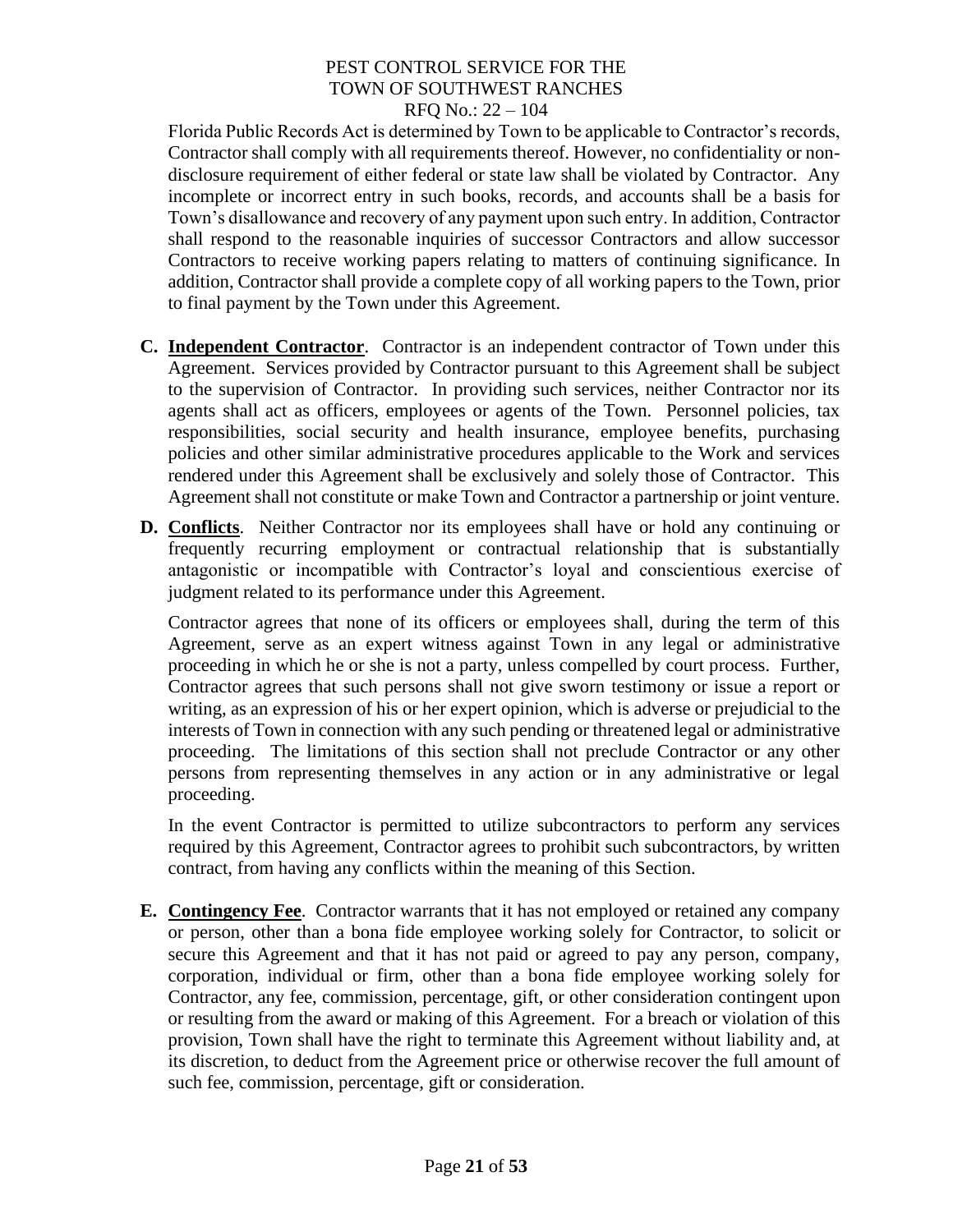Florida Public Records Act is determined by Town to be applicable to Contractor's records, Contractor shall comply with all requirements thereof. However, no confidentiality or non-disclosure requirement of either federal or state law shall be violated by Contractor. Any incomplete or incorrect entry in such books, records, and accounts shall be a basis for Town's disallowance and recovery of any payment upon such entry. In addition, Contractor shall respond to the reasonable inquiries of successor Contractors and allow successor Contractors to receive working papers relating to matters of continuing significance. In addition, Contractor shall provide a complete copy of all working papers to the Town, prior to final payment by the Town under this Agreement.

**C. Independent Contractor**. Contractor is an independent contractor of Town under this Agreement. Services provided by Contractor pursuant to this Agreement shall be subject to the supervision of Contractor. In providing such services, neither Contractor nor its agents shall act as officers, employees or agents of the Town. Personnel policies, tax responsibilities, social security and health insurance, employee benefits, purchasing policies and other similar administrative procedures applicable to the Work and services rendered under this Agreement shall be exclusively and solely those of Contractor. This Agreement shall not constitute or make Town and Contractor a partnership or joint venture.

**D. Conflicts**. Neither Contractor nor its employees shall have or hold any continuing or frequently recurring employment or contractual relationship that is substantially antagonistic or incompatible with Contractor's loyal and conscientious exercise of judgment related to its performance under this Agreement.

Contractor agrees that none of its officers or employees shall, during the term of this Agreement, serve as an expert witness against Town in any legal or administrative proceeding in which he or she is not a party, unless compelled by court process. Further, Contractor agrees that such persons shall not give sworn testimony or issue a report or writing, as an expression of his or her expert opinion, which is adverse or prejudicial to the interests of Town in connection with any such pending or threatened legal or administrative proceeding. The limitations of this section shall not preclude Contractor or any other persons from representing themselves in any action or in any administrative or legal proceeding.

In the event Contractor is permitted to utilize subcontractors to perform any services required by this Agreement, Contractor agrees to prohibit such subcontractors, by written contract, from having any conflicts within the meaning of this Section.

**E. Contingency Fee**. Contractor warrants that it has not employed or retained any company or person, other than a bona fide employee working solely for Contractor, to solicit or secure this Agreement and that it has not paid or agreed to pay any person, company, corporation, individual or firm, other than a bona fide employee working solely for Contractor, any fee, commission, percentage, gift, or other consideration contingent upon or resulting from the award or making of this Agreement. For a breach or violation of this provision, Town shall have the right to terminate this Agreement without liability and, at its discretion, to deduct from the Agreement price or otherwise recover the full amount of such fee, commission, percentage, gift or consideration.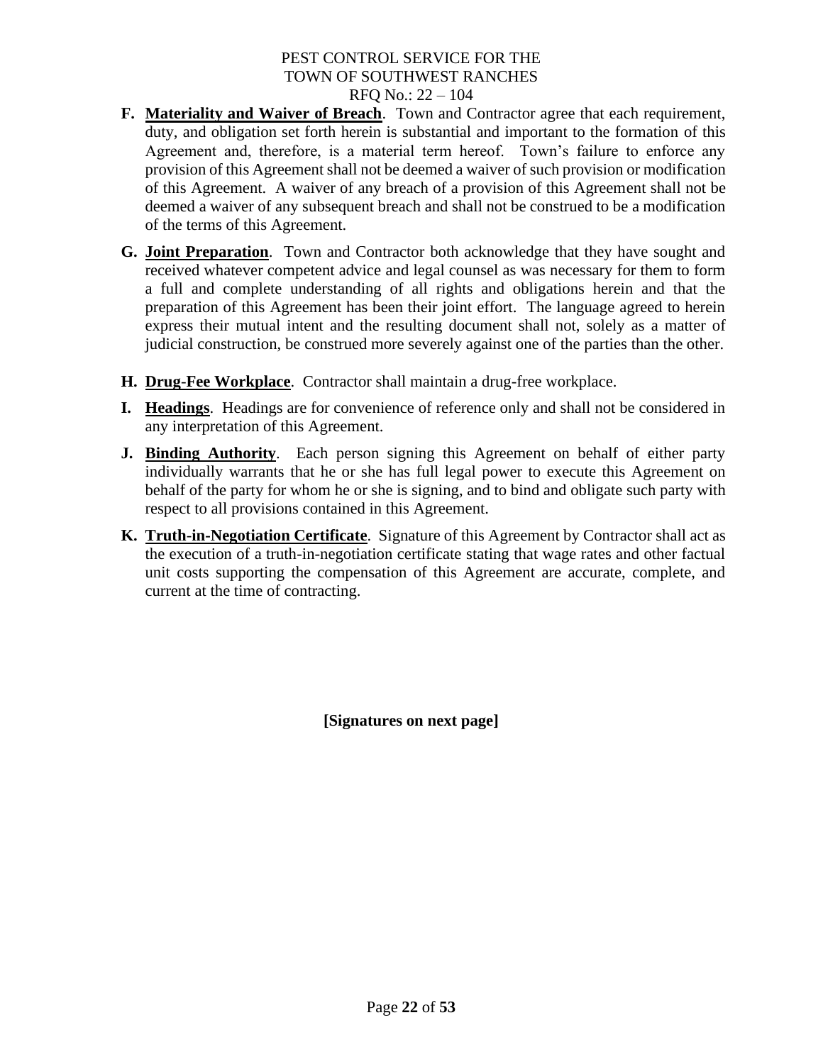**F. <u>Materiality and Waiver of Breach</u>**. Town and Contractor agree that each requirement, duty, and obligation set forth herein is substantial and important to the formation of this Agreement and, therefore, is a material term hereof. Town's failure to enforce any provision of this Agreement shall not be deemed a waiver of such provision or modification of this Agreement. A waiver of any breach of a provision of this Agreement shall not be deemed a waiver of any subsequent breach and shall not be construed to be a modification of the terms of this Agreement.

**G. <u>Joint Preparation</u>**. Town and Contractor both acknowledge that they have sought and received whatever competent advice and legal counsel as was necessary for them to form a full and complete understanding of all rights and obligations herein and that the preparation of this Agreement has been their joint effort. The language agreed to herein express their mutual intent and the resulting document shall not, solely as a matter of judicial construction, be construed more severely against one of the parties than the other.

**H. <u>Drug-Fee Workplace</u>**. Contractor shall maintain a drug-free workplace.

**I. <u>Headings</u>**. Headings are for convenience of reference only and shall not be considered in any interpretation of this Agreement.

**J. <u>Binding Authority</u>**. Each person signing this Agreement on behalf of either party individually warrants that he or she has full legal power to execute this Agreement on behalf of the party for whom he or she is signing, and to bind and obligate such party with respect to all provisions contained in this Agreement.

**K. <u>Truth-in-Negotiation Certificate</u>**. Signature of this Agreement by Contractor shall act as the execution of a truth-in-negotiation certificate stating that wage rates and other factual unit costs supporting the compensation of this Agreement are accurate, complete, and current at the time of contracting.

**[Signatures on next page]**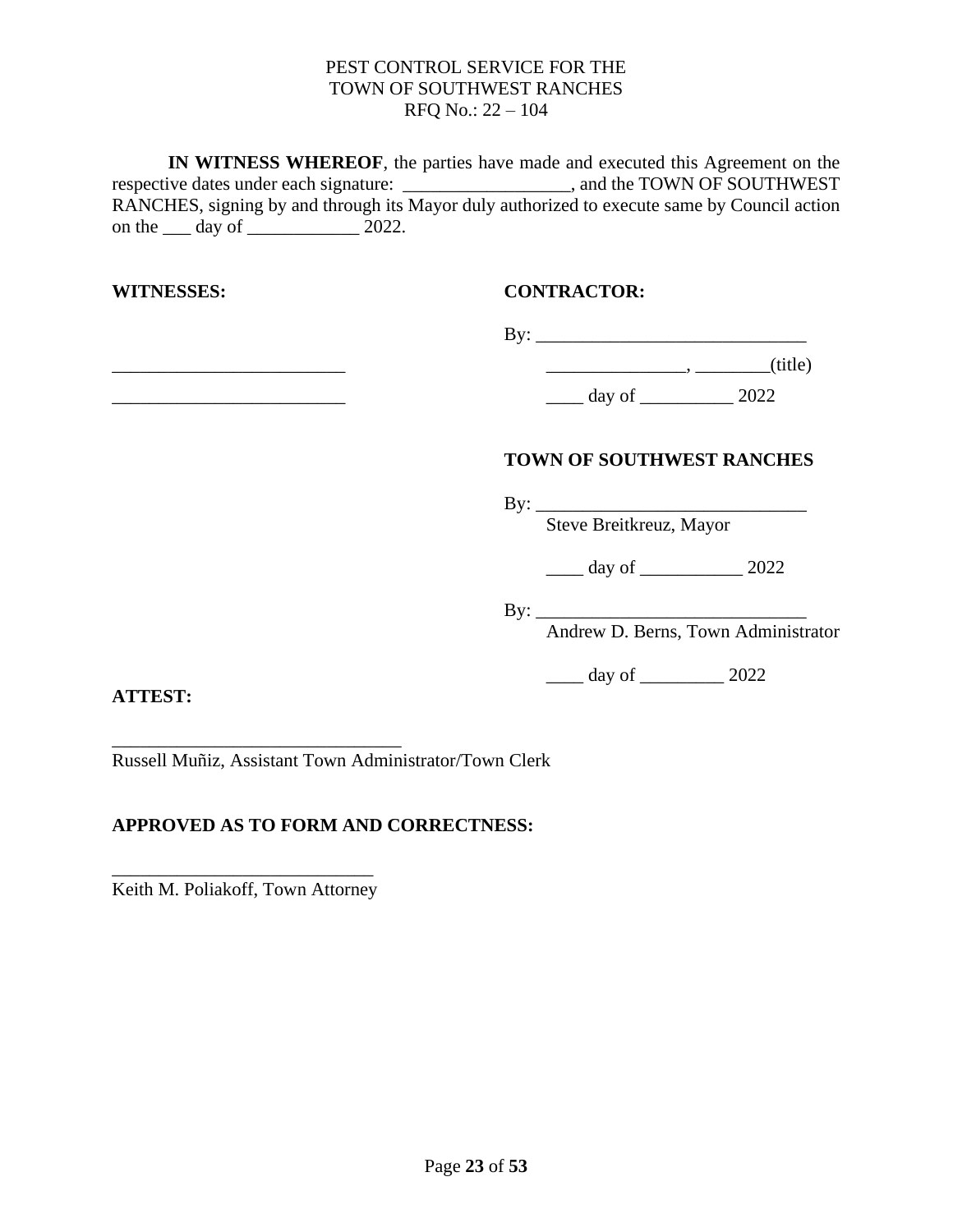PEST CONTROL SERVICE FOR THE
TOWN OF SOUTHWEST RANCHES
RFQ No.: 22 – 104

**IN WITNESS WHEREOF**, the parties have made and executed this Agreement on the respective dates under each signature: __________________, and the TOWN OF SOUTHWEST RANCHES, signing by and through its Mayor duly authorized to execute same by Council action on the ___ day of ____________ 2022.

**WITNESSES:**

_________________________

_________________________

**CONTRACTOR:**

By: _____________________________

_______________, ________(title)

____ day of __________ 2022

**TOWN OF SOUTHWEST RANCHES**

By: _____________________________
Steve Breitkreuz, Mayor

____ day of ___________ 2022

By: _____________________________
Andrew D. Berns, Town Administrator

____ day of _________ 2022

**ATTEST:**

_______________________________
Russell Muñiz, Assistant Town Administrator/Town Clerk

**APPROVED AS TO FORM AND CORRECTNESS:**

____________________________
Keith M. Poliakoff, Town Attorney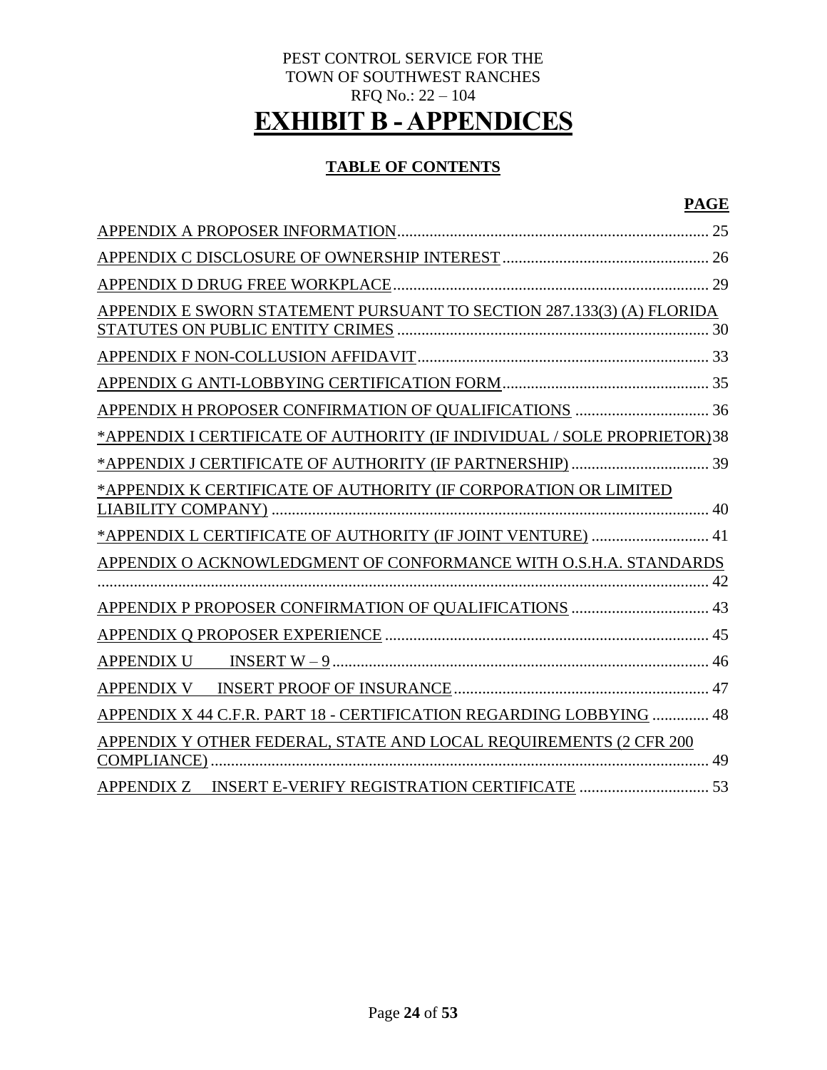PEST CONTROL SERVICE FOR THE
TOWN OF SOUTHWEST RANCHES
RFQ No.: 22 – 104

# EXHIBIT B - APPENDICES

## TABLE OF CONTENTS

| | PAGE |
|---|---|
| APPENDIX A PROPOSER INFORMATION | 25 |
| APPENDIX C DISCLOSURE OF OWNERSHIP INTEREST | 26 |
| APPENDIX D DRUG FREE WORKPLACE | 29 |
| APPENDIX E SWORN STATEMENT PURSUANT TO SECTION 287.133(3) (A) FLORIDA STATUTES ON PUBLIC ENTITY CRIMES | 30 |
| APPENDIX F NON-COLLUSION AFFIDAVIT | 33 |
| APPENDIX G ANTI-LOBBYING CERTIFICATION FORM | 35 |
| APPENDIX H PROPOSER CONFIRMATION OF QUALIFICATIONS | 36 |
| *APPENDIX I CERTIFICATE OF AUTHORITY (IF INDIVIDUAL / SOLE PROPRIETOR) | 38 |
| *APPENDIX J CERTIFICATE OF AUTHORITY (IF PARTNERSHIP) | 39 |
| *APPENDIX K CERTIFICATE OF AUTHORITY (IF CORPORATION OR LIMITED LIABILITY COMPANY) | 40 |
| *APPENDIX L CERTIFICATE OF AUTHORITY (IF JOINT VENTURE) | 41 |
| APPENDIX O ACKNOWLEDGMENT OF CONFORMANCE WITH O.S.H.A. STANDARDS | 42 |
| APPENDIX P PROPOSER CONFIRMATION OF QUALIFICATIONS | 43 |
| APPENDIX Q PROPOSER EXPERIENCE | 45 |
| APPENDIX U INSERT W – 9 | 46 |
| APPENDIX V INSERT PROOF OF INSURANCE | 47 |
| APPENDIX X 44 C.F.R. PART 18 - CERTIFICATION REGARDING LOBBYING | 48 |
| APPENDIX Y OTHER FEDERAL, STATE AND LOCAL REQUIREMENTS (2 CFR 200 COMPLIANCE) | 49 |
| APPENDIX Z INSERT E-VERIFY REGISTRATION CERTIFICATE | 53 |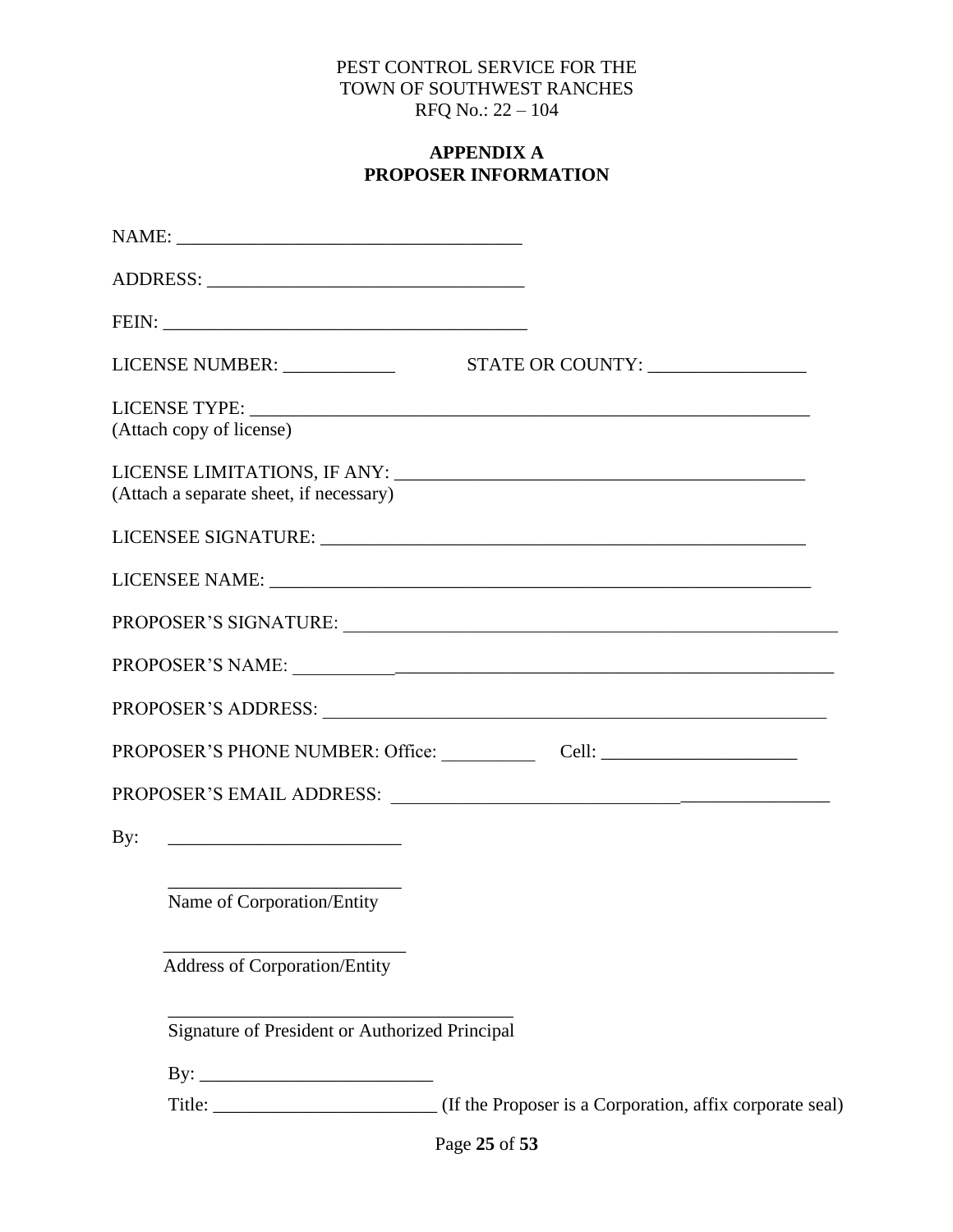PEST CONTROL SERVICE FOR THE
TOWN OF SOUTHWEST RANCHES
RFQ No.: 22 – 104

**APPENDIX A**
**PROPOSER INFORMATION**

NAME: ____________________________________

ADDRESS: _________________________________

FEIN: _____________________________________

LICENSE NUMBER: ____________ STATE OR COUNTY: _________________

LICENSE TYPE: ______________________________________________________________
(Attach copy of license)

LICENSE LIMITATIONS, IF ANY: _____________________________________________
(Attach a separate sheet, if necessary)

LICENSEE SIGNATURE: ______________________________________________________

LICENSEE NAME: __________________________________________________________

PROPOSER'S SIGNATURE: _____________________________________________________

PROPOSER'S NAME: _________________________________________________________

PROPOSER'S ADDRESS: ______________________________________________________

PROPOSER'S PHONE NUMBER: Office: __________ Cell: _____________________

PROPOSER'S EMAIL ADDRESS: _______________________________________________

By: _________________________

_________________________
Name of Corporation/Entity

_________________________
Address of Corporation/Entity

_____________________________________
Signature of President or Authorized Principal

By: _________________________

Title: ________________________ (If the Proposer is a Corporation, affix corporate seal)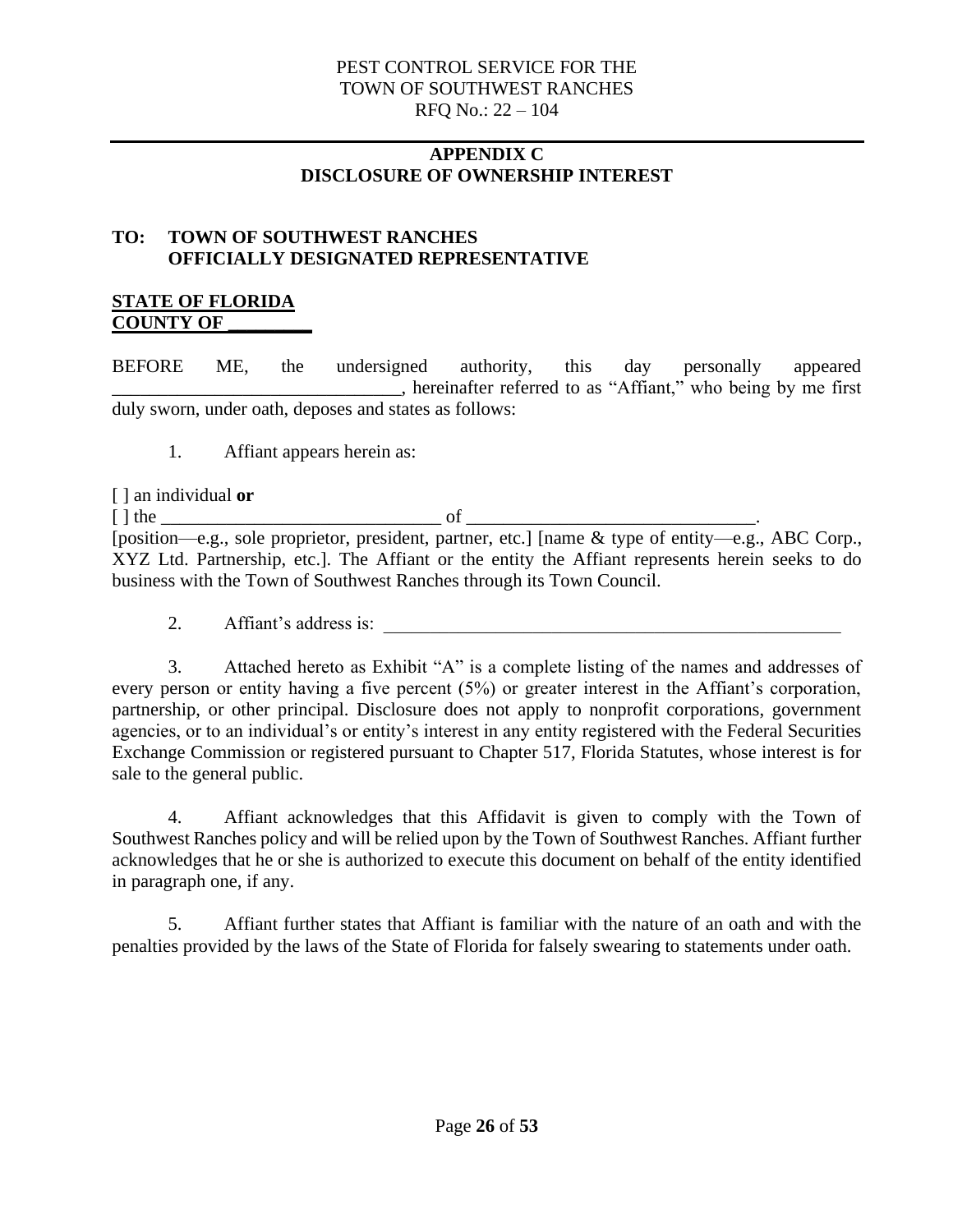PEST CONTROL SERVICE FOR THE
TOWN OF SOUTHWEST RANCHES
RFQ No.: 22 – 104

---

## APPENDIX C
## DISCLOSURE OF OWNERSHIP INTEREST

**TO: TOWN OF SOUTHWEST RANCHES**
**OFFICIALLY DESIGNATED REPRESENTATIVE**

**STATE OF FLORIDA**
**COUNTY OF _________**

BEFORE ME, the undersigned authority, this day personally appeared _______________________________, hereinafter referred to as "Affiant," who being by me first duly sworn, under oath, deposes and states as follows:

1. Affiant appears herein as:

[ ] an individual **or**
[ ] the ______________________________ of _______________________________.
[position—e.g., sole proprietor, president, partner, etc.] [name & type of entity—e.g., ABC Corp., XYZ Ltd. Partnership, etc.]. The Affiant or the entity the Affiant represents herein seeks to do business with the Town of Southwest Ranches through its Town Council.

2. Affiant's address is: ____________________________________________________

3. Attached hereto as Exhibit "A" is a complete listing of the names and addresses of every person or entity having a five percent (5%) or greater interest in the Affiant's corporation, partnership, or other principal. Disclosure does not apply to nonprofit corporations, government agencies, or to an individual's or entity's interest in any entity registered with the Federal Securities Exchange Commission or registered pursuant to Chapter 517, Florida Statutes, whose interest is for sale to the general public.

4. Affiant acknowledges that this Affidavit is given to comply with the Town of Southwest Ranches policy and will be relied upon by the Town of Southwest Ranches. Affiant further acknowledges that he or she is authorized to execute this document on behalf of the entity identified in paragraph one, if any.

5. Affiant further states that Affiant is familiar with the nature of an oath and with the penalties provided by the laws of the State of Florida for falsely swearing to statements under oath.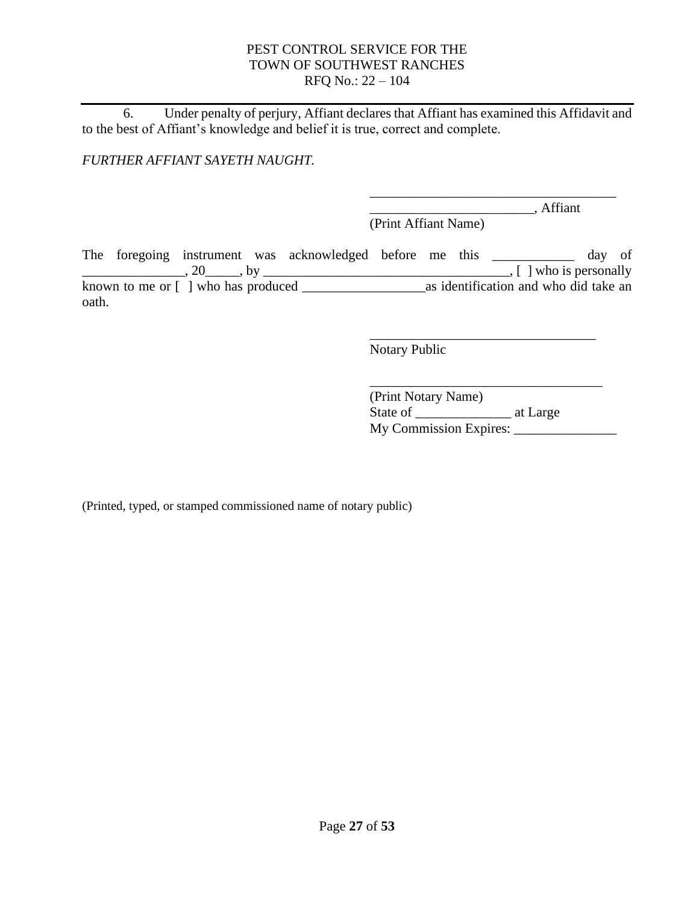6. Under penalty of perjury, Affiant declares that Affiant has examined this Affidavit and to the best of Affiant's knowledge and belief it is true, correct and complete.

*FURTHER AFFIANT SAYETH NAUGHT.*

_____________________________________
________________________, Affiant
(Print Affiant Name)

The foregoing instrument was acknowledged before me this ____________ day of _______________, 20_____, by ____________________________________, [ ] who is personally known to me or [ ] who has produced __________________as identification and who did take an oath.

__________________________________
Notary Public

___________________________________
(Print Notary Name)
State of ______________ at Large
My Commission Expires: _______________

(Printed, typed, or stamped commissioned name of notary public)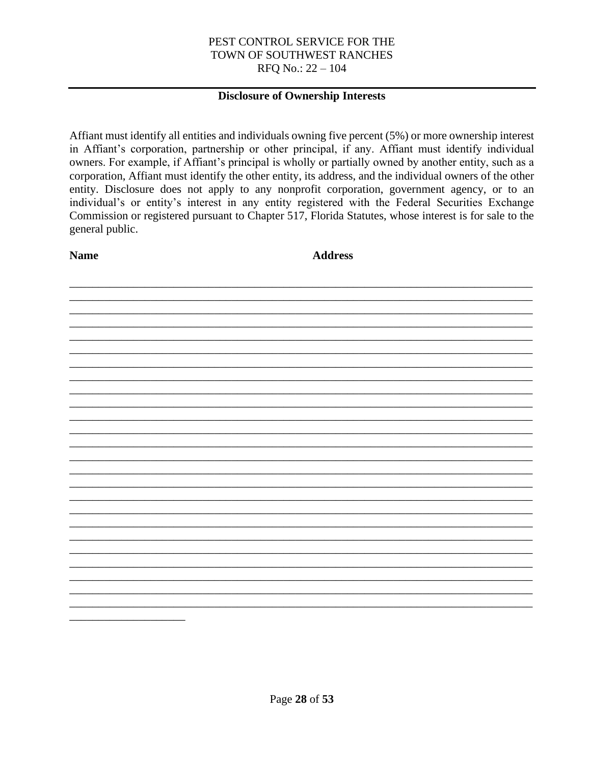PEST CONTROL SERVICE FOR THE
TOWN OF SOUTHWEST RANCHES
RFQ No.: 22 – 104

---

## Disclosure of Ownership Interests

Affiant must identify all entities and individuals owning five percent (5%) or more ownership interest in Affiant's corporation, partnership or other principal, if any. Affiant must identify individual owners. For example, if Affiant's principal is wholly or partially owned by another entity, such as a corporation, Affiant must identify the other entity, its address, and the individual owners of the other entity. Disclosure does not apply to any nonprofit corporation, government agency, or to an individual's or entity's interest in any entity registered with the Federal Securities Exchange Commission or registered pursuant to Chapter 517, Florida Statutes, whose interest is for sale to the general public.

**Name** **Address**

_______________________________________________________________________________
_______________________________________________________________________________
_______________________________________________________________________________
_______________________________________________________________________________
_______________________________________________________________________________
_______________________________________________________________________________
_______________________________________________________________________________
_______________________________________________________________________________
_______________________________________________________________________________
_______________________________________________________________________________
_______________________________________________________________________________
_______________________________________________________________________________
_______________________________________________________________________________
_______________________________________________________________________________
_______________________________________________________________________________
_______________________________________________________________________________
_______________________________________________________________________________
_______________________________________________________________________________
_______________________________________________________________________________
_______________________________________________________________________________
_______________________________________________________________________________
_______________________________________________________________________________
_______________________________________________________________________________
_______________________________________________________________________________
_______________________________________________________________________________
____________________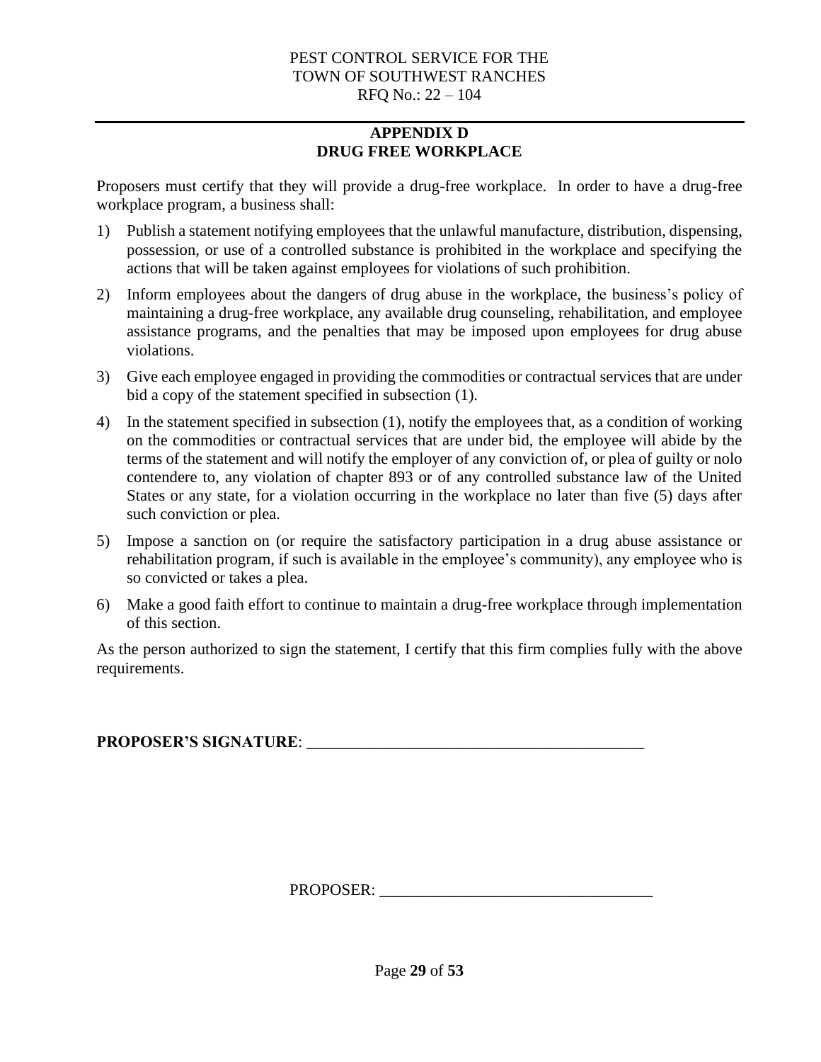## APPENDIX D
## DRUG FREE WORKPLACE

Proposers must certify that they will provide a drug-free workplace. In order to have a drug-free workplace program, a business shall:

1) Publish a statement notifying employees that the unlawful manufacture, distribution, dispensing, possession, or use of a controlled substance is prohibited in the workplace and specifying the actions that will be taken against employees for violations of such prohibition.
2) Inform employees about the dangers of drug abuse in the workplace, the business's policy of maintaining a drug-free workplace, any available drug counseling, rehabilitation, and employee assistance programs, and the penalties that may be imposed upon employees for drug abuse violations.
3) Give each employee engaged in providing the commodities or contractual services that are under bid a copy of the statement specified in subsection (1).
4) In the statement specified in subsection (1), notify the employees that, as a condition of working on the commodities or contractual services that are under bid, the employee will abide by the terms of the statement and will notify the employer of any conviction of, or plea of guilty or nolo contendere to, any violation of chapter 893 or of any controlled substance law of the United States or any state, for a violation occurring in the workplace no later than five (5) days after such conviction or plea.
5) Impose a sanction on (or require the satisfactory participation in a drug abuse assistance or rehabilitation program, if such is available in the employee's community), any employee who is so convicted or takes a plea.
6) Make a good faith effort to continue to maintain a drug-free workplace through implementation of this section.

As the person authorized to sign the statement, I certify that this firm complies fully with the above requirements.

**PROPOSER'S SIGNATURE**: ___________________________________________

PROPOSER: __________________________________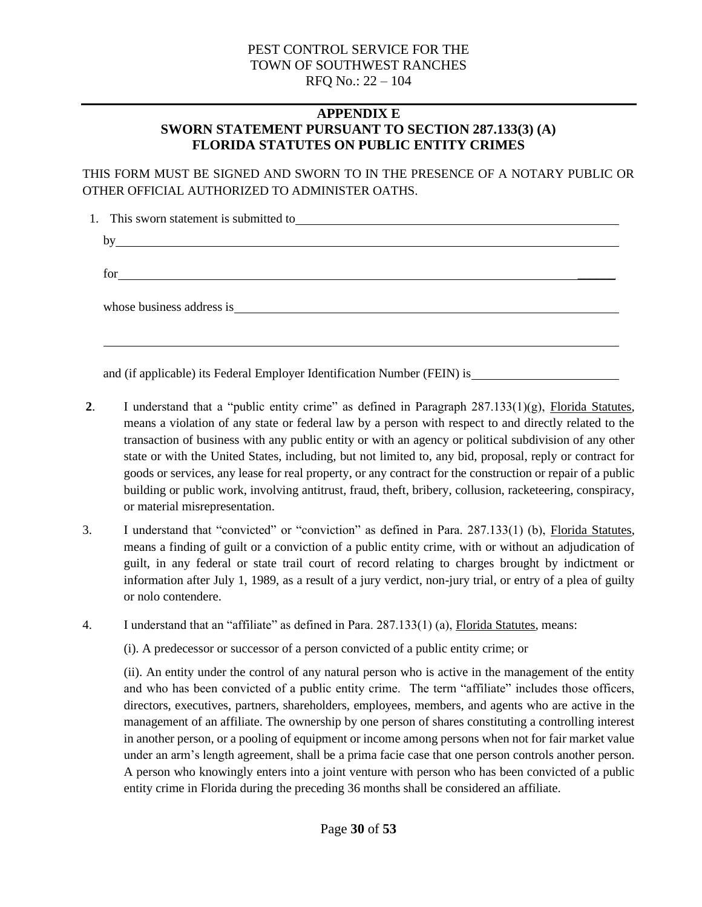PEST CONTROL SERVICE FOR THE
TOWN OF SOUTHWEST RANCHES
RFQ No.: 22 – 104

## APPENDIX E
## SWORN STATEMENT PURSUANT TO SECTION 287.133(3) (A) FLORIDA STATUTES ON PUBLIC ENTITY CRIMES

THIS FORM MUST BE SIGNED AND SWORN TO IN THE PRESENCE OF A NOTARY PUBLIC OR OTHER OFFICIAL AUTHORIZED TO ADMINISTER OATHS.

1. This sworn statement is submitted to ______________________________________________

   by ______________________________________________________________________________

   for ______________________________________________________________________________

   whose business address is __________________________________________________________

   ________________________________________________________________________________

   and (if applicable) its Federal Employer Identification Number (FEIN) is ____________________

**2**. I understand that a "public entity crime" as defined in Paragraph 287.133(1)(g), Florida Statutes, means a violation of any state or federal law by a person with respect to and directly related to the transaction of business with any public entity or with an agency or political subdivision of any other state or with the United States, including, but not limited to, any bid, proposal, reply or contract for goods or services, any lease for real property, or any contract for the construction or repair of a public building or public work, involving antitrust, fraud, theft, bribery, collusion, racketeering, conspiracy, or material misrepresentation.

3. I understand that "convicted" or "conviction" as defined in Para. 287.133(1) (b), Florida Statutes, means a finding of guilt or a conviction of a public entity crime, with or without an adjudication of guilt, in any federal or state trail court of record relating to charges brought by indictment or information after July 1, 1989, as a result of a jury verdict, non-jury trial, or entry of a plea of guilty or nolo contendere.

4. I understand that an "affiliate" as defined in Para. 287.133(1) (a), Florida Statutes, means:

   (i). A predecessor or successor of a person convicted of a public entity crime; or

   (ii). An entity under the control of any natural person who is active in the management of the entity and who has been convicted of a public entity crime. The term "affiliate" includes those officers, directors, executives, partners, shareholders, employees, members, and agents who are active in the management of an affiliate. The ownership by one person of shares constituting a controlling interest in another person, or a pooling of equipment or income among persons when not for fair market value under an arm's length agreement, shall be a prima facie case that one person controls another person. A person who knowingly enters into a joint venture with person who has been convicted of a public entity crime in Florida during the preceding 36 months shall be considered an affiliate.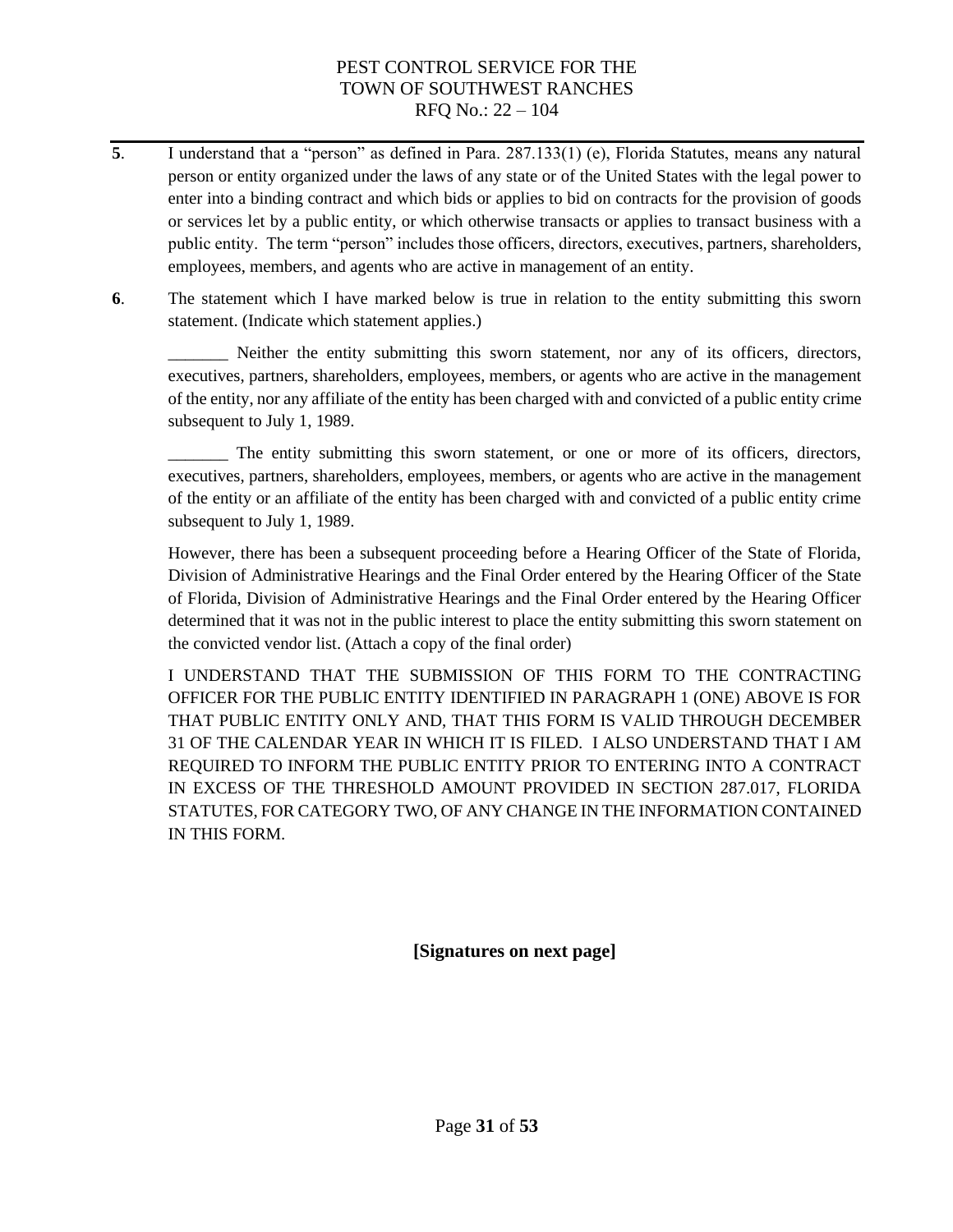**5**. I understand that a "person" as defined in Para. 287.133(1) (e), Florida Statutes, means any natural person or entity organized under the laws of any state or of the United States with the legal power to enter into a binding contract and which bids or applies to bid on contracts for the provision of goods or services let by a public entity, or which otherwise transacts or applies to transact business with a public entity. The term "person" includes those officers, directors, executives, partners, shareholders, employees, members, and agents who are active in management of an entity.

**6**. The statement which I have marked below is true in relation to the entity submitting this sworn statement. (Indicate which statement applies.)

_______ Neither the entity submitting this sworn statement, nor any of its officers, directors, executives, partners, shareholders, employees, members, or agents who are active in the management of the entity, nor any affiliate of the entity has been charged with and convicted of a public entity crime subsequent to July 1, 1989.

_______ The entity submitting this sworn statement, or one or more of its officers, directors, executives, partners, shareholders, employees, members, or agents who are active in the management of the entity or an affiliate of the entity has been charged with and convicted of a public entity crime subsequent to July 1, 1989.

However, there has been a subsequent proceeding before a Hearing Officer of the State of Florida, Division of Administrative Hearings and the Final Order entered by the Hearing Officer of the State of Florida, Division of Administrative Hearings and the Final Order entered by the Hearing Officer determined that it was not in the public interest to place the entity submitting this sworn statement on the convicted vendor list. (Attach a copy of the final order)

I UNDERSTAND THAT THE SUBMISSION OF THIS FORM TO THE CONTRACTING OFFICER FOR THE PUBLIC ENTITY IDENTIFIED IN PARAGRAPH 1 (ONE) ABOVE IS FOR THAT PUBLIC ENTITY ONLY AND, THAT THIS FORM IS VALID THROUGH DECEMBER 31 OF THE CALENDAR YEAR IN WHICH IT IS FILED. I ALSO UNDERSTAND THAT I AM REQUIRED TO INFORM THE PUBLIC ENTITY PRIOR TO ENTERING INTO A CONTRACT IN EXCESS OF THE THRESHOLD AMOUNT PROVIDED IN SECTION 287.017, FLORIDA STATUTES, FOR CATEGORY TWO, OF ANY CHANGE IN THE INFORMATION CONTAINED IN THIS FORM.

**[Signatures on next page]**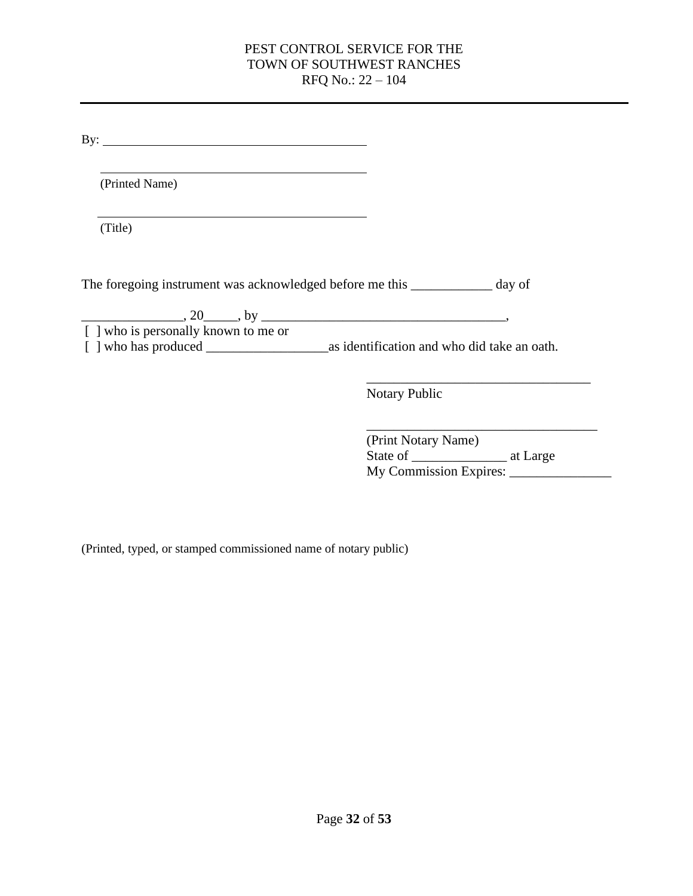By: ________________________________________

________________________________________
(Printed Name)

________________________________________
(Title)

The foregoing instrument was acknowledged before me this ____________ day of

_______________, 20_____, by ____________________________________,
[ ] who is personally known to me or
[ ] who has produced __________________as identification and who did take an oath.

_________________________________
Notary Public

__________________________________
(Print Notary Name)
State of ______________ at Large
My Commission Expires: _______________

(Printed, typed, or stamped commissioned name of notary public)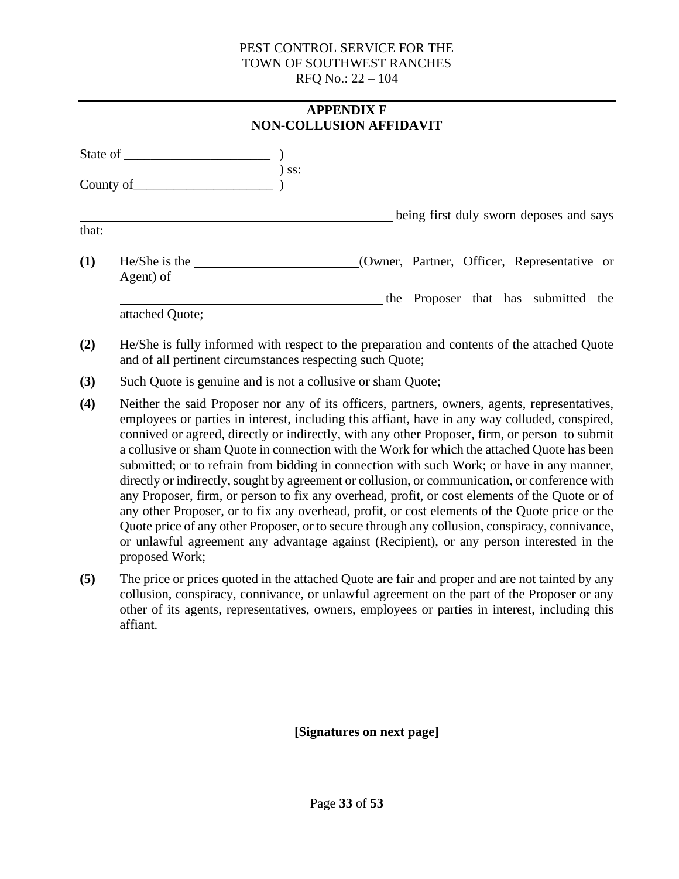## APPENDIX F
## NON-COLLUSION AFFIDAVIT

State of ______________________ )
) ss:
County of_____________________ )

_________________________________________________ being first duly sworn deposes and says that:

**(1)** He/She is the _________________________(Owner, Partner, Officer, Representative or Agent) of _________________________________________ the Proposer that has submitted the attached Quote;

**(2)** He/She is fully informed with respect to the preparation and contents of the attached Quote and of all pertinent circumstances respecting such Quote;

**(3)** Such Quote is genuine and is not a collusive or sham Quote;

**(4)** Neither the said Proposer nor any of its officers, partners, owners, agents, representatives, employees or parties in interest, including this affiant, have in any way colluded, conspired, connived or agreed, directly or indirectly, with any other Proposer, firm, or person to submit a collusive or sham Quote in connection with the Work for which the attached Quote has been submitted; or to refrain from bidding in connection with such Work; or have in any manner, directly or indirectly, sought by agreement or collusion, or communication, or conference with any Proposer, firm, or person to fix any overhead, profit, or cost elements of the Quote or of any other Proposer, or to fix any overhead, profit, or cost elements of the Quote price or the Quote price of any other Proposer, or to secure through any collusion, conspiracy, connivance, or unlawful agreement any advantage against (Recipient), or any person interested in the proposed Work;

**(5)** The price or prices quoted in the attached Quote are fair and proper and are not tainted by any collusion, conspiracy, connivance, or unlawful agreement on the part of the Proposer or any other of its agents, representatives, owners, employees or parties in interest, including this affiant.

**[Signatures on next page]**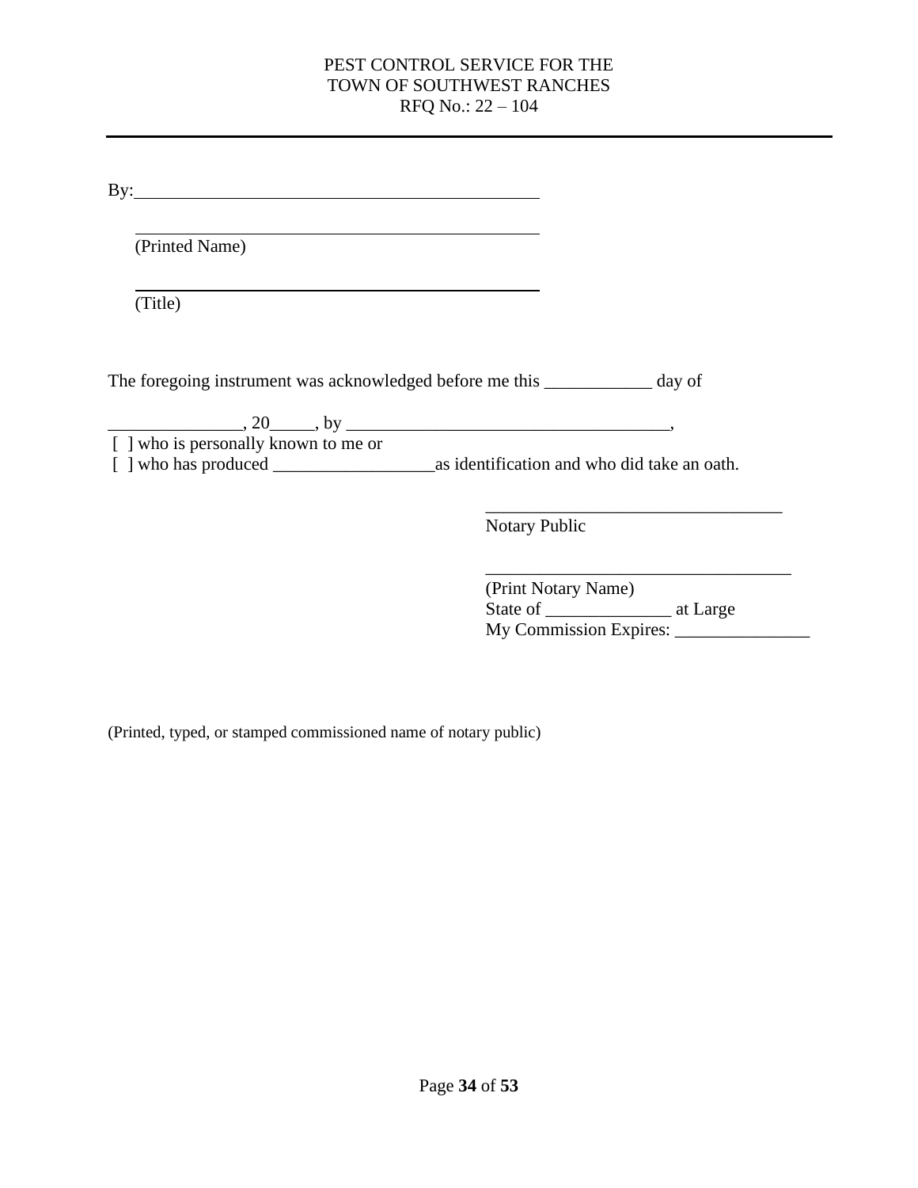By: ______________________________________________

______________________________________________
(Printed Name)

______________________________________________
(Title)

The foregoing instrument was acknowledged before me this ____________ day of

_______________, 20_____, by ____________________________________,
[ ] who is personally known to me or
[ ] who has produced __________________as identification and who did take an oath.

_________________________________
Notary Public

_________________________________
(Print Notary Name)
State of ______________ at Large
My Commission Expires: _______________

(Printed, typed, or stamped commissioned name of notary public)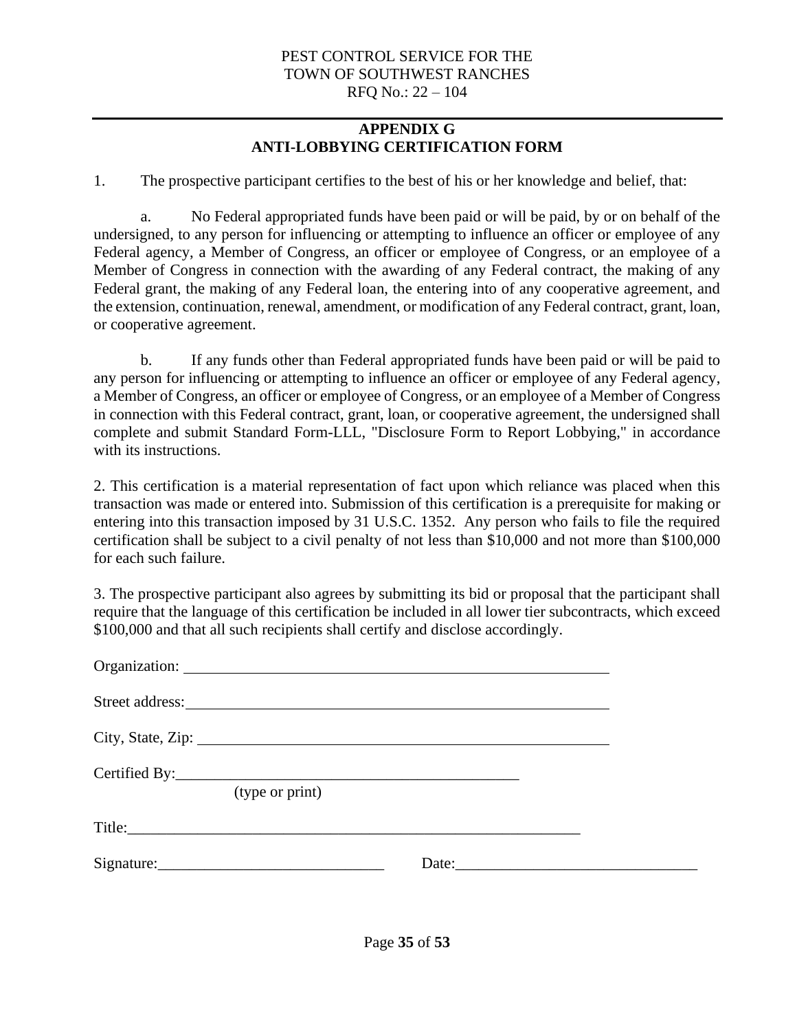## APPENDIX G
## ANTI-LOBBYING CERTIFICATION FORM

1. The prospective participant certifies to the best of his or her knowledge and belief, that:

a. No Federal appropriated funds have been paid or will be paid, by or on behalf of the undersigned, to any person for influencing or attempting to influence an officer or employee of any Federal agency, a Member of Congress, an officer or employee of Congress, or an employee of a Member of Congress in connection with the awarding of any Federal contract, the making of any Federal grant, the making of any Federal loan, the entering into of any cooperative agreement, and the extension, continuation, renewal, amendment, or modification of any Federal contract, grant, loan, or cooperative agreement.

b. If any funds other than Federal appropriated funds have been paid or will be paid to any person for influencing or attempting to influence an officer or employee of any Federal agency, a Member of Congress, an officer or employee of Congress, or an employee of a Member of Congress in connection with this Federal contract, grant, loan, or cooperative agreement, the undersigned shall complete and submit Standard Form-LLL, "Disclosure Form to Report Lobbying," in accordance with its instructions.

2. This certification is a material representation of fact upon which reliance was placed when this transaction was made or entered into. Submission of this certification is a prerequisite for making or entering into this transaction imposed by 31 U.S.C. 1352. Any person who fails to file the required certification shall be subject to a civil penalty of not less than $10,000 and not more than $100,000 for each such failure.

3. The prospective participant also agrees by submitting its bid or proposal that the participant shall require that the language of this certification be included in all lower tier subcontracts, which exceed $100,000 and that all such recipients shall certify and disclose accordingly.

Organization: ________________________________________________

Street address: ________________________________________________

City, State, Zip: ________________________________________________

Certified By: ________________________________________
(type or print)

Title: ________________________________________________

Signature: ______________________________ Date: ______________________________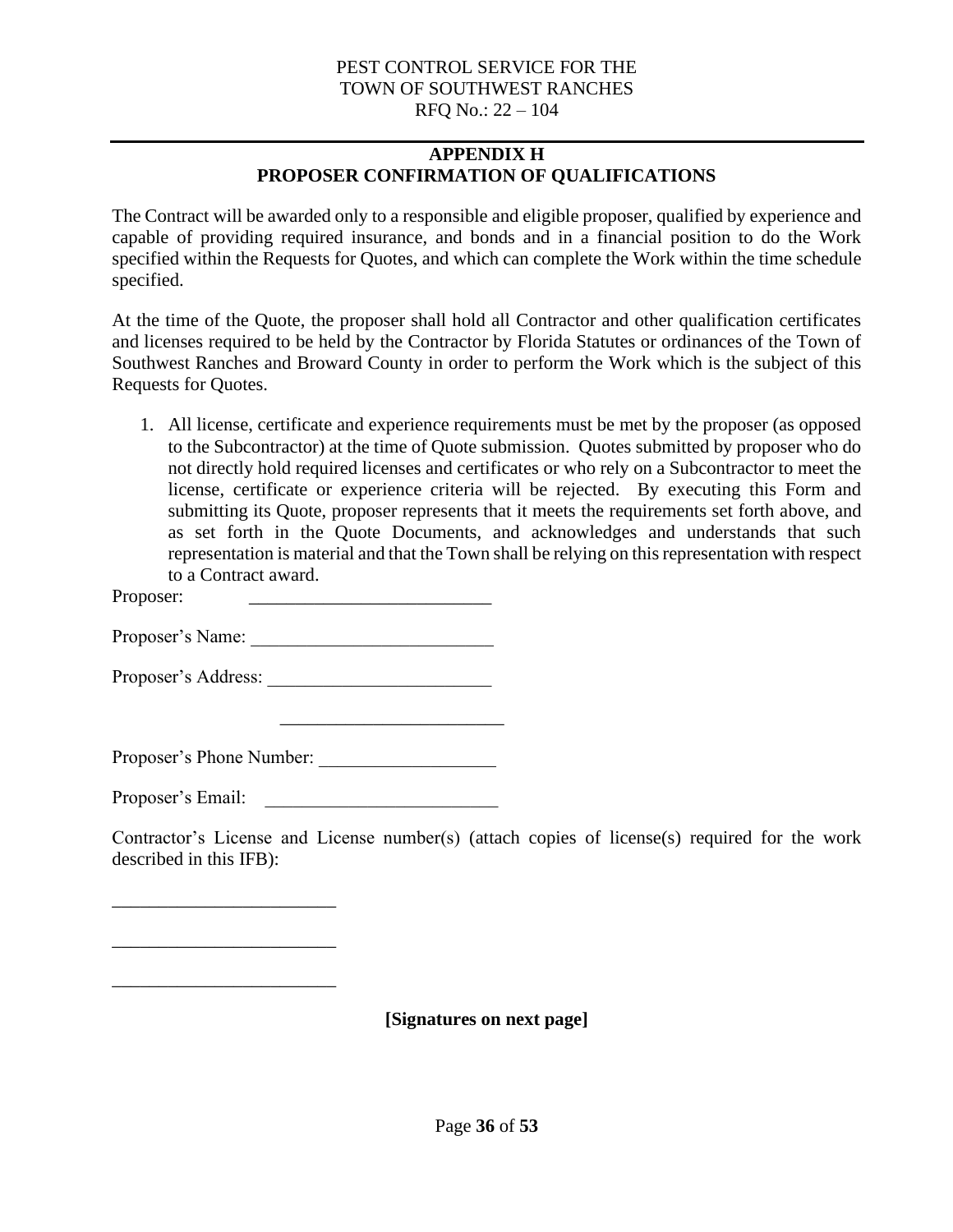## APPENDIX H
## PROPOSER CONFIRMATION OF QUALIFICATIONS

The Contract will be awarded only to a responsible and eligible proposer, qualified by experience and capable of providing required insurance, and bonds and in a financial position to do the Work specified within the Requests for Quotes, and which can complete the Work within the time schedule specified.

At the time of the Quote, the proposer shall hold all Contractor and other qualification certificates and licenses required to be held by the Contractor by Florida Statutes or ordinances of the Town of Southwest Ranches and Broward County in order to perform the Work which is the subject of this Requests for Quotes.

1. All license, certificate and experience requirements must be met by the proposer (as opposed to the Subcontractor) at the time of Quote submission. Quotes submitted by proposer who do not directly hold required licenses and certificates or who rely on a Subcontractor to meet the license, certificate or experience criteria will be rejected. By executing this Form and submitting its Quote, proposer represents that it meets the requirements set forth above, and as set forth in the Quote Documents, and acknowledges and understands that such representation is material and that the Town shall be relying on this representation with respect to a Contract award.

Proposer: __________________________

Proposer's Name: __________________________

Proposer's Address: ________________________

________________________

Proposer's Phone Number: ___________________

Proposer's Email: _________________________

Contractor's License and License number(s) (attach copies of license(s) required for the work described in this IFB):

________________________

________________________

________________________

**[Signatures on next page]**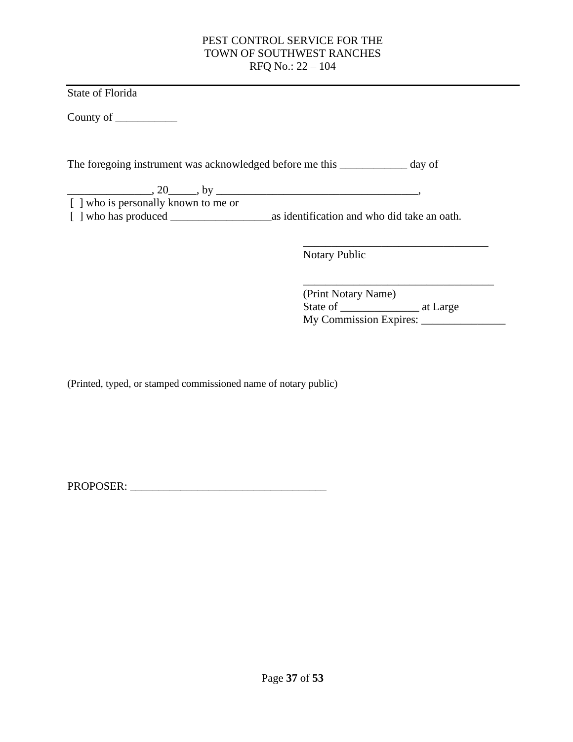State of Florida

County of ___________

The foregoing instrument was acknowledged before me this ____________ day of

_______________, 20_____, by ____________________________________,
[ ] who is personally known to me or
[ ] who has produced __________________as identification and who did take an oath.

__________________________________
Notary Public

___________________________________
(Print Notary Name)
State of ______________ at Large
My Commission Expires: _______________

(Printed, typed, or stamped commissioned name of notary public)

PROPOSER: ____________________________________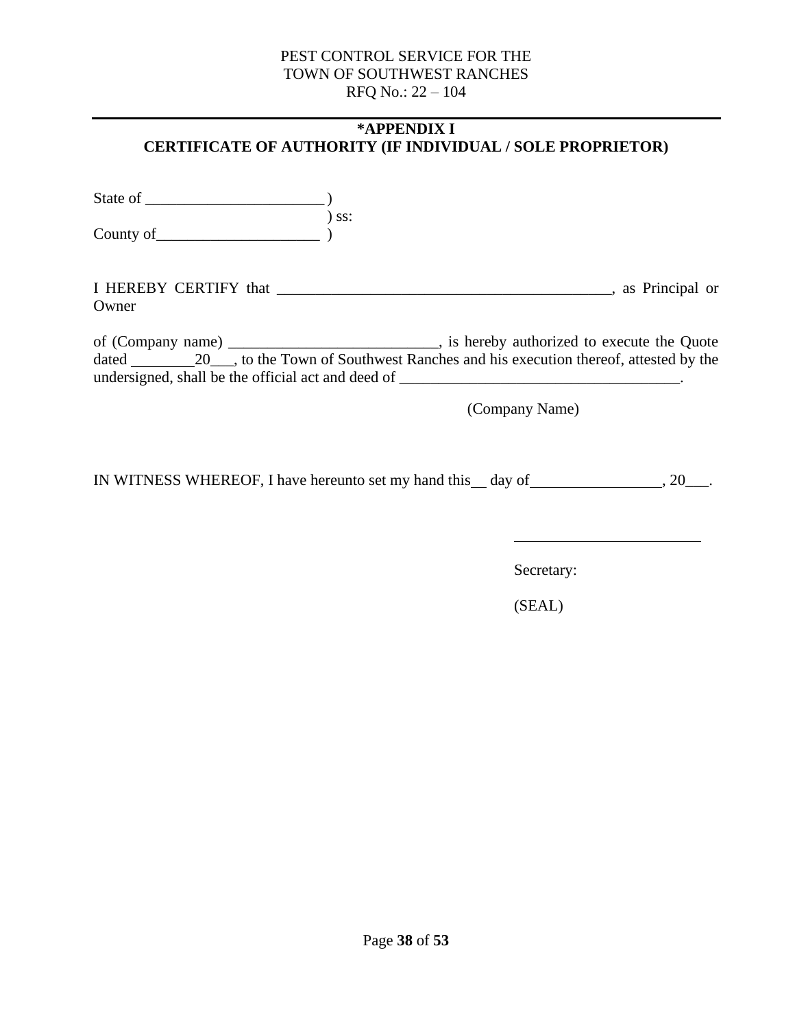PEST CONTROL SERVICE FOR THE
TOWN OF SOUTHWEST RANCHES
RFQ No.: 22 – 104

---

## *APPENDIX I
## CERTIFICATE OF AUTHORITY (IF INDIVIDUAL / SOLE PROPRIETOR)

State of _______________________ )
) ss:
County of_____________________ )

I HEREBY CERTIFY that ____________________________________________, as Principal or Owner

of (Company name) ___________________________, is hereby authorized to execute the Quote dated ________20___, to the Town of Southwest Ranches and his execution thereof, attested by the undersigned, shall be the official act and deed of ____________________________________.

(Company Name)

IN WITNESS WHEREOF, I have hereunto set my hand this__ day of_________________, 20___.

________________________

Secretary:

(SEAL)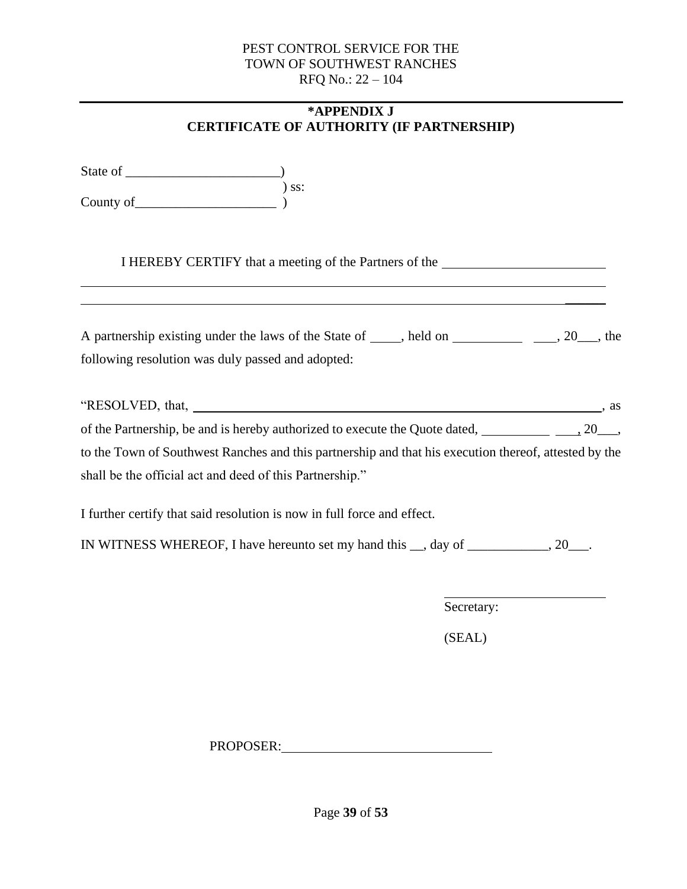PEST CONTROL SERVICE FOR THE
TOWN OF SOUTHWEST RANCHES
RFQ No.: 22 – 104

## *APPENDIX J
## CERTIFICATE OF AUTHORITY (IF PARTNERSHIP)

State of _______________________)
) ss:
County of_____________________ )

I HEREBY CERTIFY that a meeting of the Partners of the ________________________
_______________________________________________________________________________
_______________________________________________________________________________

A partnership existing under the laws of the State of _____, held on __________ ___, 20___, the following resolution was duly passed and adopted:

"RESOLVED, that, ______________________________________________________________, as of the Partnership, be and is hereby authorized to execute the Quote dated, __________ ___, 20___, to the Town of Southwest Ranches and this partnership and that his execution thereof, attested by the shall be the official act and deed of this Partnership."

I further certify that said resolution is now in full force and effect.

IN WITNESS WHEREOF, I have hereunto set my hand this __, day of ____________, 20___.

________________________
Secretary:

(SEAL)

PROPOSER:______________________________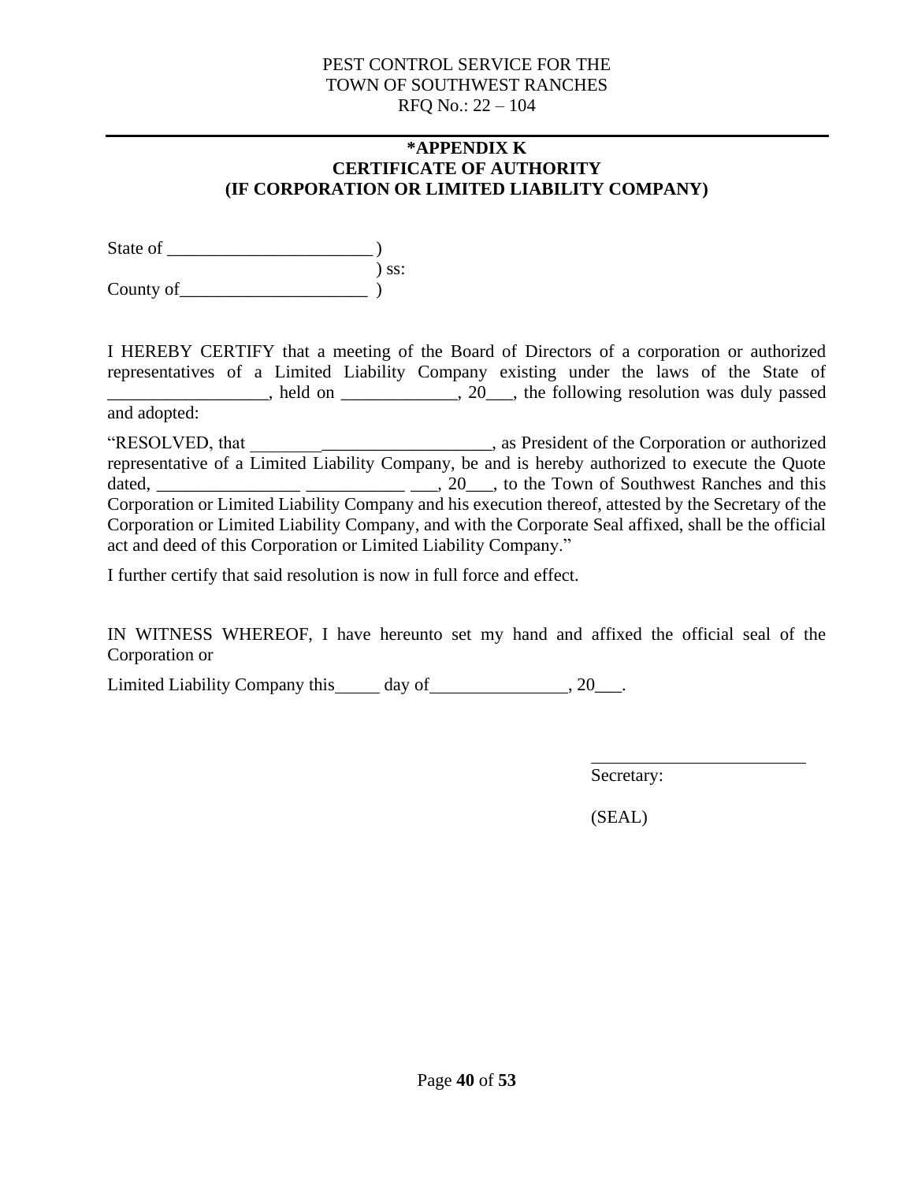PEST CONTROL SERVICE FOR THE
TOWN OF SOUTHWEST RANCHES
RFQ No.: 22 – 104

## *APPENDIX K
## CERTIFICATE OF AUTHORITY
## (IF CORPORATION OR LIMITED LIABILITY COMPANY)

State of _______________________ )
) ss:
County of_____________________ )

I HEREBY CERTIFY that a meeting of the Board of Directors of a corporation or authorized representatives of a Limited Liability Company existing under the laws of the State of __________________, held on _____________, 20___, the following resolution was duly passed and adopted:

"RESOLVED, that ___________________________, as President of the Corporation or authorized representative of a Limited Liability Company, be and is hereby authorized to execute the Quote dated, ________________ ___________ ___, 20___, to the Town of Southwest Ranches and this Corporation or Limited Liability Company and his execution thereof, attested by the Secretary of the Corporation or Limited Liability Company, and with the Corporate Seal affixed, shall be the official act and deed of this Corporation or Limited Liability Company."

I further certify that said resolution is now in full force and effect.

IN WITNESS WHEREOF, I have hereunto set my hand and affixed the official seal of the Corporation or

Limited Liability Company this_____ day of_______________, 20___.

_________________________
Secretary:

(SEAL)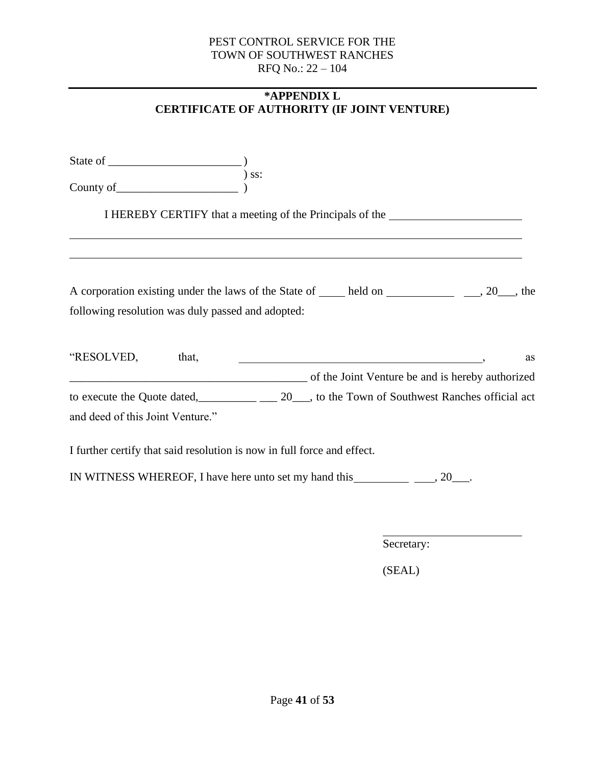PEST CONTROL SERVICE FOR THE
TOWN OF SOUTHWEST RANCHES
RFQ No.: 22 – 104

---

## *APPENDIX L
## CERTIFICATE OF AUTHORITY (IF JOINT VENTURE)

State of _______________________ )
) ss:
County of_____________________ )

I HEREBY CERTIFY that a meeting of the Principals of the _______________________

_______________________________________________________________________________

_______________________________________________________________________________

A corporation existing under the laws of the State of _____ held on ____________ ___, 20___, the following resolution was duly passed and adopted:

"RESOLVED, that, ___________________________________________, as ___________________________________________ of the Joint Venture be and is hereby authorized to execute the Quote dated,__________ ___ 20___, to the Town of Southwest Ranches official act and deed of this Joint Venture."

I further certify that said resolution is now in full force and effect.

IN WITNESS WHEREOF, I have here unto set my hand this__________ ___, 20___.

_________________________
Secretary:

(SEAL)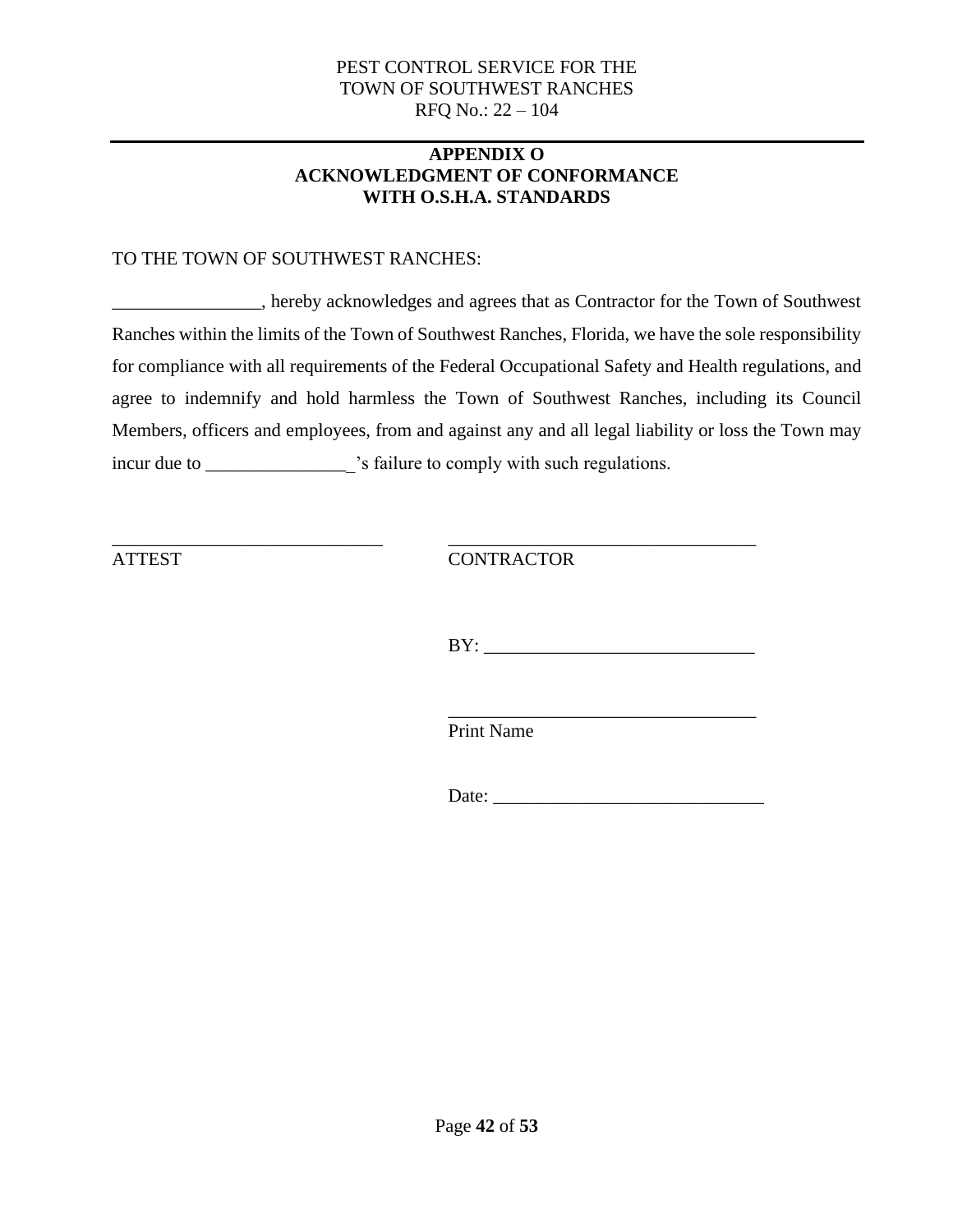## APPENDIX O
## ACKNOWLEDGMENT OF CONFORMANCE WITH O.S.H.A. STANDARDS

TO THE TOWN OF SOUTHWEST RANCHES:

________________, hereby acknowledges and agrees that as Contractor for the Town of Southwest Ranches within the limits of the Town of Southwest Ranches, Florida, we have the sole responsibility for compliance with all requirements of the Federal Occupational Safety and Health regulations, and agree to indemnify and hold harmless the Town of Southwest Ranches, including its Council Members, officers and employees, from and against any and all legal liability or loss the Town may incur due to ________________'s failure to comply with such regulations.

_____________________________ ATTEST

_________________________________ CONTRACTOR

BY: _____________________________

_________________________________
Print Name

Date: _____________________________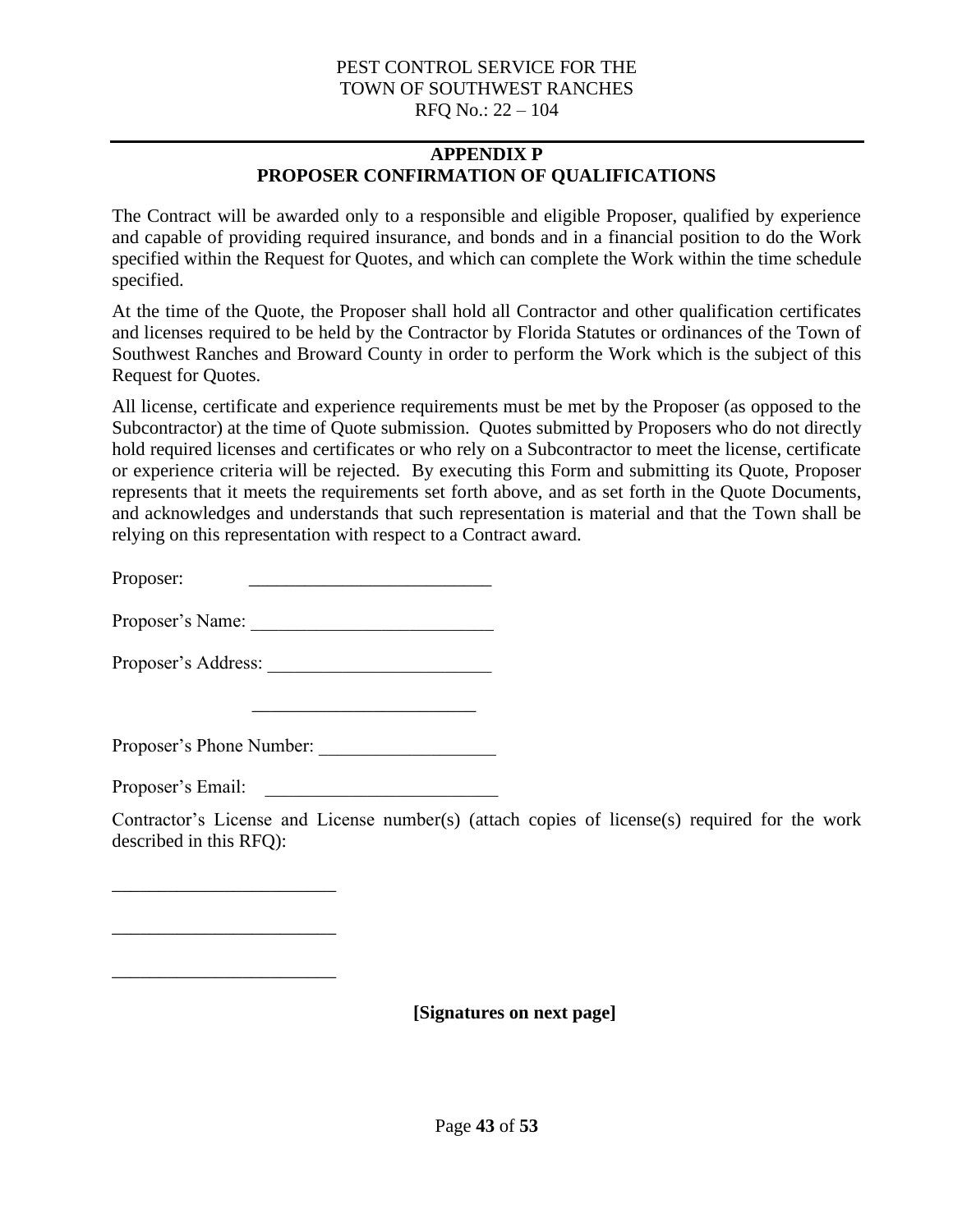## APPENDIX P
## PROPOSER CONFIRMATION OF QUALIFICATIONS

The Contract will be awarded only to a responsible and eligible Proposer, qualified by experience and capable of providing required insurance, and bonds and in a financial position to do the Work specified within the Request for Quotes, and which can complete the Work within the time schedule specified.

At the time of the Quote, the Proposer shall hold all Contractor and other qualification certificates and licenses required to be held by the Contractor by Florida Statutes or ordinances of the Town of Southwest Ranches and Broward County in order to perform the Work which is the subject of this Request for Quotes.

All license, certificate and experience requirements must be met by the Proposer (as opposed to the Subcontractor) at the time of Quote submission. Quotes submitted by Proposers who do not directly hold required licenses and certificates or who rely on a Subcontractor to meet the license, certificate or experience criteria will be rejected. By executing this Form and submitting its Quote, Proposer represents that it meets the requirements set forth above, and as set forth in the Quote Documents, and acknowledges and understands that such representation is material and that the Town shall be relying on this representation with respect to a Contract award.

Proposer: ___________________________

Proposer's Name: ___________________________

Proposer's Address: _________________________

_________________________

Proposer's Phone Number: ___________________

Proposer's Email: __________________________

Contractor's License and License number(s) (attach copies of license(s) required for the work described in this RFQ):

_________________________

_________________________

_________________________

**[Signatures on next page]**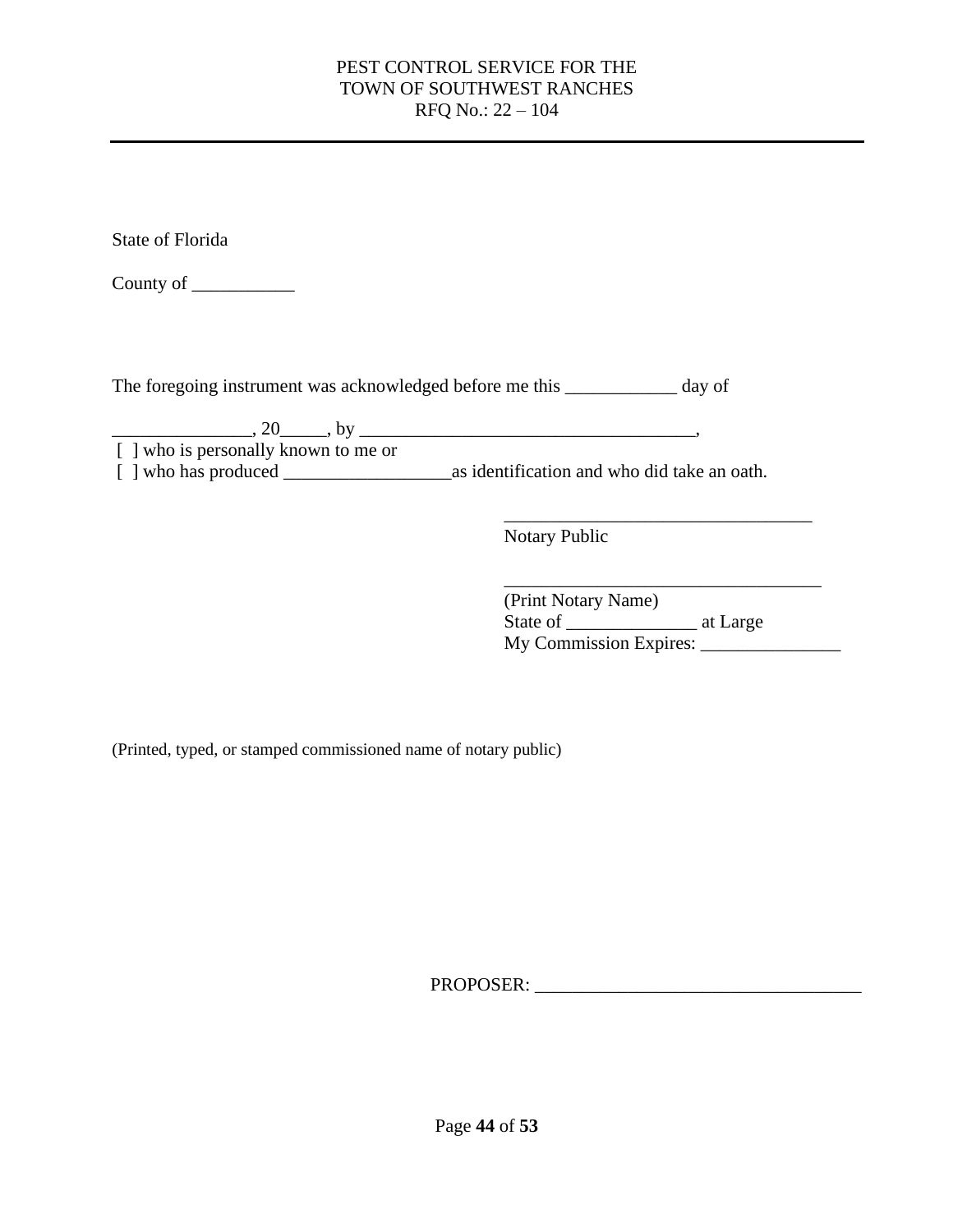State of Florida

County of ___________

The foregoing instrument was acknowledged before me this ____________ day of

_______________, 20_____, by ____________________________________,
[ ] who is personally known to me or
[ ] who has produced __________________as identification and who did take an oath.

_________________________________
Notary Public

__________________________________
(Print Notary Name)
State of ______________ at Large
My Commission Expires: _______________

(Printed, typed, or stamped commissioned name of notary public)

PROPOSER: ___________________________________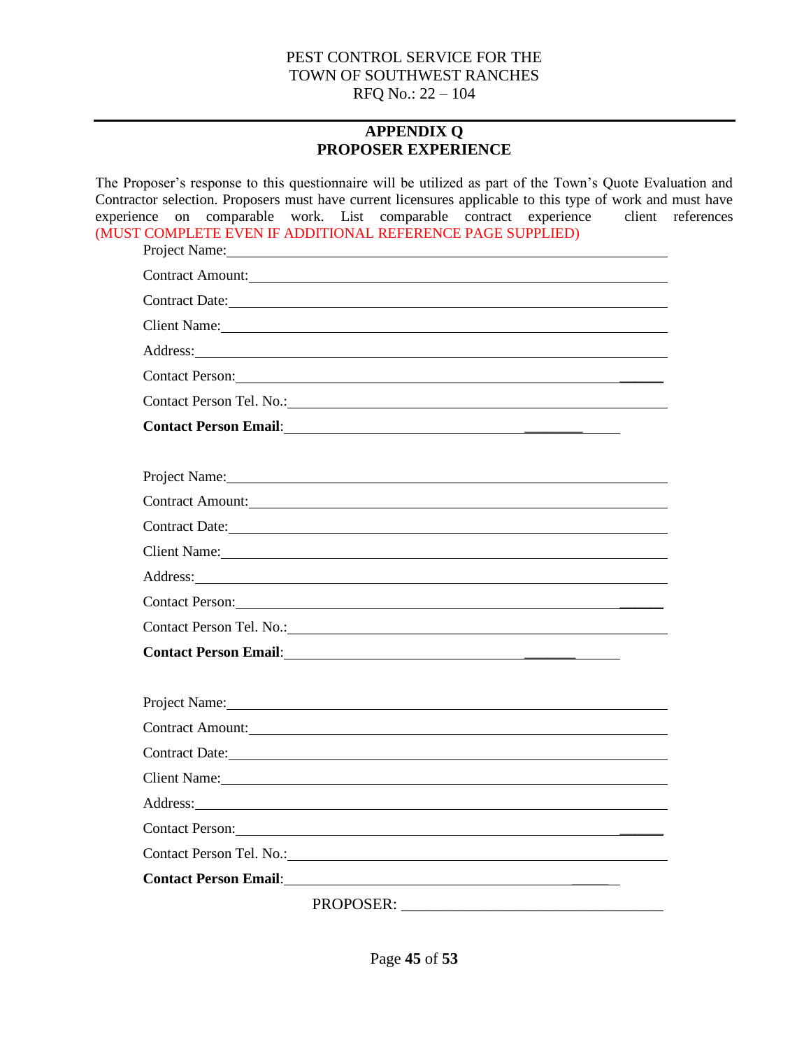PEST CONTROL SERVICE FOR THE
TOWN OF SOUTHWEST RANCHES
RFQ No.: 22 – 104

## APPENDIX Q
## PROPOSER EXPERIENCE

The Proposer's response to this questionnaire will be utilized as part of the Town's Quote Evaluation and Contractor selection. Proposers must have current licensures applicable to this type of work and must have experience on comparable work. List comparable contract experience client references (MUST COMPLETE EVEN IF ADDITIONAL REFERENCE PAGE SUPPLIED)

Project Name: ____________________

Contract Amount: ____________________

Contract Date: ____________________

Client Name: ____________________

Address: ____________________

Contact Person: ____________________

Contact Person Tel. No.: ____________________

**Contact Person Email**: ____________________

Project Name: ____________________

Contract Amount: ____________________

Contract Date: ____________________

Client Name: ____________________

Address: ____________________

Contact Person: ____________________

Contact Person Tel. No.: ____________________

**Contact Person Email**: ____________________

Project Name: ____________________

Contract Amount: ____________________

Contract Date: ____________________

Client Name: ____________________

Address: ____________________

Contact Person: ____________________

Contact Person Tel. No.: ____________________

**Contact Person Email**: ____________________

PROPOSER: ____________________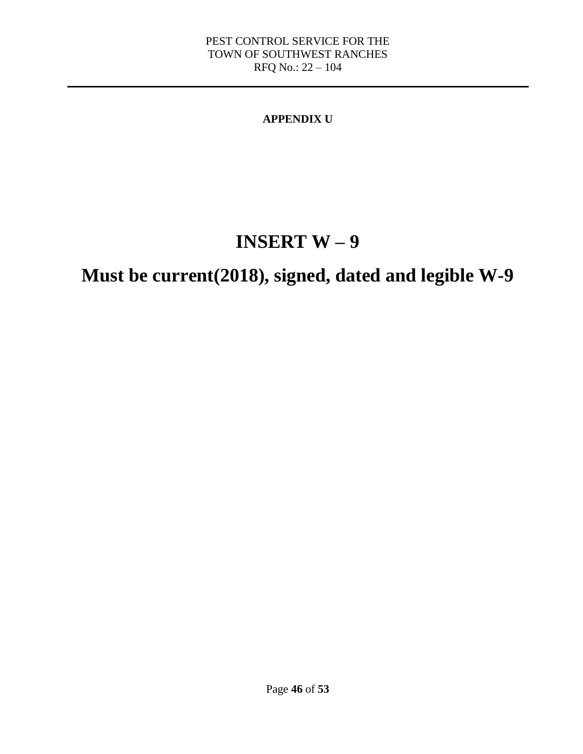**APPENDIX U**

# INSERT W – 9

# Must be current(2018), signed, dated and legible W-9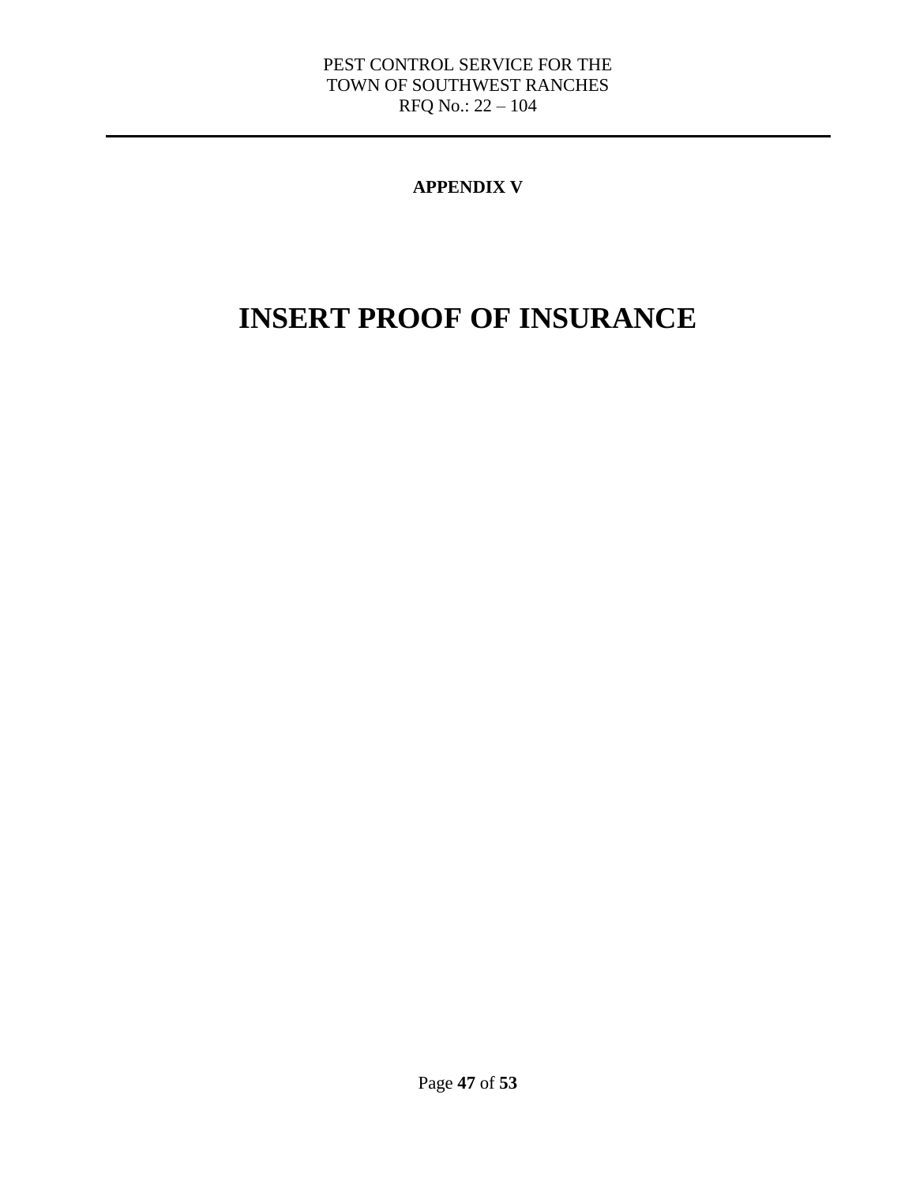**APPENDIX V**

# INSERT PROOF OF INSURANCE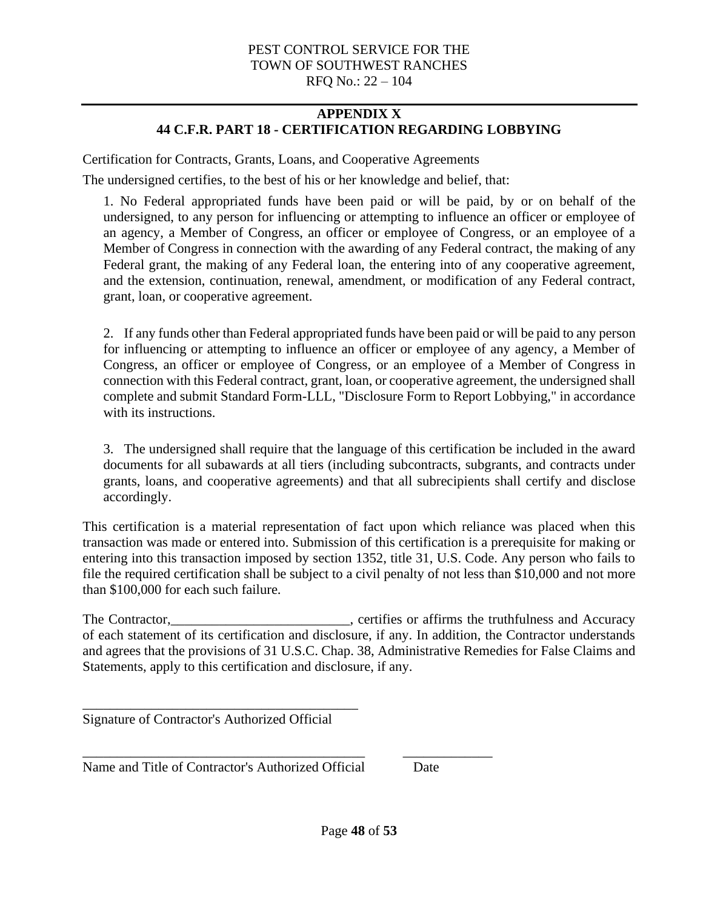## APPENDIX X
## 44 C.F.R. PART 18 - CERTIFICATION REGARDING LOBBYING

Certification for Contracts, Grants, Loans, and Cooperative Agreements

The undersigned certifies, to the best of his or her knowledge and belief, that:

1. No Federal appropriated funds have been paid or will be paid, by or on behalf of the undersigned, to any person for influencing or attempting to influence an officer or employee of an agency, a Member of Congress, an officer or employee of Congress, or an employee of a Member of Congress in connection with the awarding of any Federal contract, the making of any Federal grant, the making of any Federal loan, the entering into of any cooperative agreement, and the extension, continuation, renewal, amendment, or modification of any Federal contract, grant, loan, or cooperative agreement.

2. If any funds other than Federal appropriated funds have been paid or will be paid to any person for influencing or attempting to influence an officer or employee of any agency, a Member of Congress, an officer or employee of Congress, or an employee of a Member of Congress in connection with this Federal contract, grant, loan, or cooperative agreement, the undersigned shall complete and submit Standard Form-LLL, "Disclosure Form to Report Lobbying," in accordance with its instructions.

3. The undersigned shall require that the language of this certification be included in the award documents for all subawards at all tiers (including subcontracts, subgrants, and contracts under grants, loans, and cooperative agreements) and that all subrecipients shall certify and disclose accordingly.

This certification is a material representation of fact upon which reliance was placed when this transaction was made or entered into. Submission of this certification is a prerequisite for making or entering into this transaction imposed by section 1352, title 31, U.S. Code. Any person who fails to file the required certification shall be subject to a civil penalty of not less than $10,000 and not more than $100,000 for each such failure.

The Contractor,__________________________, certifies or affirms the truthfulness and Accuracy of each statement of its certification and disclosure, if any. In addition, the Contractor understands and agrees that the provisions of 31 U.S.C. Chap. 38, Administrative Remedies for False Claims and Statements, apply to this certification and disclosure, if any.

_________________________________________
Signature of Contractor's Authorized Official

_________________________________________ _____________
Name and Title of Contractor's Authorized Official Date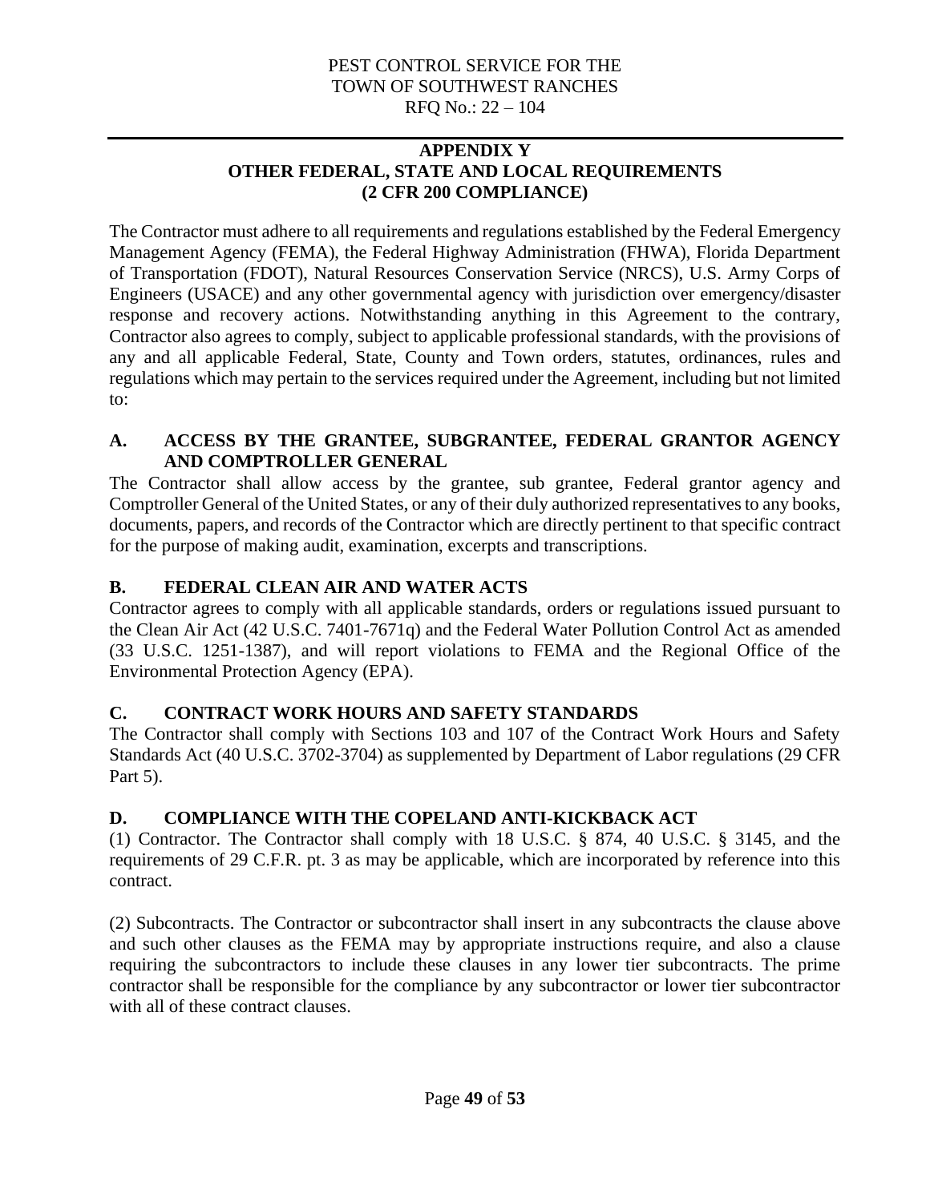## APPENDIX Y
## OTHER FEDERAL, STATE AND LOCAL REQUIREMENTS
## (2 CFR 200 COMPLIANCE)

The Contractor must adhere to all requirements and regulations established by the Federal Emergency Management Agency (FEMA), the Federal Highway Administration (FHWA), Florida Department of Transportation (FDOT), Natural Resources Conservation Service (NRCS), U.S. Army Corps of Engineers (USACE) and any other governmental agency with jurisdiction over emergency/disaster response and recovery actions. Notwithstanding anything in this Agreement to the contrary, Contractor also agrees to comply, subject to applicable professional standards, with the provisions of any and all applicable Federal, State, County and Town orders, statutes, ordinances, rules and regulations which may pertain to the services required under the Agreement, including but not limited to:

### A. ACCESS BY THE GRANTEE, SUBGRANTEE, FEDERAL GRANTOR AGENCY AND COMPTROLLER GENERAL

The Contractor shall allow access by the grantee, sub grantee, Federal grantor agency and Comptroller General of the United States, or any of their duly authorized representatives to any books, documents, papers, and records of the Contractor which are directly pertinent to that specific contract for the purpose of making audit, examination, excerpts and transcriptions.

### B. FEDERAL CLEAN AIR AND WATER ACTS

Contractor agrees to comply with all applicable standards, orders or regulations issued pursuant to the Clean Air Act (42 U.S.C. 7401-7671q) and the Federal Water Pollution Control Act as amended (33 U.S.C. 1251-1387), and will report violations to FEMA and the Regional Office of the Environmental Protection Agency (EPA).

### C. CONTRACT WORK HOURS AND SAFETY STANDARDS

The Contractor shall comply with Sections 103 and 107 of the Contract Work Hours and Safety Standards Act (40 U.S.C. 3702-3704) as supplemented by Department of Labor regulations (29 CFR Part 5).

### D. COMPLIANCE WITH THE COPELAND ANTI-KICKBACK ACT

(1) Contractor. The Contractor shall comply with 18 U.S.C. § 874, 40 U.S.C. § 3145, and the requirements of 29 C.F.R. pt. 3 as may be applicable, which are incorporated by reference into this contract.

(2) Subcontracts. The Contractor or subcontractor shall insert in any subcontracts the clause above and such other clauses as the FEMA may by appropriate instructions require, and also a clause requiring the subcontractors to include these clauses in any lower tier subcontracts. The prime contractor shall be responsible for the compliance by any subcontractor or lower tier subcontractor with all of these contract clauses.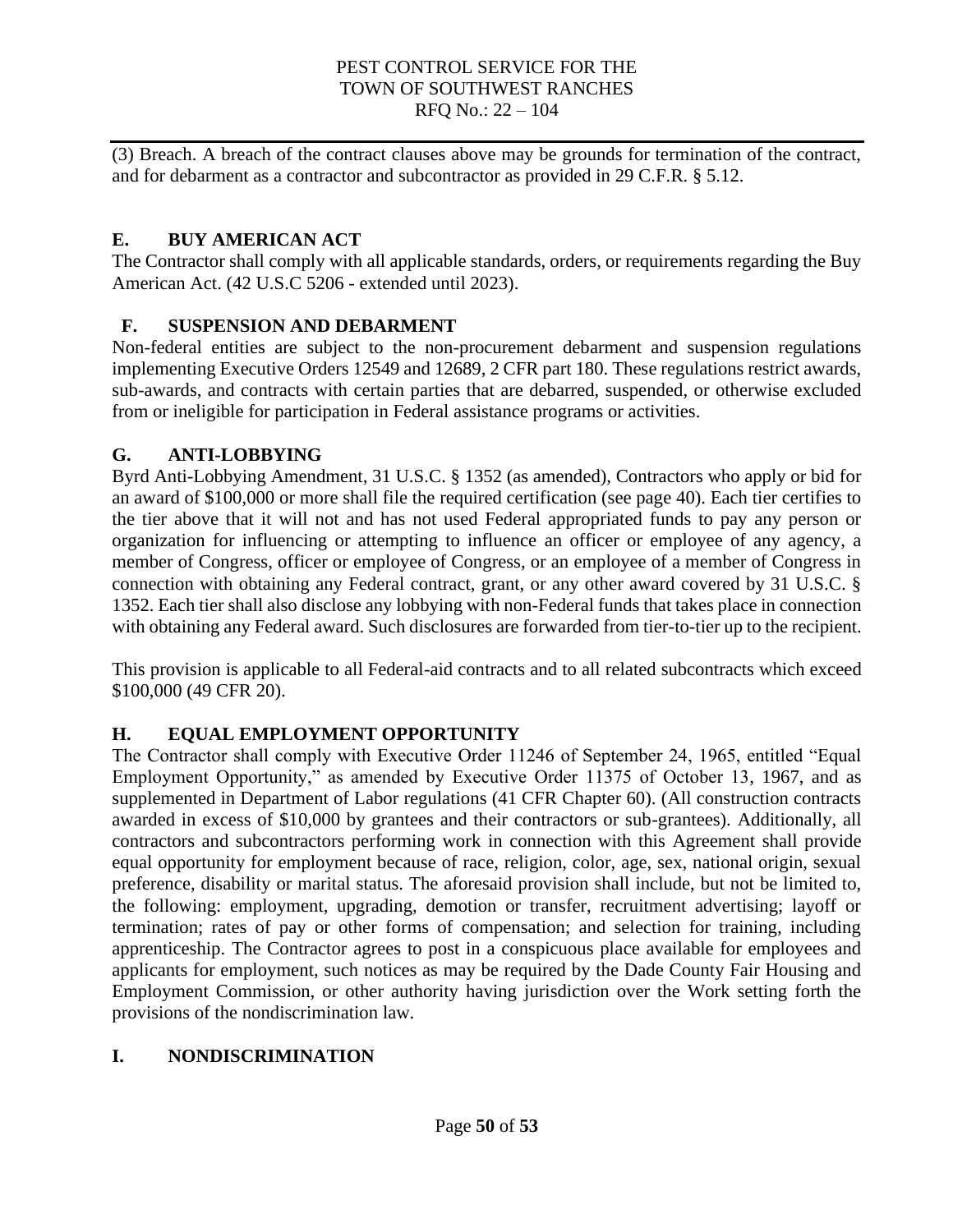(3) Breach. A breach of the contract clauses above may be grounds for termination of the contract, and for debarment as a contractor and subcontractor as provided in 29 C.F.R. § 5.12.

## E. BUY AMERICAN ACT

The Contractor shall comply with all applicable standards, orders, or requirements regarding the Buy American Act. (42 U.S.C 5206 - extended until 2023).

## F. SUSPENSION AND DEBARMENT

Non-federal entities are subject to the non-procurement debarment and suspension regulations implementing Executive Orders 12549 and 12689, 2 CFR part 180. These regulations restrict awards, sub-awards, and contracts with certain parties that are debarred, suspended, or otherwise excluded from or ineligible for participation in Federal assistance programs or activities.

## G. ANTI-LOBBYING

Byrd Anti-Lobbying Amendment, 31 U.S.C. § 1352 (as amended), Contractors who apply or bid for an award of $100,000 or more shall file the required certification (see page 40). Each tier certifies to the tier above that it will not and has not used Federal appropriated funds to pay any person or organization for influencing or attempting to influence an officer or employee of any agency, a member of Congress, officer or employee of Congress, or an employee of a member of Congress in connection with obtaining any Federal contract, grant, or any other award covered by 31 U.S.C. § 1352. Each tier shall also disclose any lobbying with non-Federal funds that takes place in connection with obtaining any Federal award. Such disclosures are forwarded from tier-to-tier up to the recipient.

This provision is applicable to all Federal-aid contracts and to all related subcontracts which exceed $100,000 (49 CFR 20).

## H. EQUAL EMPLOYMENT OPPORTUNITY

The Contractor shall comply with Executive Order 11246 of September 24, 1965, entitled "Equal Employment Opportunity," as amended by Executive Order 11375 of October 13, 1967, and as supplemented in Department of Labor regulations (41 CFR Chapter 60). (All construction contracts awarded in excess of $10,000 by grantees and their contractors or sub-grantees). Additionally, all contractors and subcontractors performing work in connection with this Agreement shall provide equal opportunity for employment because of race, religion, color, age, sex, national origin, sexual preference, disability or marital status. The aforesaid provision shall include, but not be limited to, the following: employment, upgrading, demotion or transfer, recruitment advertising; layoff or termination; rates of pay or other forms of compensation; and selection for training, including apprenticeship. The Contractor agrees to post in a conspicuous place available for employees and applicants for employment, such notices as may be required by the Dade County Fair Housing and Employment Commission, or other authority having jurisdiction over the Work setting forth the provisions of the nondiscrimination law.

## I. NONDISCRIMINATION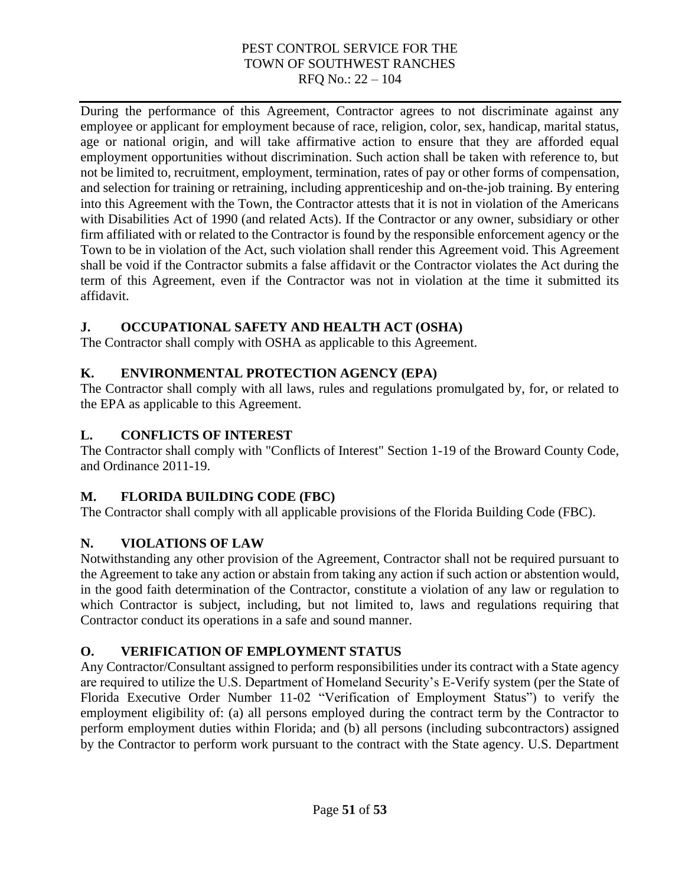During the performance of this Agreement, Contractor agrees to not discriminate against any employee or applicant for employment because of race, religion, color, sex, handicap, marital status, age or national origin, and will take affirmative action to ensure that they are afforded equal employment opportunities without discrimination. Such action shall be taken with reference to, but not be limited to, recruitment, employment, termination, rates of pay or other forms of compensation, and selection for training or retraining, including apprenticeship and on-the-job training. By entering into this Agreement with the Town, the Contractor attests that it is not in violation of the Americans with Disabilities Act of 1990 (and related Acts). If the Contractor or any owner, subsidiary or other firm affiliated with or related to the Contractor is found by the responsible enforcement agency or the Town to be in violation of the Act, such violation shall render this Agreement void. This Agreement shall be void if the Contractor submits a false affidavit or the Contractor violates the Act during the term of this Agreement, even if the Contractor was not in violation at the time it submitted its affidavit.

### J. OCCUPATIONAL SAFETY AND HEALTH ACT (OSHA)

The Contractor shall comply with OSHA as applicable to this Agreement.

### K. ENVIRONMENTAL PROTECTION AGENCY (EPA)

The Contractor shall comply with all laws, rules and regulations promulgated by, for, or related to the EPA as applicable to this Agreement.

### L. CONFLICTS OF INTEREST

The Contractor shall comply with "Conflicts of Interest" Section 1-19 of the Broward County Code, and Ordinance 2011-19.

### M. FLORIDA BUILDING CODE (FBC)

The Contractor shall comply with all applicable provisions of the Florida Building Code (FBC).

### N. VIOLATIONS OF LAW

Notwithstanding any other provision of the Agreement, Contractor shall not be required pursuant to the Agreement to take any action or abstain from taking any action if such action or abstention would, in the good faith determination of the Contractor, constitute a violation of any law or regulation to which Contractor is subject, including, but not limited to, laws and regulations requiring that Contractor conduct its operations in a safe and sound manner.

### O. VERIFICATION OF EMPLOYMENT STATUS

Any Contractor/Consultant assigned to perform responsibilities under its contract with a State agency are required to utilize the U.S. Department of Homeland Security's E-Verify system (per the State of Florida Executive Order Number 11-02 "Verification of Employment Status") to verify the employment eligibility of: (a) all persons employed during the contract term by the Contractor to perform employment duties within Florida; and (b) all persons (including subcontractors) assigned by the Contractor to perform work pursuant to the contract with the State agency. U.S. Department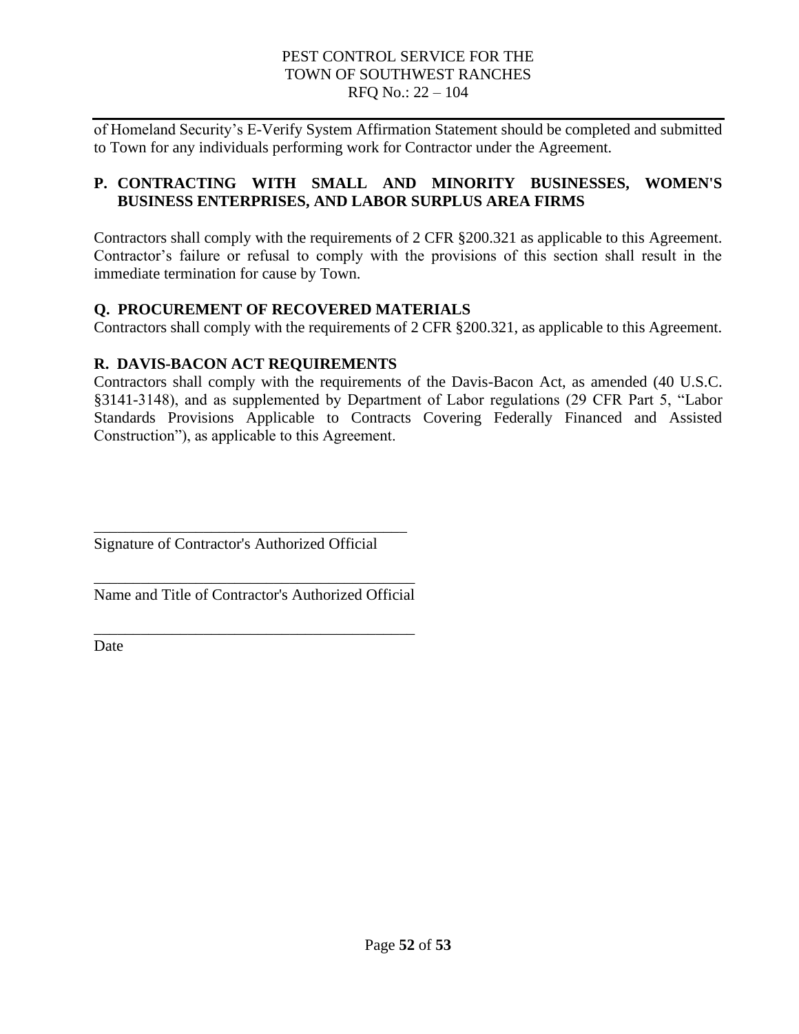of Homeland Security's E-Verify System Affirmation Statement should be completed and submitted to Town for any individuals performing work for Contractor under the Agreement.

**P. CONTRACTING WITH SMALL AND MINORITY BUSINESSES, WOMEN'S BUSINESS ENTERPRISES, AND LABOR SURPLUS AREA FIRMS**

Contractors shall comply with the requirements of 2 CFR §200.321 as applicable to this Agreement. Contractor's failure or refusal to comply with the provisions of this section shall result in the immediate termination for cause by Town.

**Q. PROCUREMENT OF RECOVERED MATERIALS**

Contractors shall comply with the requirements of 2 CFR §200.321, as applicable to this Agreement.

**R. DAVIS-BACON ACT REQUIREMENTS**

Contractors shall comply with the requirements of the Davis-Bacon Act, as amended (40 U.S.C. §3141-3148), and as supplemented by Department of Labor regulations (29 CFR Part 5, "Labor Standards Provisions Applicable to Contracts Covering Federally Financed and Assisted Construction"), as applicable to this Agreement.

\_\_\_\_\_\_\_\_\_\_\_\_\_\_\_\_\_\_\_\_\_\_\_\_\_\_\_\_\_\_\_\_\_\_\_\_\_\_\_\_

Signature of Contractor's Authorized Official

\_\_\_\_\_\_\_\_\_\_\_\_\_\_\_\_\_\_\_\_\_\_\_\_\_\_\_\_\_\_\_\_\_\_\_\_\_\_\_\_

Name and Title of Contractor's Authorized Official

\_\_\_\_\_\_\_\_\_\_\_\_\_\_\_\_\_\_\_\_\_\_\_\_\_\_\_\_\_\_\_\_\_\_\_\_\_\_\_\_

Date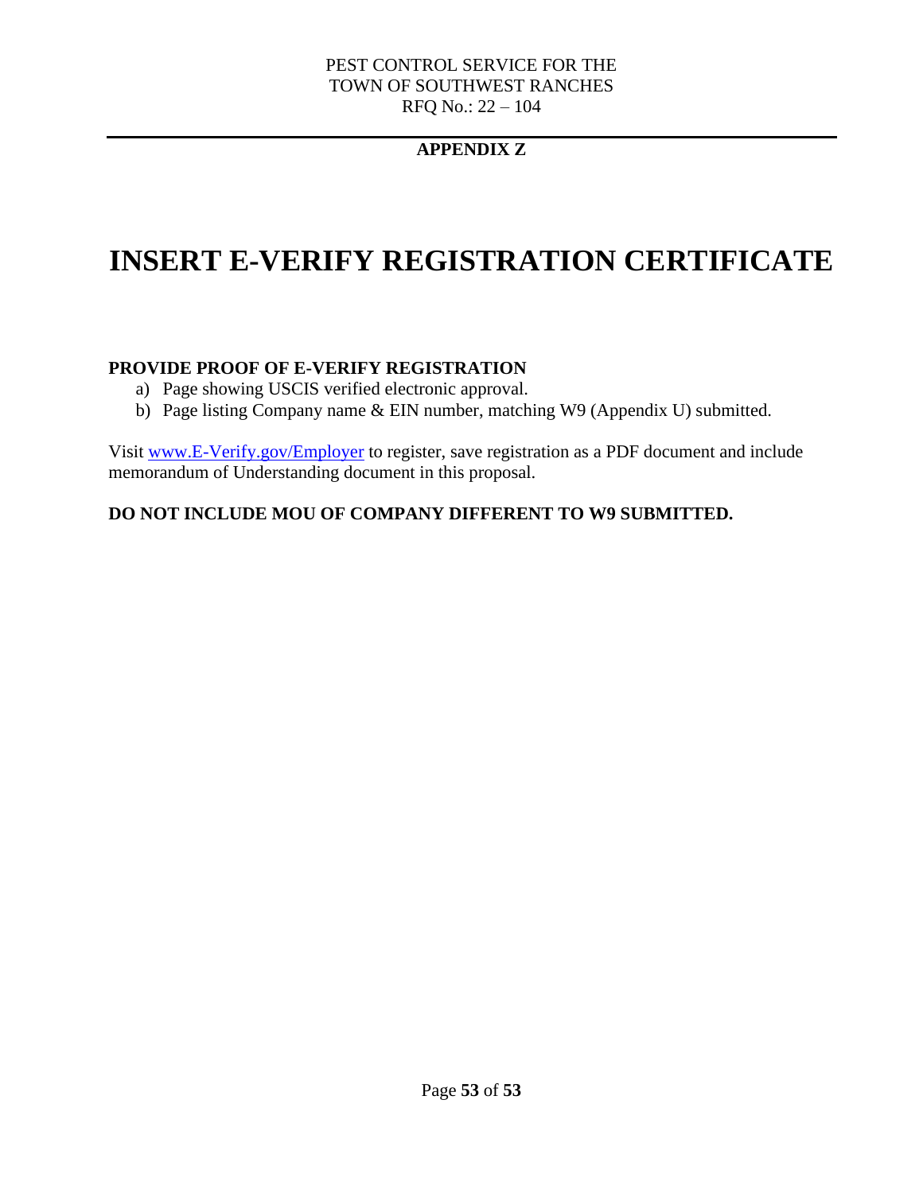## APPENDIX Z

# INSERT E-VERIFY REGISTRATION CERTIFICATE

**PROVIDE PROOF OF E-VERIFY REGISTRATION**

a) Page showing USCIS verified electronic approval.
b) Page listing Company name & EIN number, matching W9 (Appendix U) submitted.

Visit [www.E-Verify.gov/Employer](www.E-Verify.gov/Employer) to register, save registration as a PDF document and include memorandum of Understanding document in this proposal.

**DO NOT INCLUDE MOU OF COMPANY DIFFERENT TO W9 SUBMITTED.**